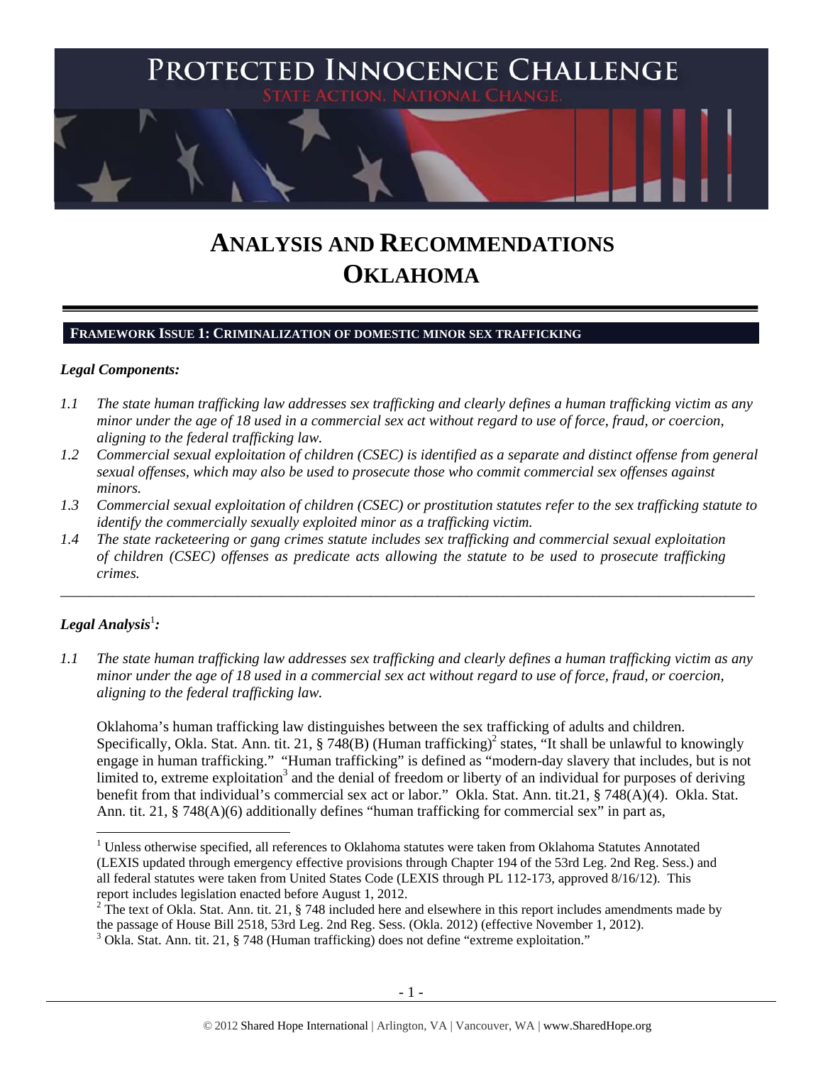# PROTECTED INNOCENCE CHALLENGE

STATE ACTION. NATIONAL CHANGE.

# ANALYSIS AND RECOMMENDATIONS OKLAHOMA

## FRAMEWORK ISSUE 1: CRIMINALIZATION OF DOMESTIC MINOR SEX TRAFFICKING

### *Legal Components:*

*1.1 The state human trafficking law addresses sex trafficking and clearly defines a human trafficking victim as any minor under the age of 18 used in a commercial sex act without regard to use of force, fraud, or coercion, aligning to the federal trafficking law.*

*1.2 Commercial sexual exploitation of children (CSEC) is identified as a separate and distinct offense from general sexual offenses, which may also be used to prosecute those who commit commercial sex offenses against minors.*

*1.3 Commercial sexual exploitation of children (CSEC) or prostitution statutes refer to the sex trafficking statute to identify the commercially sexually exploited minor as a trafficking victim.*

*1.4 The state racketeering or gang crimes statute includes sex trafficking and commercial sexual exploitation of children (CSEC) offenses as predicate acts allowing the statute to be used to prosecute trafficking crimes.*

---

### *Legal Analysis*[1]*:*

*1.1 The state human trafficking law addresses sex trafficking and clearly defines a human trafficking victim as any minor under the age of 18 used in a commercial sex act without regard to use of force, fraud, or coercion, aligning to the federal trafficking law.*

Oklahoma's human trafficking law distinguishes between the sex trafficking of adults and children. Specifically, Okla. Stat. Ann. tit. 21, § 748(B) (Human trafficking)[2] states, "It shall be unlawful to knowingly engage in human trafficking." "Human trafficking" is defined as "modern-day slavery that includes, but is not limited to, extreme exploitation[3] and the denial of freedom or liberty of an individual for purposes of deriving benefit from that individual's commercial sex act or labor." Okla. Stat. Ann. tit.21, § 748(A)(4). Okla. Stat. Ann. tit. 21, § 748(A)(6) additionally defines "human trafficking for commercial sex" in part as,

---

[1] Unless otherwise specified, all references to Oklahoma statutes were taken from Oklahoma Statutes Annotated (LEXIS updated through emergency effective provisions through Chapter 194 of the 53rd Leg. 2nd Reg. Sess.) and all federal statutes were taken from United States Code (LEXIS through PL 112-173, approved 8/16/12). This report includes legislation enacted before August 1, 2012.

[2] The text of Okla. Stat. Ann. tit. 21, § 748 included here and elsewhere in this report includes amendments made by the passage of House Bill 2518, 53rd Leg. 2nd Reg. Sess. (Okla. 2012) (effective November 1, 2012).

[3] Okla. Stat. Ann. tit. 21, § 748 (Human trafficking) does not define "extreme exploitation."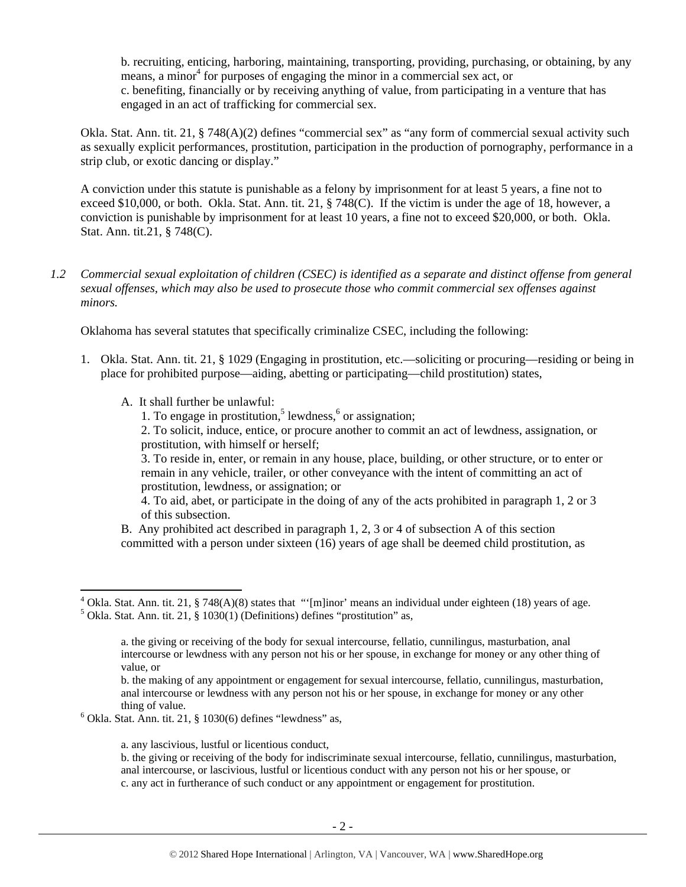b. recruiting, enticing, harboring, maintaining, transporting, providing, purchasing, or obtaining, by any means, a minor[4] for purposes of engaging the minor in a commercial sex act, or
c. benefiting, financially or by receiving anything of value, from participating in a venture that has engaged in an act of trafficking for commercial sex.

Okla. Stat. Ann. tit. 21, § 748(A)(2) defines "commercial sex" as "any form of commercial sexual activity such as sexually explicit performances, prostitution, participation in the production of pornography, performance in a strip club, or exotic dancing or display."

A conviction under this statute is punishable as a felony by imprisonment for at least 5 years, a fine not to exceed $10,000, or both. Okla. Stat. Ann. tit. 21, § 748(C). If the victim is under the age of 18, however, a conviction is punishable by imprisonment for at least 10 years, a fine not to exceed $20,000, or both. Okla. Stat. Ann. tit.21, § 748(C).

*1.2 Commercial sexual exploitation of children (CSEC) is identified as a separate and distinct offense from general sexual offenses, which may also be used to prosecute those who commit commercial sex offenses against minors.*

Oklahoma has several statutes that specifically criminalize CSEC, including the following:

1. Okla. Stat. Ann. tit. 21, § 1029 (Engaging in prostitution, etc.—soliciting or procuring—residing or being in place for prohibited purpose—aiding, abetting or participating—child prostitution) states,

   A. It shall further be unlawful:
      1. To engage in prostitution,[5] lewdness,[6] or assignation;
      2. To solicit, induce, entice, or procure another to commit an act of lewdness, assignation, or prostitution, with himself or herself;
      3. To reside in, enter, or remain in any house, place, building, or other structure, or to enter or remain in any vehicle, trailer, or other conveyance with the intent of committing an act of prostitution, lewdness, or assignation; or
      4. To aid, abet, or participate in the doing of any of the acts prohibited in paragraph 1, 2 or 3 of this subsection.

   B. Any prohibited act described in paragraph 1, 2, 3 or 4 of subsection A of this section committed with a person under sixteen (16) years of age shall be deemed child prostitution, as

---

[4] Okla. Stat. Ann. tit. 21, § 748(A)(8) states that "'[m]inor' means an individual under eighteen (18) years of age.

[5] Okla. Stat. Ann. tit. 21, § 1030(1) (Definitions) defines "prostitution" as,

> a. the giving or receiving of the body for sexual intercourse, fellatio, cunnilingus, masturbation, anal intercourse or lewdness with any person not his or her spouse, in exchange for money or any other thing of value, or
> b. the making of any appointment or engagement for sexual intercourse, fellatio, cunnilingus, masturbation, anal intercourse or lewdness with any person not his or her spouse, in exchange for money or any other thing of value.

[6] Okla. Stat. Ann. tit. 21, § 1030(6) defines "lewdness" as,

> a. any lascivious, lustful or licentious conduct,
> b. the giving or receiving of the body for indiscriminate sexual intercourse, fellatio, cunnilingus, masturbation, anal intercourse, or lascivious, lustful or licentious conduct with any person not his or her spouse, or
> c. any act in furtherance of such conduct or any appointment or engagement for prostitution.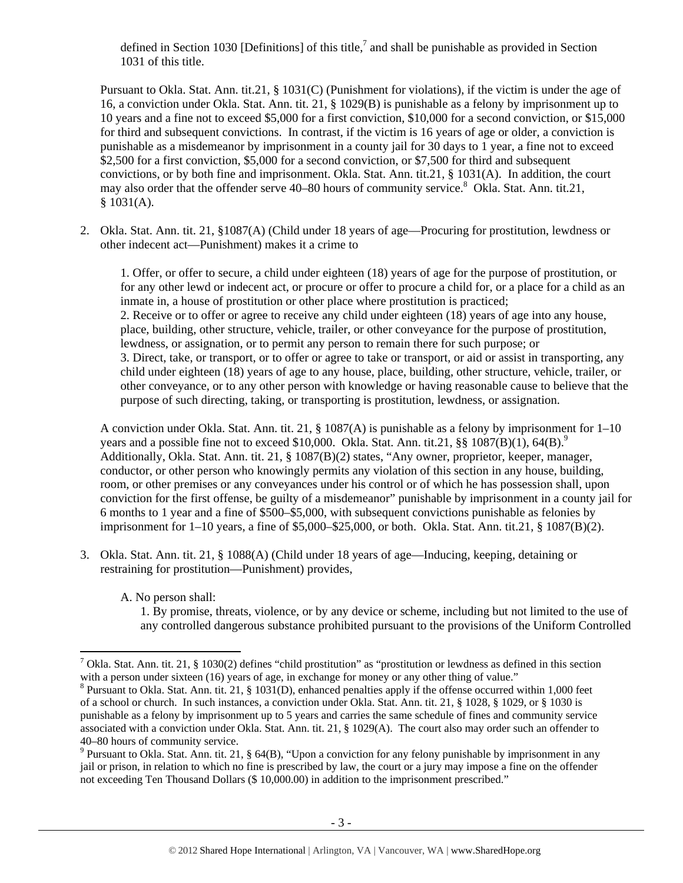defined in Section 1030 [Definitions] of this title,[7] and shall be punishable as provided in Section 1031 of this title.

Pursuant to Okla. Stat. Ann. tit.21, § 1031(C) (Punishment for violations), if the victim is under the age of 16, a conviction under Okla. Stat. Ann. tit. 21, § 1029(B) is punishable as a felony by imprisonment up to 10 years and a fine not to exceed $5,000 for a first conviction, $10,000 for a second conviction, or $15,000 for third and subsequent convictions. In contrast, if the victim is 16 years of age or older, a conviction is punishable as a misdemeanor by imprisonment in a county jail for 30 days to 1 year, a fine not to exceed $2,500 for a first conviction, $5,000 for a second conviction, or $7,500 for third and subsequent convictions, or by both fine and imprisonment. Okla. Stat. Ann. tit.21, § 1031(A). In addition, the court may also order that the offender serve 40–80 hours of community service.[8] Okla. Stat. Ann. tit.21, § 1031(A).

2. Okla. Stat. Ann. tit. 21, §1087(A) (Child under 18 years of age—Procuring for prostitution, lewdness or other indecent act—Punishment) makes it a crime to

   1. Offer, or offer to secure, a child under eighteen (18) years of age for the purpose of prostitution, or for any other lewd or indecent act, or procure or offer to procure a child for, or a place for a child as an inmate in, a house of prostitution or other place where prostitution is practiced;
   2. Receive or to offer or agree to receive any child under eighteen (18) years of age into any house, place, building, other structure, vehicle, trailer, or other conveyance for the purpose of prostitution, lewdness, or assignation, or to permit any person to remain there for such purpose; or
   3. Direct, take, or transport, or to offer or agree to take or transport, or aid or assist in transporting, any child under eighteen (18) years of age to any house, place, building, other structure, vehicle, trailer, or other conveyance, or to any other person with knowledge or having reasonable cause to believe that the purpose of such directing, taking, or transporting is prostitution, lewdness, or assignation.

   A conviction under Okla. Stat. Ann. tit. 21, § 1087(A) is punishable as a felony by imprisonment for 1–10 years and a possible fine not to exceed $10,000. Okla. Stat. Ann. tit.21, §§ 1087(B)(1), 64(B).[9] Additionally, Okla. Stat. Ann. tit. 21, § 1087(B)(2) states, "Any owner, proprietor, keeper, manager, conductor, or other person who knowingly permits any violation of this section in any house, building, room, or other premises or any conveyances under his control or of which he has possession shall, upon conviction for the first offense, be guilty of a misdemeanor" punishable by imprisonment in a county jail for 6 months to 1 year and a fine of $500–$5,000, with subsequent convictions punishable as felonies by imprisonment for 1–10 years, a fine of $5,000–$25,000, or both. Okla. Stat. Ann. tit.21, § 1087(B)(2).

3. Okla. Stat. Ann. tit. 21, § 1088(A) (Child under 18 years of age—Inducing, keeping, detaining or restraining for prostitution—Punishment) provides,

   A. No person shall:
      1. By promise, threats, violence, or by any device or scheme, including but not limited to the use of any controlled dangerous substance prohibited pursuant to the provisions of the Uniform Controlled

---

[7] Okla. Stat. Ann. tit. 21, § 1030(2) defines "child prostitution" as "prostitution or lewdness as defined in this section with a person under sixteen (16) years of age, in exchange for money or any other thing of value."

[8] Pursuant to Okla. Stat. Ann. tit. 21, § 1031(D), enhanced penalties apply if the offense occurred within 1,000 feet of a school or church. In such instances, a conviction under Okla. Stat. Ann. tit. 21, § 1028, § 1029, or § 1030 is punishable as a felony by imprisonment up to 5 years and carries the same schedule of fines and community service associated with a conviction under Okla. Stat. Ann. tit. 21, § 1029(A). The court also may order such an offender to 40–80 hours of community service.

[9] Pursuant to Okla. Stat. Ann. tit. 21, § 64(B), "Upon a conviction for any felony punishable by imprisonment in any jail or prison, in relation to which no fine is prescribed by law, the court or a jury may impose a fine on the offender not exceeding Ten Thousand Dollars ($ 10,000.00) in addition to the imprisonment prescribed."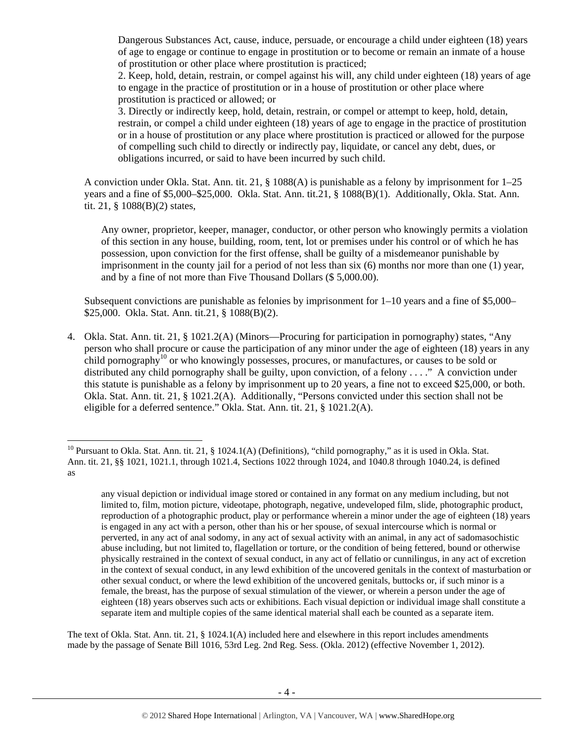Dangerous Substances Act, cause, induce, persuade, or encourage a child under eighteen (18) years of age to engage or continue to engage in prostitution or to become or remain an inmate of a house of prostitution or other place where prostitution is practiced;

2. Keep, hold, detain, restrain, or compel against his will, any child under eighteen (18) years of age to engage in the practice of prostitution or in a house of prostitution or other place where prostitution is practiced or allowed; or

3. Directly or indirectly keep, hold, detain, restrain, or compel or attempt to keep, hold, detain, restrain, or compel a child under eighteen (18) years of age to engage in the practice of prostitution or in a house of prostitution or any place where prostitution is practiced or allowed for the purpose of compelling such child to directly or indirectly pay, liquidate, or cancel any debt, dues, or obligations incurred, or said to have been incurred by such child.

A conviction under Okla. Stat. Ann. tit. 21, § 1088(A) is punishable as a felony by imprisonment for 1–25 years and a fine of $5,000–$25,000. Okla. Stat. Ann. tit.21, § 1088(B)(1). Additionally, Okla. Stat. Ann. tit. 21, § 1088(B)(2) states,

> Any owner, proprietor, keeper, manager, conductor, or other person who knowingly permits a violation of this section in any house, building, room, tent, lot or premises under his control or of which he has possession, upon conviction for the first offense, shall be guilty of a misdemeanor punishable by imprisonment in the county jail for a period of not less than six (6) months nor more than one (1) year, and by a fine of not more than Five Thousand Dollars ($ 5,000.00).

Subsequent convictions are punishable as felonies by imprisonment for 1–10 years and a fine of $5,000–$25,000. Okla. Stat. Ann. tit.21, § 1088(B)(2).

4. Okla. Stat. Ann. tit. 21, § 1021.2(A) (Minors—Procuring for participation in pornography) states, "Any person who shall procure or cause the participation of any minor under the age of eighteen (18) years in any child pornography[10] or who knowingly possesses, procures, or manufactures, or causes to be sold or distributed any child pornography shall be guilty, upon conviction, of a felony . . . ." A conviction under this statute is punishable as a felony by imprisonment up to 20 years, a fine not to exceed $25,000, or both. Okla. Stat. Ann. tit. 21, § 1021.2(A). Additionally, "Persons convicted under this section shall not be eligible for a deferred sentence." Okla. Stat. Ann. tit. 21, § 1021.2(A).

---

[10] Pursuant to Okla. Stat. Ann. tit. 21, § 1024.1(A) (Definitions), "child pornography," as it is used in Okla. Stat. Ann. tit. 21, §§ 1021, 1021.1, through 1021.4, Sections 1022 through 1024, and 1040.8 through 1040.24, is defined as

> any visual depiction or individual image stored or contained in any format on any medium including, but not limited to, film, motion picture, videotape, photograph, negative, undeveloped film, slide, photographic product, reproduction of a photographic product, play or performance wherein a minor under the age of eighteen (18) years is engaged in any act with a person, other than his or her spouse, of sexual intercourse which is normal or perverted, in any act of anal sodomy, in any act of sexual activity with an animal, in any act of sadomasochistic abuse including, but not limited to, flagellation or torture, or the condition of being fettered, bound or otherwise physically restrained in the context of sexual conduct, in any act of fellatio or cunnilingus, in any act of excretion in the context of sexual conduct, in any lewd exhibition of the uncovered genitals in the context of masturbation or other sexual conduct, or where the lewd exhibition of the uncovered genitals, buttocks or, if such minor is a female, the breast, has the purpose of sexual stimulation of the viewer, or wherein a person under the age of eighteen (18) years observes such acts or exhibitions. Each visual depiction or individual image shall constitute a separate item and multiple copies of the same identical material shall each be counted as a separate item.

The text of Okla. Stat. Ann. tit. 21, § 1024.1(A) included here and elsewhere in this report includes amendments made by the passage of Senate Bill 1016, 53rd Leg. 2nd Reg. Sess. (Okla. 2012) (effective November 1, 2012).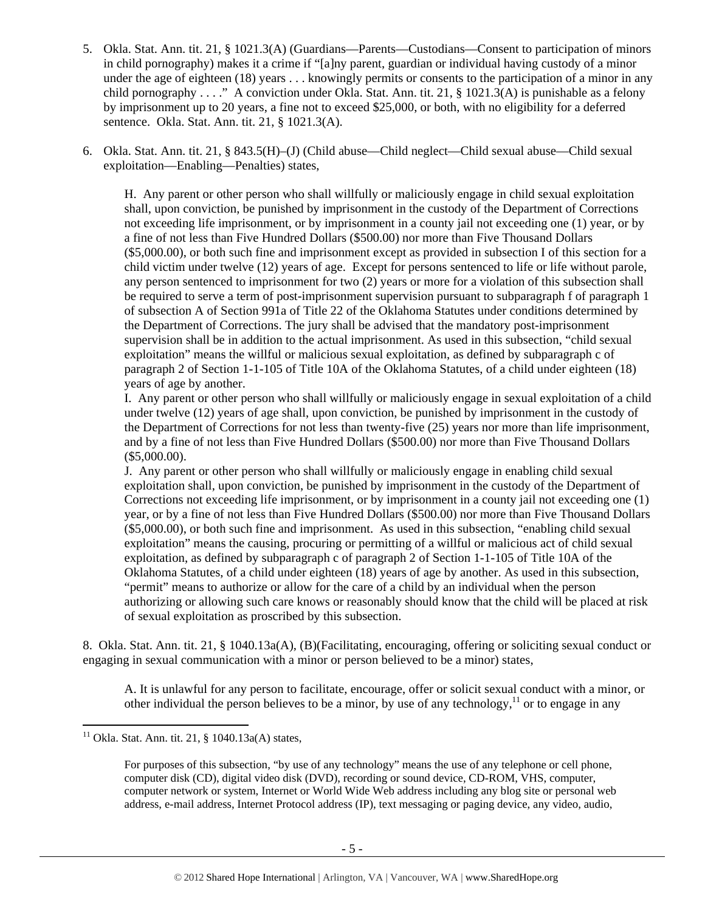5. Okla. Stat. Ann. tit. 21, § 1021.3(A) (Guardians—Parents—Custodians—Consent to participation of minors in child pornography) makes it a crime if "[a]ny parent, guardian or individual having custody of a minor under the age of eighteen (18) years . . . knowingly permits or consents to the participation of a minor in any child pornography . . . ." A conviction under Okla. Stat. Ann. tit. 21, § 1021.3(A) is punishable as a felony by imprisonment up to 20 years, a fine not to exceed $25,000, or both, with no eligibility for a deferred sentence. Okla. Stat. Ann. tit. 21, § 1021.3(A).

6. Okla. Stat. Ann. tit. 21, § 843.5(H)–(J) (Child abuse—Child neglect—Child sexual abuse—Child sexual exploitation—Enabling—Penalties) states,

> H. Any parent or other person who shall willfully or maliciously engage in child sexual exploitation shall, upon conviction, be punished by imprisonment in the custody of the Department of Corrections not exceeding life imprisonment, or by imprisonment in a county jail not exceeding one (1) year, or by a fine of not less than Five Hundred Dollars ($500.00) nor more than Five Thousand Dollars ($5,000.00), or both such fine and imprisonment except as provided in subsection I of this section for a child victim under twelve (12) years of age. Except for persons sentenced to life or life without parole, any person sentenced to imprisonment for two (2) years or more for a violation of this subsection shall be required to serve a term of post-imprisonment supervision pursuant to subparagraph f of paragraph 1 of subsection A of Section 991a of Title 22 of the Oklahoma Statutes under conditions determined by the Department of Corrections. The jury shall be advised that the mandatory post-imprisonment supervision shall be in addition to the actual imprisonment. As used in this subsection, "child sexual exploitation" means the willful or malicious sexual exploitation, as defined by subparagraph c of paragraph 2 of Section 1-1-105 of Title 10A of the Oklahoma Statutes, of a child under eighteen (18) years of age by another.
>
> I. Any parent or other person who shall willfully or maliciously engage in sexual exploitation of a child under twelve (12) years of age shall, upon conviction, be punished by imprisonment in the custody of the Department of Corrections for not less than twenty-five (25) years nor more than life imprisonment, and by a fine of not less than Five Hundred Dollars ($500.00) nor more than Five Thousand Dollars ($5,000.00).
>
> J. Any parent or other person who shall willfully or maliciously engage in enabling child sexual exploitation shall, upon conviction, be punished by imprisonment in the custody of the Department of Corrections not exceeding life imprisonment, or by imprisonment in a county jail not exceeding one (1) year, or by a fine of not less than Five Hundred Dollars ($500.00) nor more than Five Thousand Dollars ($5,000.00), or both such fine and imprisonment. As used in this subsection, "enabling child sexual exploitation" means the causing, procuring or permitting of a willful or malicious act of child sexual exploitation, as defined by subparagraph c of paragraph 2 of Section 1-1-105 of Title 10A of the Oklahoma Statutes, of a child under eighteen (18) years of age by another. As used in this subsection, "permit" means to authorize or allow for the care of a child by an individual when the person authorizing or allowing such care knows or reasonably should know that the child will be placed at risk of sexual exploitation as proscribed by this subsection.

8. Okla. Stat. Ann. tit. 21, § 1040.13a(A), (B)(Facilitating, encouraging, offering or soliciting sexual conduct or engaging in sexual communication with a minor or person believed to be a minor) states,

> A. It is unlawful for any person to facilitate, encourage, offer or solicit sexual conduct with a minor, or other individual the person believes to be a minor, by use of any technology,[11] or to engage in any

---

[11] Okla. Stat. Ann. tit. 21, § 1040.13a(A) states,

> For purposes of this subsection, "by use of any technology" means the use of any telephone or cell phone, computer disk (CD), digital video disk (DVD), recording or sound device, CD-ROM, VHS, computer, computer network or system, Internet or World Wide Web address including any blog site or personal web address, e-mail address, Internet Protocol address (IP), text messaging or paging device, any video, audio,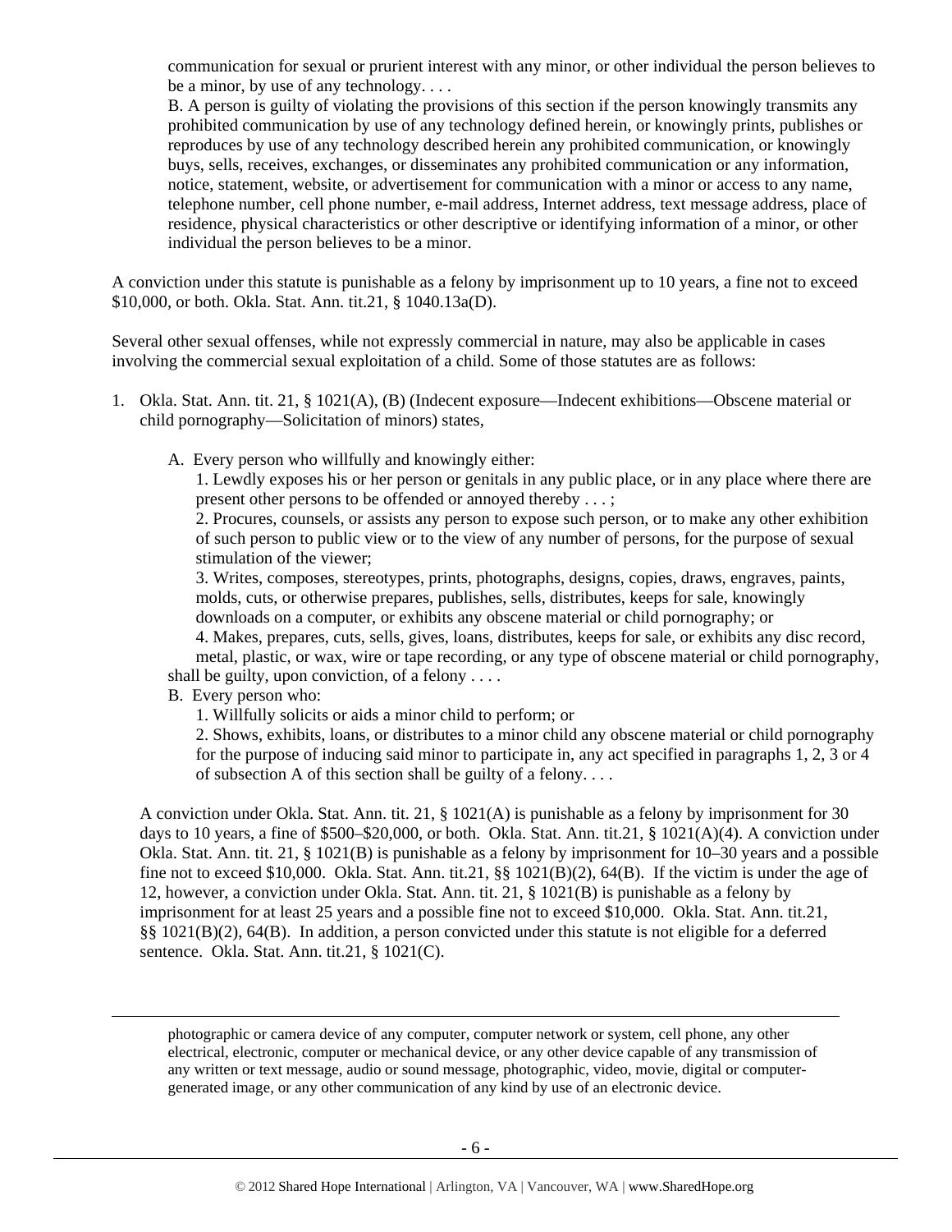communication for sexual or prurient interest with any minor, or other individual the person believes to be a minor, by use of any technology. . . .

B. A person is guilty of violating the provisions of this section if the person knowingly transmits any prohibited communication by use of any technology defined herein, or knowingly prints, publishes or reproduces by use of any technology described herein any prohibited communication, or knowingly buys, sells, receives, exchanges, or disseminates any prohibited communication or any information, notice, statement, website, or advertisement for communication with a minor or access to any name, telephone number, cell phone number, e-mail address, Internet address, text message address, place of residence, physical characteristics or other descriptive or identifying information of a minor, or other individual the person believes to be a minor.

A conviction under this statute is punishable as a felony by imprisonment up to 10 years, a fine not to exceed $10,000, or both. Okla. Stat. Ann. tit.21, § 1040.13a(D).

Several other sexual offenses, while not expressly commercial in nature, may also be applicable in cases involving the commercial sexual exploitation of a child. Some of those statutes are as follows:

1. Okla. Stat. Ann. tit. 21, § 1021(A), (B) (Indecent exposure—Indecent exhibitions—Obscene material or child pornography—Solicitation of minors) states,

   A. Every person who willfully and knowingly either:

   1. Lewdly exposes his or her person or genitals in any public place, or in any place where there are present other persons to be offended or annoyed thereby . . . ;

   2. Procures, counsels, or assists any person to expose such person, or to make any other exhibition of such person to public view or to the view of any number of persons, for the purpose of sexual stimulation of the viewer;

   3. Writes, composes, stereotypes, prints, photographs, designs, copies, draws, engraves, paints, molds, cuts, or otherwise prepares, publishes, sells, distributes, keeps for sale, knowingly downloads on a computer, or exhibits any obscene material or child pornography; or

   4. Makes, prepares, cuts, sells, gives, loans, distributes, keeps for sale, or exhibits any disc record, metal, plastic, or wax, wire or tape recording, or any type of obscene material or child pornography,

   shall be guilty, upon conviction, of a felony . . . .

   B. Every person who:

   1. Willfully solicits or aids a minor child to perform; or

   2. Shows, exhibits, loans, or distributes to a minor child any obscene material or child pornography for the purpose of inducing said minor to participate in, any act specified in paragraphs 1, 2, 3 or 4 of subsection A of this section shall be guilty of a felony. . . .

   A conviction under Okla. Stat. Ann. tit. 21, § 1021(A) is punishable as a felony by imprisonment for 30 days to 10 years, a fine of $500–$20,000, or both. Okla. Stat. Ann. tit.21, § 1021(A)(4). A conviction under Okla. Stat. Ann. tit. 21, § 1021(B) is punishable as a felony by imprisonment for 10–30 years and a possible fine not to exceed $10,000. Okla. Stat. Ann. tit.21, §§ 1021(B)(2), 64(B). If the victim is under the age of 12, however, a conviction under Okla. Stat. Ann. tit. 21, § 1021(B) is punishable as a felony by imprisonment for at least 25 years and a possible fine not to exceed $10,000. Okla. Stat. Ann. tit.21, §§ 1021(B)(2), 64(B). In addition, a person convicted under this statute is not eligible for a deferred sentence. Okla. Stat. Ann. tit.21, § 1021(C).

---

photographic or camera device of any computer, computer network or system, cell phone, any other electrical, electronic, computer or mechanical device, or any other device capable of any transmission of any written or text message, audio or sound message, photographic, video, movie, digital or computer-generated image, or any other communication of any kind by use of an electronic device.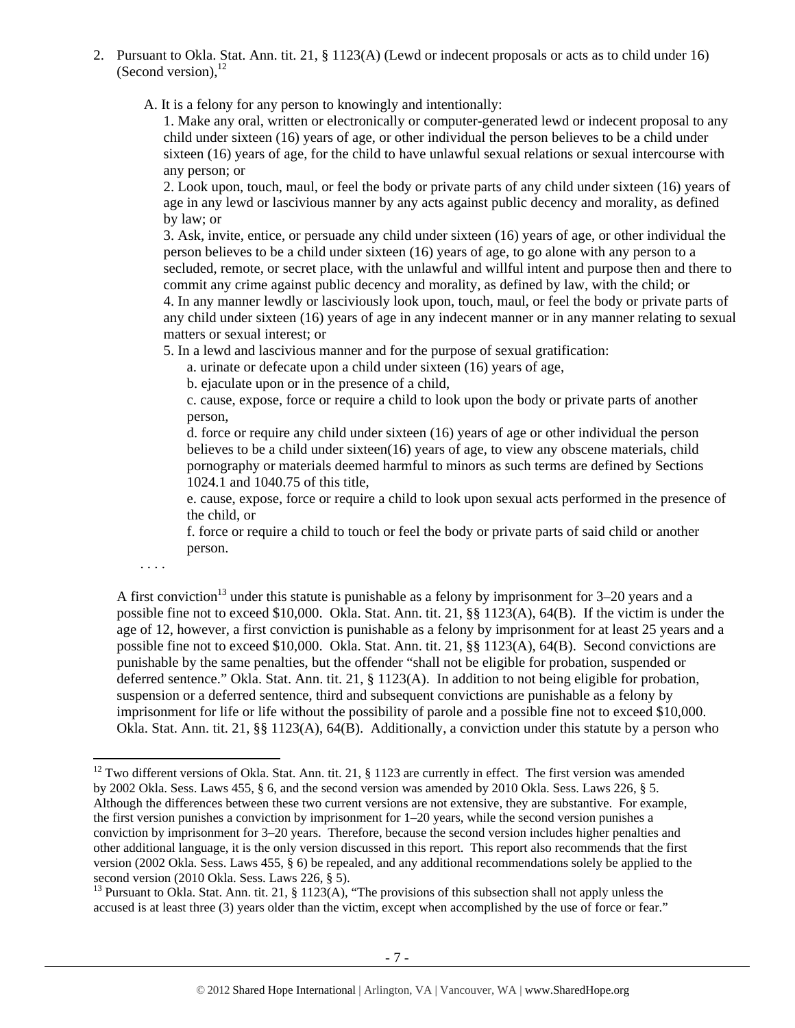2. Pursuant to Okla. Stat. Ann. tit. 21, § 1123(A) (Lewd or indecent proposals or acts as to child under 16) (Second version),[12]

   A. It is a felony for any person to knowingly and intentionally:

   1. Make any oral, written or electronically or computer-generated lewd or indecent proposal to any child under sixteen (16) years of age, or other individual the person believes to be a child under sixteen (16) years of age, for the child to have unlawful sexual relations or sexual intercourse with any person; or

   2. Look upon, touch, maul, or feel the body or private parts of any child under sixteen (16) years of age in any lewd or lascivious manner by any acts against public decency and morality, as defined by law; or

   3. Ask, invite, entice, or persuade any child under sixteen (16) years of age, or other individual the person believes to be a child under sixteen (16) years of age, to go alone with any person to a secluded, remote, or secret place, with the unlawful and willful intent and purpose then and there to commit any crime against public decency and morality, as defined by law, with the child; or

   4. In any manner lewdly or lasciviously look upon, touch, maul, or feel the body or private parts of any child under sixteen (16) years of age in any indecent manner or in any manner relating to sexual matters or sexual interest; or

   5. In a lewd and lascivious manner and for the purpose of sexual gratification:

      a. urinate or defecate upon a child under sixteen (16) years of age,

      b. ejaculate upon or in the presence of a child,

      c. cause, expose, force or require a child to look upon the body or private parts of another person,

      d. force or require any child under sixteen (16) years of age or other individual the person believes to be a child under sixteen(16) years of age, to view any obscene materials, child pornography or materials deemed harmful to minors as such terms are defined by Sections 1024.1 and 1040.75 of this title,

      e. cause, expose, force or require a child to look upon sexual acts performed in the presence of the child, or

      f. force or require a child to touch or feel the body or private parts of said child or another person.

   . . . .

A first conviction[13] under this statute is punishable as a felony by imprisonment for 3–20 years and a possible fine not to exceed $10,000. Okla. Stat. Ann. tit. 21, §§ 1123(A), 64(B). If the victim is under the age of 12, however, a first conviction is punishable as a felony by imprisonment for at least 25 years and a possible fine not to exceed $10,000. Okla. Stat. Ann. tit. 21, §§ 1123(A), 64(B). Second convictions are punishable by the same penalties, but the offender "shall not be eligible for probation, suspended or deferred sentence." Okla. Stat. Ann. tit. 21, § 1123(A). In addition to not being eligible for probation, suspension or a deferred sentence, third and subsequent convictions are punishable as a felony by imprisonment for life or life without the possibility of parole and a possible fine not to exceed $10,000. Okla. Stat. Ann. tit. 21, §§ 1123(A), 64(B). Additionally, a conviction under this statute by a person who

---

[12] Two different versions of Okla. Stat. Ann. tit. 21, § 1123 are currently in effect. The first version was amended by 2002 Okla. Sess. Laws 455, § 6, and the second version was amended by 2010 Okla. Sess. Laws 226, § 5. Although the differences between these two current versions are not extensive, they are substantive. For example, the first version punishes a conviction by imprisonment for 1–20 years, while the second version punishes a conviction by imprisonment for 3–20 years. Therefore, because the second version includes higher penalties and other additional language, it is the only version discussed in this report. This report also recommends that the first version (2002 Okla. Sess. Laws 455, § 6) be repealed, and any additional recommendations solely be applied to the second version (2010 Okla. Sess. Laws 226, § 5).

[13] Pursuant to Okla. Stat. Ann. tit. 21, § 1123(A), "The provisions of this subsection shall not apply unless the accused is at least three (3) years older than the victim, except when accomplished by the use of force or fear."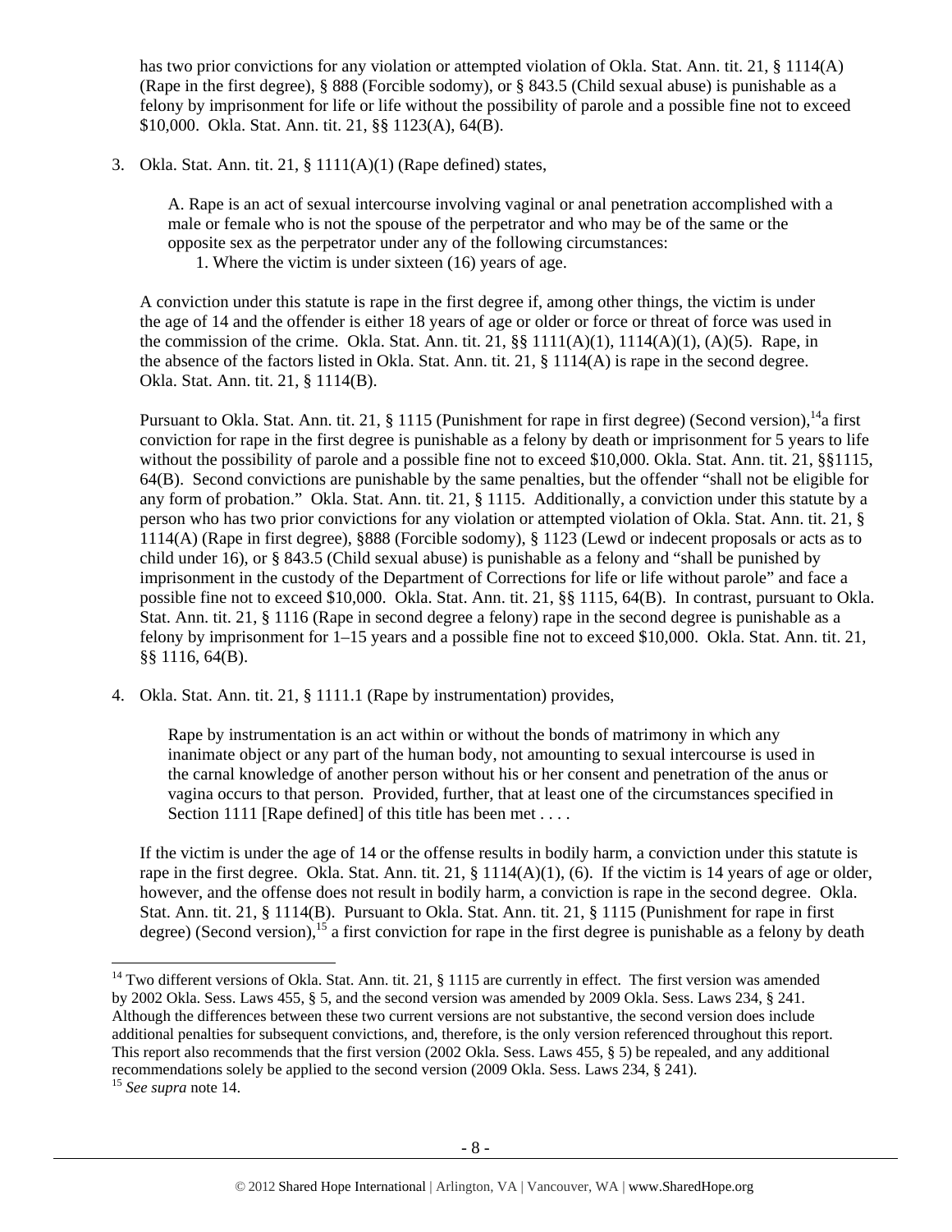has two prior convictions for any violation or attempted violation of Okla. Stat. Ann. tit. 21, § 1114(A) (Rape in the first degree), § 888 (Forcible sodomy), or § 843.5 (Child sexual abuse) is punishable as a felony by imprisonment for life or life without the possibility of parole and a possible fine not to exceed $10,000. Okla. Stat. Ann. tit. 21, §§ 1123(A), 64(B).

3. Okla. Stat. Ann. tit. 21, § 1111(A)(1) (Rape defined) states,

   > A. Rape is an act of sexual intercourse involving vaginal or anal penetration accomplished with a male or female who is not the spouse of the perpetrator and who may be of the same or the opposite sex as the perpetrator under any of the following circumstances:
   > 1. Where the victim is under sixteen (16) years of age.

   A conviction under this statute is rape in the first degree if, among other things, the victim is under the age of 14 and the offender is either 18 years of age or older or force or threat of force was used in the commission of the crime. Okla. Stat. Ann. tit. 21, §§ 1111(A)(1), 1114(A)(1), (A)(5). Rape, in the absence of the factors listed in Okla. Stat. Ann. tit. 21, § 1114(A) is rape in the second degree. Okla. Stat. Ann. tit. 21, § 1114(B).

   Pursuant to Okla. Stat. Ann. tit. 21, § 1115 (Punishment for rape in first degree) (Second version),[14] a first conviction for rape in the first degree is punishable as a felony by death or imprisonment for 5 years to life without the possibility of parole and a possible fine not to exceed $10,000. Okla. Stat. Ann. tit. 21, §§1115, 64(B). Second convictions are punishable by the same penalties, but the offender "shall not be eligible for any form of probation." Okla. Stat. Ann. tit. 21, § 1115. Additionally, a conviction under this statute by a person who has two prior convictions for any violation or attempted violation of Okla. Stat. Ann. tit. 21, § 1114(A) (Rape in first degree), §888 (Forcible sodomy), § 1123 (Lewd or indecent proposals or acts as to child under 16), or § 843.5 (Child sexual abuse) is punishable as a felony and "shall be punished by imprisonment in the custody of the Department of Corrections for life or life without parole" and face a possible fine not to exceed $10,000. Okla. Stat. Ann. tit. 21, §§ 1115, 64(B). In contrast, pursuant to Okla. Stat. Ann. tit. 21, § 1116 (Rape in second degree a felony) rape in the second degree is punishable as a felony by imprisonment for 1–15 years and a possible fine not to exceed $10,000. Okla. Stat. Ann. tit. 21, §§ 1116, 64(B).

4. Okla. Stat. Ann. tit. 21, § 1111.1 (Rape by instrumentation) provides,

   > Rape by instrumentation is an act within or without the bonds of matrimony in which any inanimate object or any part of the human body, not amounting to sexual intercourse is used in the carnal knowledge of another person without his or her consent and penetration of the anus or vagina occurs to that person. Provided, further, that at least one of the circumstances specified in Section 1111 [Rape defined] of this title has been met . . . .

   If the victim is under the age of 14 or the offense results in bodily harm, a conviction under this statute is rape in the first degree. Okla. Stat. Ann. tit. 21, § 1114(A)(1), (6). If the victim is 14 years of age or older, however, and the offense does not result in bodily harm, a conviction is rape in the second degree. Okla. Stat. Ann. tit. 21, § 1114(B). Pursuant to Okla. Stat. Ann. tit. 21, § 1115 (Punishment for rape in first degree) (Second version),[15] a first conviction for rape in the first degree is punishable as a felony by death

---

[14] Two different versions of Okla. Stat. Ann. tit. 21, § 1115 are currently in effect. The first version was amended by 2002 Okla. Sess. Laws 455, § 5, and the second version was amended by 2009 Okla. Sess. Laws 234, § 241. Although the differences between these two current versions are not substantive, the second version does include additional penalties for subsequent convictions, and, therefore, is the only version referenced throughout this report. This report also recommends that the first version (2002 Okla. Sess. Laws 455, § 5) be repealed, and any additional recommendations solely be applied to the second version (2009 Okla. Sess. Laws 234, § 241).

[15] *See supra* note 14.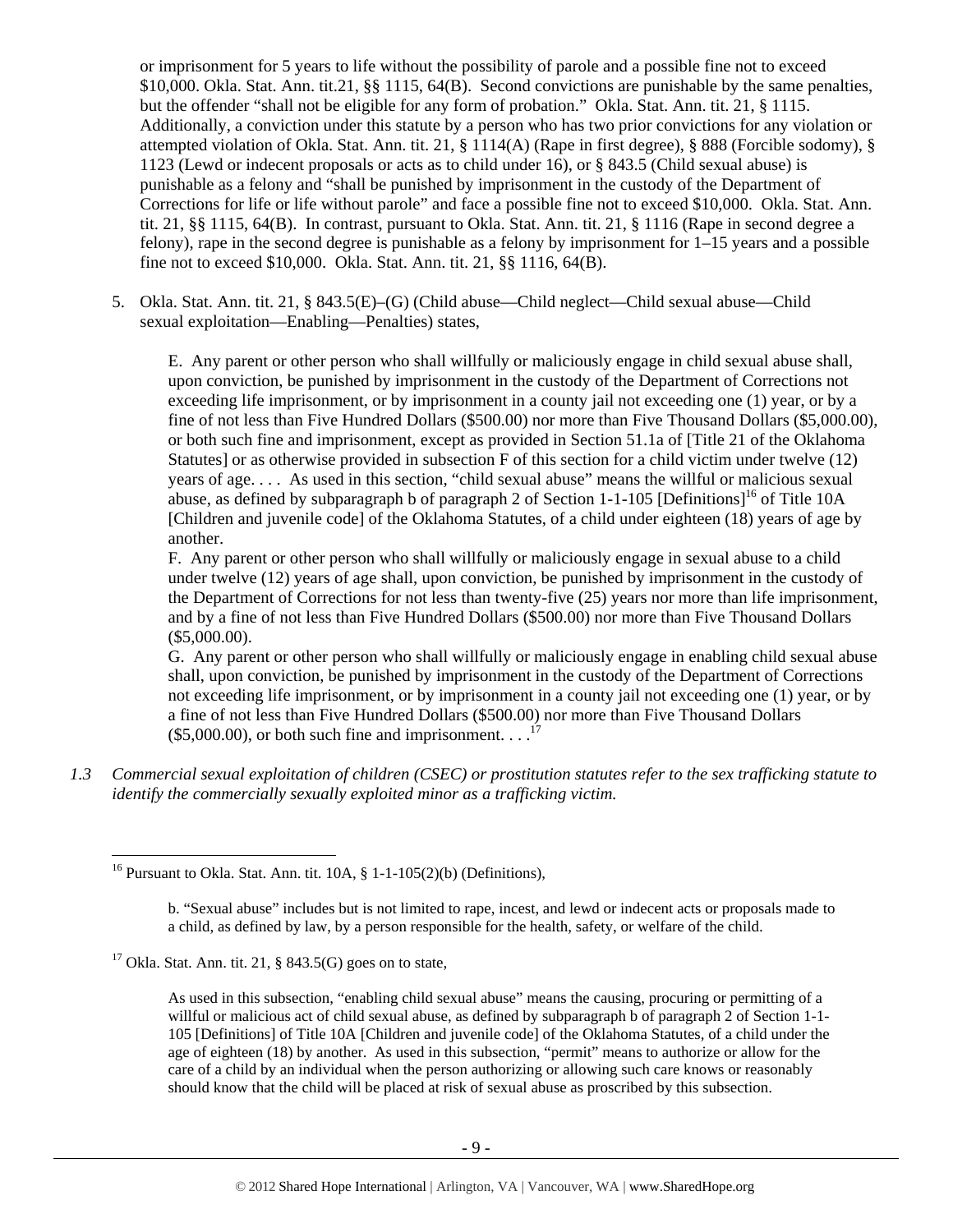or imprisonment for 5 years to life without the possibility of parole and a possible fine not to exceed $10,000. Okla. Stat. Ann. tit.21, §§ 1115, 64(B). Second convictions are punishable by the same penalties, but the offender "shall not be eligible for any form of probation." Okla. Stat. Ann. tit. 21, § 1115. Additionally, a conviction under this statute by a person who has two prior convictions for any violation or attempted violation of Okla. Stat. Ann. tit. 21, § 1114(A) (Rape in first degree), § 888 (Forcible sodomy), § 1123 (Lewd or indecent proposals or acts as to child under 16), or § 843.5 (Child sexual abuse) is punishable as a felony and "shall be punished by imprisonment in the custody of the Department of Corrections for life or life without parole" and face a possible fine not to exceed $10,000. Okla. Stat. Ann. tit. 21, §§ 1115, 64(B). In contrast, pursuant to Okla. Stat. Ann. tit. 21, § 1116 (Rape in second degree a felony), rape in the second degree is punishable as a felony by imprisonment for 1–15 years and a possible fine not to exceed $10,000. Okla. Stat. Ann. tit. 21, §§ 1116, 64(B).

5. Okla. Stat. Ann. tit. 21, § 843.5(E)–(G) (Child abuse—Child neglect—Child sexual abuse—Child sexual exploitation—Enabling—Penalties) states,

   E. Any parent or other person who shall willfully or maliciously engage in child sexual abuse shall, upon conviction, be punished by imprisonment in the custody of the Department of Corrections not exceeding life imprisonment, or by imprisonment in a county jail not exceeding one (1) year, or by a fine of not less than Five Hundred Dollars ($500.00) nor more than Five Thousand Dollars ($5,000.00), or both such fine and imprisonment, except as provided in Section 51.1a of [Title 21 of the Oklahoma Statutes] or as otherwise provided in subsection F of this section for a child victim under twelve (12) years of age. . . . As used in this section, "child sexual abuse" means the willful or malicious sexual abuse, as defined by subparagraph b of paragraph 2 of Section 1-1-105 [Definitions][16] of Title 10A [Children and juvenile code] of the Oklahoma Statutes, of a child under eighteen (18) years of age by another.

   F. Any parent or other person who shall willfully or maliciously engage in sexual abuse to a child under twelve (12) years of age shall, upon conviction, be punished by imprisonment in the custody of the Department of Corrections for not less than twenty-five (25) years nor more than life imprisonment, and by a fine of not less than Five Hundred Dollars ($500.00) nor more than Five Thousand Dollars ($5,000.00).

   G. Any parent or other person who shall willfully or maliciously engage in enabling child sexual abuse shall, upon conviction, be punished by imprisonment in the custody of the Department of Corrections not exceeding life imprisonment, or by imprisonment in a county jail not exceeding one (1) year, or by a fine of not less than Five Hundred Dollars ($500.00) nor more than Five Thousand Dollars ($5,000.00), or both such fine and imprisonment. . . .[17]

*1.3 Commercial sexual exploitation of children (CSEC) or prostitution statutes refer to the sex trafficking statute to identify the commercially sexually exploited minor as a trafficking victim.*

---

[16] Pursuant to Okla. Stat. Ann. tit. 10A, § 1-1-105(2)(b) (Definitions),

> b. "Sexual abuse" includes but is not limited to rape, incest, and lewd or indecent acts or proposals made to a child, as defined by law, by a person responsible for the health, safety, or welfare of the child.

[17] Okla. Stat. Ann. tit. 21, § 843.5(G) goes on to state,

> As used in this subsection, "enabling child sexual abuse" means the causing, procuring or permitting of a willful or malicious act of child sexual abuse, as defined by subparagraph b of paragraph 2 of Section 1-1-105 [Definitions] of Title 10A [Children and juvenile code] of the Oklahoma Statutes, of a child under the age of eighteen (18) by another. As used in this subsection, "permit" means to authorize or allow for the care of a child by an individual when the person authorizing or allowing such care knows or reasonably should know that the child will be placed at risk of sexual abuse as proscribed by this subsection.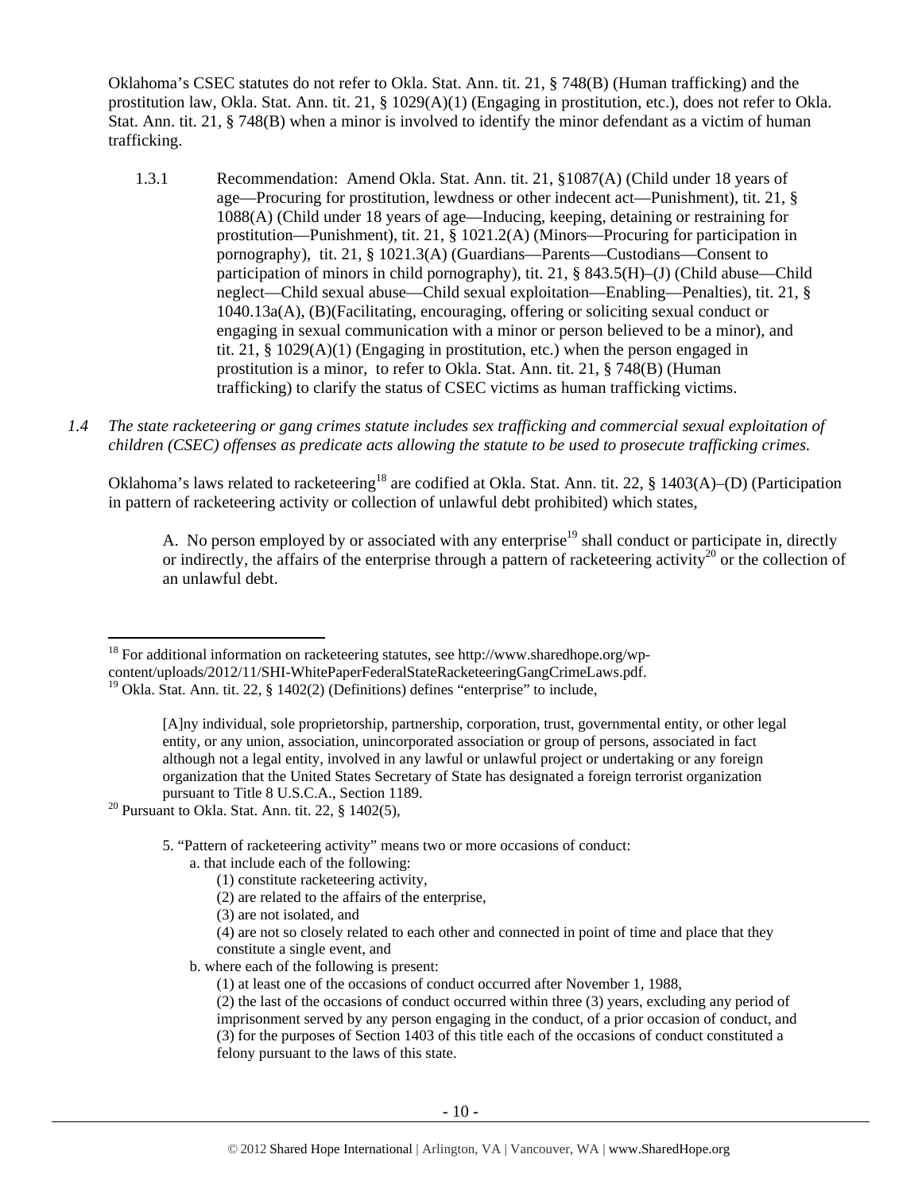Oklahoma's CSEC statutes do not refer to Okla. Stat. Ann. tit. 21, § 748(B) (Human trafficking) and the prostitution law, Okla. Stat. Ann. tit. 21, § 1029(A)(1) (Engaging in prostitution, etc.), does not refer to Okla. Stat. Ann. tit. 21, § 748(B) when a minor is involved to identify the minor defendant as a victim of human trafficking.

1.3.1 Recommendation: Amend Okla. Stat. Ann. tit. 21, §1087(A) (Child under 18 years of age—Procuring for prostitution, lewdness or other indecent act—Punishment), tit. 21, § 1088(A) (Child under 18 years of age—Inducing, keeping, detaining or restraining for prostitution—Punishment), tit. 21, § 1021.2(A) (Minors—Procuring for participation in pornography), tit. 21, § 1021.3(A) (Guardians—Parents—Custodians—Consent to participation of minors in child pornography), tit. 21, § 843.5(H)–(J) (Child abuse—Child neglect—Child sexual abuse—Child sexual exploitation—Enabling—Penalties), tit. 21, § 1040.13a(A), (B)(Facilitating, encouraging, offering or soliciting sexual conduct or engaging in sexual communication with a minor or person believed to be a minor), and tit. 21, § 1029(A)(1) (Engaging in prostitution, etc.) when the person engaged in prostitution is a minor, to refer to Okla. Stat. Ann. tit. 21, § 748(B) (Human trafficking) to clarify the status of CSEC victims as human trafficking victims.

*1.4 The state racketeering or gang crimes statute includes sex trafficking and commercial sexual exploitation of children (CSEC) offenses as predicate acts allowing the statute to be used to prosecute trafficking crimes.*

Oklahoma's laws related to racketeering[18] are codified at Okla. Stat. Ann. tit. 22, § 1403(A)–(D) (Participation in pattern of racketeering activity or collection of unlawful debt prohibited) which states,

> A. No person employed by or associated with any enterprise[19] shall conduct or participate in, directly or indirectly, the affairs of the enterprise through a pattern of racketeering activity[20] or the collection of an unlawful debt.

---

[18] For additional information on racketeering statutes, see http://www.sharedhope.org/wp-content/uploads/2012/11/SHI-WhitePaperFederalStateRacketeeringGangCrimeLaws.pdf.

[19] Okla. Stat. Ann. tit. 22, § 1402(2) (Definitions) defines "enterprise" to include,

> [A]ny individual, sole proprietorship, partnership, corporation, trust, governmental entity, or other legal entity, or any union, association, unincorporated association or group of persons, associated in fact although not a legal entity, involved in any lawful or unlawful project or undertaking or any foreign organization that the United States Secretary of State has designated a foreign terrorist organization pursuant to Title 8 U.S.C.A., Section 1189.

[20] Pursuant to Okla. Stat. Ann. tit. 22, § 1402(5),

> 5. "Pattern of racketeering activity" means two or more occasions of conduct:
> a. that include each of the following:
> (1) constitute racketeering activity,
> (2) are related to the affairs of the enterprise,
> (3) are not isolated, and
> (4) are not so closely related to each other and connected in point of time and place that they constitute a single event, and
> b. where each of the following is present:
> (1) at least one of the occasions of conduct occurred after November 1, 1988,
> (2) the last of the occasions of conduct occurred within three (3) years, excluding any period of imprisonment served by any person engaging in the conduct, of a prior occasion of conduct, and
> (3) for the purposes of Section 1403 of this title each of the occasions of conduct constituted a felony pursuant to the laws of this state.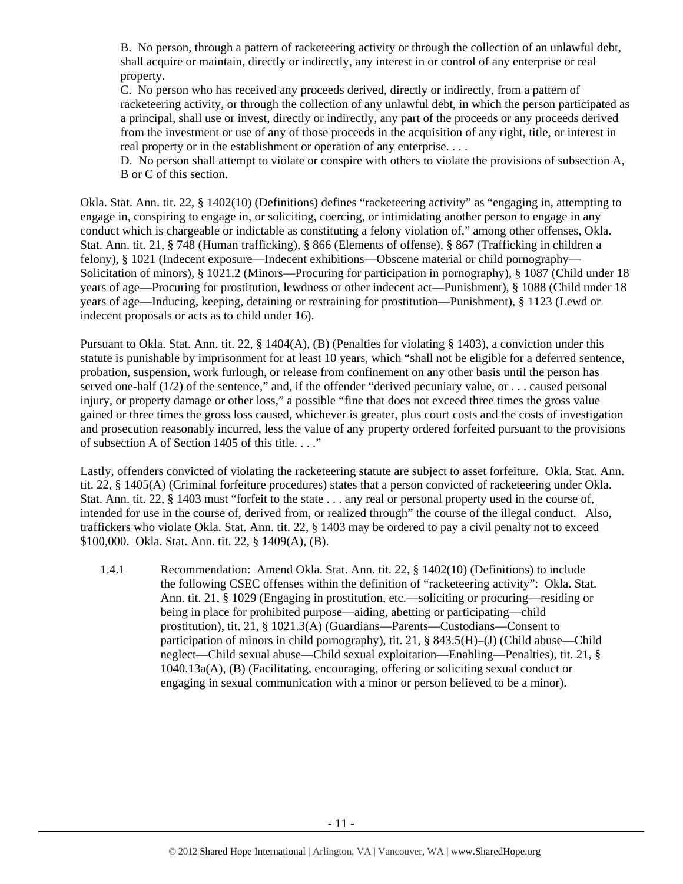B. No person, through a pattern of racketeering activity or through the collection of an unlawful debt, shall acquire or maintain, directly or indirectly, any interest in or control of any enterprise or real property.

C. No person who has received any proceeds derived, directly or indirectly, from a pattern of racketeering activity, or through the collection of any unlawful debt, in which the person participated as a principal, shall use or invest, directly or indirectly, any part of the proceeds or any proceeds derived from the investment or use of any of those proceeds in the acquisition of any right, title, or interest in real property or in the establishment or operation of any enterprise. . . .

D. No person shall attempt to violate or conspire with others to violate the provisions of subsection A, B or C of this section.

Okla. Stat. Ann. tit. 22, § 1402(10) (Definitions) defines "racketeering activity" as "engaging in, attempting to engage in, conspiring to engage in, or soliciting, coercing, or intimidating another person to engage in any conduct which is chargeable or indictable as constituting a felony violation of," among other offenses, Okla. Stat. Ann. tit. 21, § 748 (Human trafficking), § 866 (Elements of offense), § 867 (Trafficking in children a felony), § 1021 (Indecent exposure—Indecent exhibitions—Obscene material or child pornography—Solicitation of minors), § 1021.2 (Minors—Procuring for participation in pornography), § 1087 (Child under 18 years of age—Procuring for prostitution, lewdness or other indecent act—Punishment), § 1088 (Child under 18 years of age—Inducing, keeping, detaining or restraining for prostitution—Punishment), § 1123 (Lewd or indecent proposals or acts as to child under 16).

Pursuant to Okla. Stat. Ann. tit. 22, § 1404(A), (B) (Penalties for violating § 1403), a conviction under this statute is punishable by imprisonment for at least 10 years, which "shall not be eligible for a deferred sentence, probation, suspension, work furlough, or release from confinement on any other basis until the person has served one-half (1/2) of the sentence," and, if the offender "derived pecuniary value, or . . . caused personal injury, or property damage or other loss," a possible "fine that does not exceed three times the gross value gained or three times the gross loss caused, whichever is greater, plus court costs and the costs of investigation and prosecution reasonably incurred, less the value of any property ordered forfeited pursuant to the provisions of subsection A of Section 1405 of this title. . . ."

Lastly, offenders convicted of violating the racketeering statute are subject to asset forfeiture. Okla. Stat. Ann. tit. 22, § 1405(A) (Criminal forfeiture procedures) states that a person convicted of racketeering under Okla. Stat. Ann. tit. 22, § 1403 must "forfeit to the state . . . any real or personal property used in the course of, intended for use in the course of, derived from, or realized through" the course of the illegal conduct. Also, traffickers who violate Okla. Stat. Ann. tit. 22, § 1403 may be ordered to pay a civil penalty not to exceed $100,000. Okla. Stat. Ann. tit. 22, § 1409(A), (B).

1.4.1 Recommendation: Amend Okla. Stat. Ann. tit. 22, § 1402(10) (Definitions) to include the following CSEC offenses within the definition of "racketeering activity": Okla. Stat. Ann. tit. 21, § 1029 (Engaging in prostitution, etc.—soliciting or procuring—residing or being in place for prohibited purpose—aiding, abetting or participating—child prostitution), tit. 21, § 1021.3(A) (Guardians—Parents—Custodians—Consent to participation of minors in child pornography), tit. 21, § 843.5(H)–(J) (Child abuse—Child neglect—Child sexual abuse—Child sexual exploitation—Enabling—Penalties), tit. 21, § 1040.13a(A), (B) (Facilitating, encouraging, offering or soliciting sexual conduct or engaging in sexual communication with a minor or person believed to be a minor).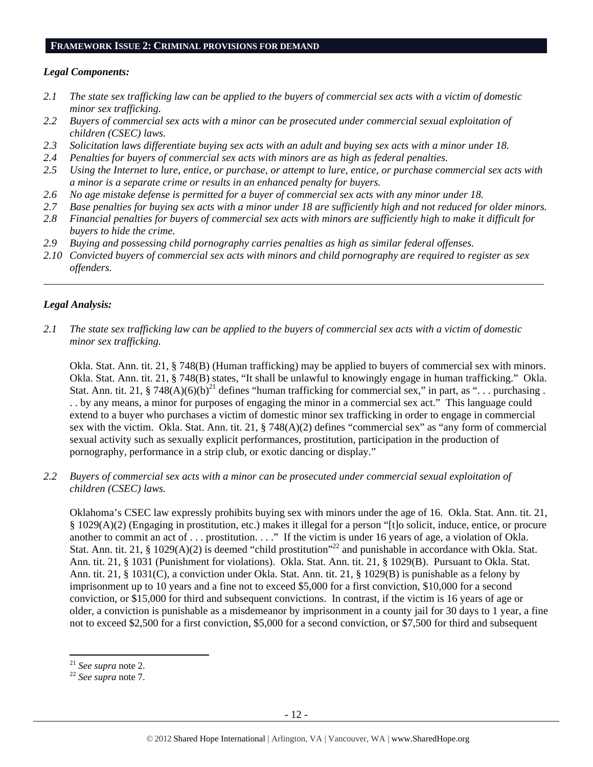## FRAMEWORK ISSUE 2: CRIMINAL PROVISIONS FOR DEMAND

### *Legal Components:*

*2.1 The state sex trafficking law can be applied to the buyers of commercial sex acts with a victim of domestic minor sex trafficking.*

*2.2 Buyers of commercial sex acts with a minor can be prosecuted under commercial sexual exploitation of children (CSEC) laws.*

*2.3 Solicitation laws differentiate buying sex acts with an adult and buying sex acts with a minor under 18.*

*2.4 Penalties for buyers of commercial sex acts with minors are as high as federal penalties.*

*2.5 Using the Internet to lure, entice, or purchase, or attempt to lure, entice, or purchase commercial sex acts with a minor is a separate crime or results in an enhanced penalty for buyers.*

*2.6 No age mistake defense is permitted for a buyer of commercial sex acts with any minor under 18.*

*2.7 Base penalties for buying sex acts with a minor under 18 are sufficiently high and not reduced for older minors.*

*2.8 Financial penalties for buyers of commercial sex acts with minors are sufficiently high to make it difficult for buyers to hide the crime.*

*2.9 Buying and possessing child pornography carries penalties as high as similar federal offenses.*

*2.10 Convicted buyers of commercial sex acts with minors and child pornography are required to register as sex offenders.*

---

### *Legal Analysis:*

*2.1 The state sex trafficking law can be applied to the buyers of commercial sex acts with a victim of domestic minor sex trafficking.*

Okla. Stat. Ann. tit. 21, § 748(B) (Human trafficking) may be applied to buyers of commercial sex with minors. Okla. Stat. Ann. tit. 21, § 748(B) states, "It shall be unlawful to knowingly engage in human trafficking." Okla. Stat. Ann. tit. 21, § 748(A)(6)(b)[21] defines "human trafficking for commercial sex," in part, as ". . . purchasing . . . by any means, a minor for purposes of engaging the minor in a commercial sex act." This language could extend to a buyer who purchases a victim of domestic minor sex trafficking in order to engage in commercial sex with the victim. Okla. Stat. Ann. tit. 21, § 748(A)(2) defines "commercial sex" as "any form of commercial sexual activity such as sexually explicit performances, prostitution, participation in the production of pornography, performance in a strip club, or exotic dancing or display."

*2.2 Buyers of commercial sex acts with a minor can be prosecuted under commercial sexual exploitation of children (CSEC) laws.*

Oklahoma's CSEC law expressly prohibits buying sex with minors under the age of 16. Okla. Stat. Ann. tit. 21, § 1029(A)(2) (Engaging in prostitution, etc.) makes it illegal for a person "[t]o solicit, induce, entice, or procure another to commit an act of . . . prostitution. . . ." If the victim is under 16 years of age, a violation of Okla. Stat. Ann. tit. 21, § 1029(A)(2) is deemed "child prostitution"[22] and punishable in accordance with Okla. Stat. Ann. tit. 21, § 1031 (Punishment for violations). Okla. Stat. Ann. tit. 21, § 1029(B). Pursuant to Okla. Stat. Ann. tit. 21, § 1031(C), a conviction under Okla. Stat. Ann. tit. 21, § 1029(B) is punishable as a felony by imprisonment up to 10 years and a fine not to exceed $5,000 for a first conviction, $10,000 for a second conviction, or $15,000 for third and subsequent convictions. In contrast, if the victim is 16 years of age or older, a conviction is punishable as a misdemeanor by imprisonment in a county jail for 30 days to 1 year, a fine not to exceed $2,500 for a first conviction, $5,000 for a second conviction, or $7,500 for third and subsequent

---

[21] *See supra* note 2.

[22] *See supra* note 7.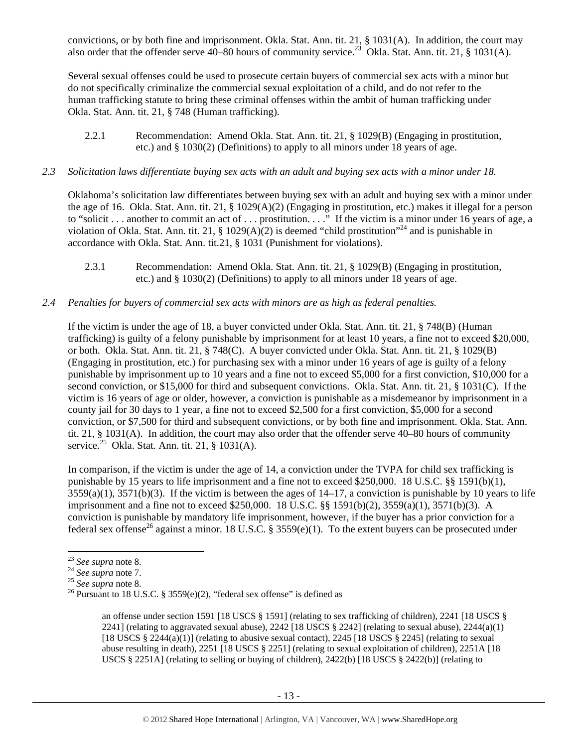convictions, or by both fine and imprisonment. Okla. Stat. Ann. tit. 21, § 1031(A). In addition, the court may also order that the offender serve 40–80 hours of community service.[23] Okla. Stat. Ann. tit. 21, § 1031(A).

Several sexual offenses could be used to prosecute certain buyers of commercial sex acts with a minor but do not specifically criminalize the commercial sexual exploitation of a child, and do not refer to the human trafficking statute to bring these criminal offenses within the ambit of human trafficking under Okla. Stat. Ann. tit. 21, § 748 (Human trafficking).

2.2.1 Recommendation: Amend Okla. Stat. Ann. tit. 21, § 1029(B) (Engaging in prostitution, etc.) and § 1030(2) (Definitions) to apply to all minors under 18 years of age.

*2.3 Solicitation laws differentiate buying sex acts with an adult and buying sex acts with a minor under 18.*

Oklahoma's solicitation law differentiates between buying sex with an adult and buying sex with a minor under the age of 16. Okla. Stat. Ann. tit. 21, § 1029(A)(2) (Engaging in prostitution, etc.) makes it illegal for a person to "solicit . . . another to commit an act of . . . prostitution. . . ." If the victim is a minor under 16 years of age, a violation of Okla. Stat. Ann. tit. 21, § 1029(A)(2) is deemed "child prostitution"[24] and is punishable in accordance with Okla. Stat. Ann. tit.21, § 1031 (Punishment for violations).

2.3.1 Recommendation: Amend Okla. Stat. Ann. tit. 21, § 1029(B) (Engaging in prostitution, etc.) and § 1030(2) (Definitions) to apply to all minors under 18 years of age.

*2.4 Penalties for buyers of commercial sex acts with minors are as high as federal penalties.*

If the victim is under the age of 18, a buyer convicted under Okla. Stat. Ann. tit. 21, § 748(B) (Human trafficking) is guilty of a felony punishable by imprisonment for at least 10 years, a fine not to exceed $20,000, or both. Okla. Stat. Ann. tit. 21, § 748(C). A buyer convicted under Okla. Stat. Ann. tit. 21, § 1029(B) (Engaging in prostitution, etc.) for purchasing sex with a minor under 16 years of age is guilty of a felony punishable by imprisonment up to 10 years and a fine not to exceed $5,000 for a first conviction, $10,000 for a second conviction, or $15,000 for third and subsequent convictions. Okla. Stat. Ann. tit. 21, § 1031(C). If the victim is 16 years of age or older, however, a conviction is punishable as a misdemeanor by imprisonment in a county jail for 30 days to 1 year, a fine not to exceed $2,500 for a first conviction, $5,000 for a second conviction, or $7,500 for third and subsequent convictions, or by both fine and imprisonment. Okla. Stat. Ann. tit. 21, § 1031(A). In addition, the court may also order that the offender serve 40–80 hours of community service.[25] Okla. Stat. Ann. tit. 21, § 1031(A).

In comparison, if the victim is under the age of 14, a conviction under the TVPA for child sex trafficking is punishable by 15 years to life imprisonment and a fine not to exceed $250,000. 18 U.S.C. §§ 1591(b)(1), 3559(a)(1), 3571(b)(3). If the victim is between the ages of 14–17, a conviction is punishable by 10 years to life imprisonment and a fine not to exceed $250,000. 18 U.S.C. §§ 1591(b)(2), 3559(a)(1), 3571(b)(3). A conviction is punishable by mandatory life imprisonment, however, if the buyer has a prior conviction for a federal sex offense[26] against a minor. 18 U.S.C. § 3559(e)(1). To the extent buyers can be prosecuted under

---

[23] *See supra* note 8.

[24] *See supra* note 7.

[25] *See supra* note 8.

[26] Pursuant to 18 U.S.C. § 3559(e)(2), "federal sex offense" is defined as

> an offense under section 1591 [18 USCS § 1591] (relating to sex trafficking of children), 2241 [18 USCS § 2241] (relating to aggravated sexual abuse), 2242 [18 USCS § 2242] (relating to sexual abuse), 2244(a)(1) [18 USCS § 2244(a)(1)] (relating to abusive sexual contact), 2245 [18 USCS § 2245] (relating to sexual abuse resulting in death), 2251 [18 USCS § 2251] (relating to sexual exploitation of children), 2251A [18 USCS § 2251A] (relating to selling or buying of children), 2422(b) [18 USCS § 2422(b)] (relating to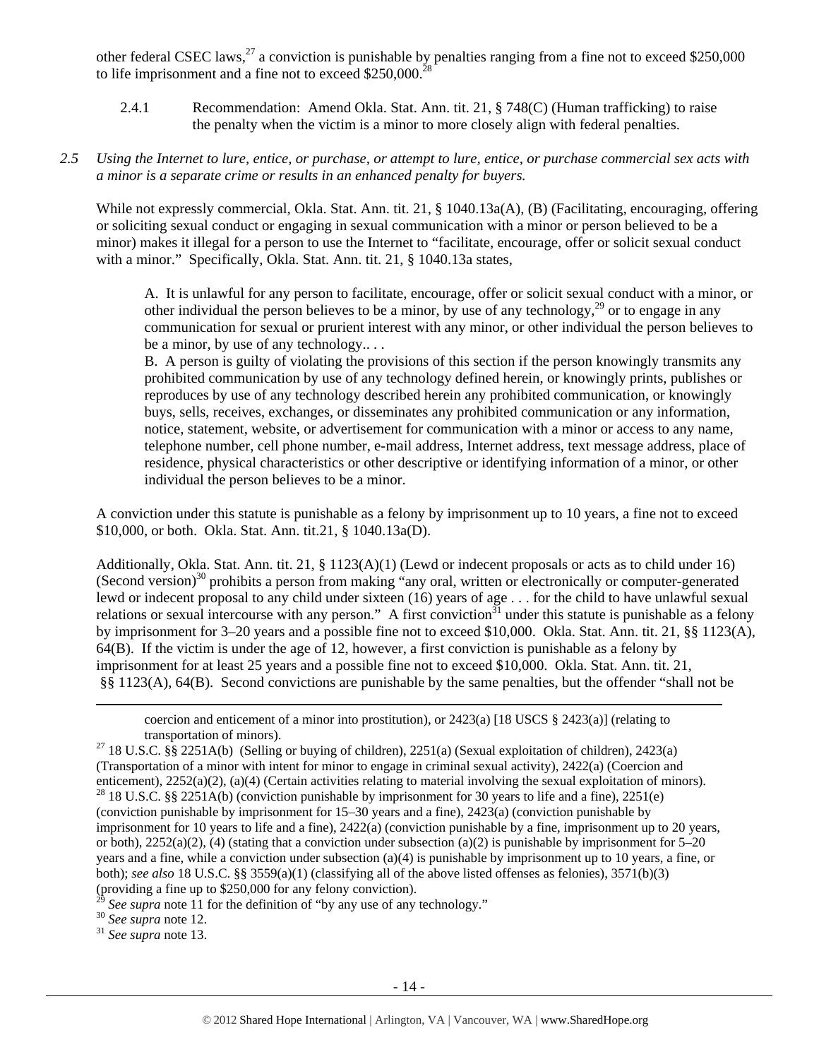other federal CSEC laws,[27] a conviction is punishable by penalties ranging from a fine not to exceed $250,000 to life imprisonment and a fine not to exceed $250,000.[28]

2.4.1 Recommendation: Amend Okla. Stat. Ann. tit. 21, § 748(C) (Human trafficking) to raise the penalty when the victim is a minor to more closely align with federal penalties.

*2.5 Using the Internet to lure, entice, or purchase, or attempt to lure, entice, or purchase commercial sex acts with a minor is a separate crime or results in an enhanced penalty for buyers.*

While not expressly commercial, Okla. Stat. Ann. tit. 21, § 1040.13a(A), (B) (Facilitating, encouraging, offering or soliciting sexual conduct or engaging in sexual communication with a minor or person believed to be a minor) makes it illegal for a person to use the Internet to "facilitate, encourage, offer or solicit sexual conduct with a minor." Specifically, Okla. Stat. Ann. tit. 21, § 1040.13a states,

> A. It is unlawful for any person to facilitate, encourage, offer or solicit sexual conduct with a minor, or other individual the person believes to be a minor, by use of any technology,[29] or to engage in any communication for sexual or prurient interest with any minor, or other individual the person believes to be a minor, by use of any technology.. . .
>
> B. A person is guilty of violating the provisions of this section if the person knowingly transmits any prohibited communication by use of any technology defined herein, or knowingly prints, publishes or reproduces by use of any technology described herein any prohibited communication, or knowingly buys, sells, receives, exchanges, or disseminates any prohibited communication or any information, notice, statement, website, or advertisement for communication with a minor or access to any name, telephone number, cell phone number, e-mail address, Internet address, text message address, place of residence, physical characteristics or other descriptive or identifying information of a minor, or other individual the person believes to be a minor.

A conviction under this statute is punishable as a felony by imprisonment up to 10 years, a fine not to exceed $10,000, or both. Okla. Stat. Ann. tit.21, § 1040.13a(D).

Additionally, Okla. Stat. Ann. tit. 21, § 1123(A)(1) (Lewd or indecent proposals or acts as to child under 16) (Second version)[30] prohibits a person from making "any oral, written or electronically or computer-generated lewd or indecent proposal to any child under sixteen (16) years of age . . . for the child to have unlawful sexual relations or sexual intercourse with any person." A first conviction[31] under this statute is punishable as a felony by imprisonment for 3–20 years and a possible fine not to exceed $10,000. Okla. Stat. Ann. tit. 21, §§ 1123(A), 64(B). If the victim is under the age of 12, however, a first conviction is punishable as a felony by imprisonment for at least 25 years and a possible fine not to exceed $10,000. Okla. Stat. Ann. tit. 21, §§ 1123(A), 64(B). Second convictions are punishable by the same penalties, but the offender "shall not be

---

coercion and enticement of a minor into prostitution), or 2423(a) [18 USCS § 2423(a)] (relating to transportation of minors).

[27] 18 U.S.C. §§ 2251A(b) (Selling or buying of children), 2251(a) (Sexual exploitation of children), 2423(a) (Transportation of a minor with intent for minor to engage in criminal sexual activity), 2422(a) (Coercion and enticement), 2252(a)(2), (a)(4) (Certain activities relating to material involving the sexual exploitation of minors).

[28] 18 U.S.C. §§ 2251A(b) (conviction punishable by imprisonment for 30 years to life and a fine), 2251(e) (conviction punishable by imprisonment for 15–30 years and a fine), 2423(a) (conviction punishable by imprisonment for 10 years to life and a fine), 2422(a) (conviction punishable by a fine, imprisonment up to 20 years, or both), 2252(a)(2), (4) (stating that a conviction under subsection (a)(2) is punishable by imprisonment for 5–20 years and a fine, while a conviction under subsection (a)(4) is punishable by imprisonment up to 10 years, a fine, or both); *see also* 18 U.S.C. §§ 3559(a)(1) (classifying all of the above listed offenses as felonies), 3571(b)(3) (providing a fine up to $250,000 for any felony conviction).

[29] *See supra* note 11 for the definition of "by any use of any technology."

[30] *See supra* note 12.

[31] *See supra* note 13.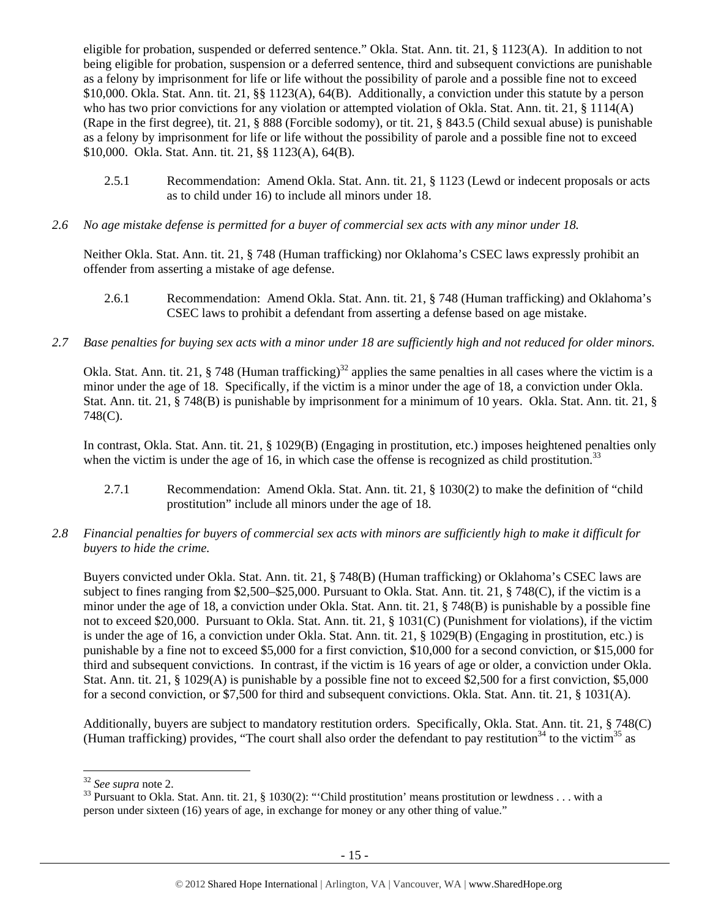eligible for probation, suspended or deferred sentence." Okla. Stat. Ann. tit. 21, § 1123(A). In addition to not being eligible for probation, suspension or a deferred sentence, third and subsequent convictions are punishable as a felony by imprisonment for life or life without the possibility of parole and a possible fine not to exceed $10,000. Okla. Stat. Ann. tit. 21, §§ 1123(A), 64(B). Additionally, a conviction under this statute by a person who has two prior convictions for any violation or attempted violation of Okla. Stat. Ann. tit. 21, § 1114(A) (Rape in the first degree), tit. 21, § 888 (Forcible sodomy), or tit. 21, § 843.5 (Child sexual abuse) is punishable as a felony by imprisonment for life or life without the possibility of parole and a possible fine not to exceed $10,000. Okla. Stat. Ann. tit. 21, §§ 1123(A), 64(B).

2.5.1 Recommendation: Amend Okla. Stat. Ann. tit. 21, § 1123 (Lewd or indecent proposals or acts as to child under 16) to include all minors under 18.

*2.6 No age mistake defense is permitted for a buyer of commercial sex acts with any minor under 18.*

Neither Okla. Stat. Ann. tit. 21, § 748 (Human trafficking) nor Oklahoma's CSEC laws expressly prohibit an offender from asserting a mistake of age defense.

2.6.1 Recommendation: Amend Okla. Stat. Ann. tit. 21, § 748 (Human trafficking) and Oklahoma's CSEC laws to prohibit a defendant from asserting a defense based on age mistake.

*2.7 Base penalties for buying sex acts with a minor under 18 are sufficiently high and not reduced for older minors.*

Okla. Stat. Ann. tit. 21, § 748 (Human trafficking)[32] applies the same penalties in all cases where the victim is a minor under the age of 18. Specifically, if the victim is a minor under the age of 18, a conviction under Okla. Stat. Ann. tit. 21, § 748(B) is punishable by imprisonment for a minimum of 10 years. Okla. Stat. Ann. tit. 21, § 748(C).

In contrast, Okla. Stat. Ann. tit. 21, § 1029(B) (Engaging in prostitution, etc.) imposes heightened penalties only when the victim is under the age of 16, in which case the offense is recognized as child prostitution.[33]

2.7.1 Recommendation: Amend Okla. Stat. Ann. tit. 21, § 1030(2) to make the definition of "child prostitution" include all minors under the age of 18.

*2.8 Financial penalties for buyers of commercial sex acts with minors are sufficiently high to make it difficult for buyers to hide the crime.*

Buyers convicted under Okla. Stat. Ann. tit. 21, § 748(B) (Human trafficking) or Oklahoma's CSEC laws are subject to fines ranging from $2,500–$25,000. Pursuant to Okla. Stat. Ann. tit. 21, § 748(C), if the victim is a minor under the age of 18, a conviction under Okla. Stat. Ann. tit. 21, § 748(B) is punishable by a possible fine not to exceed $20,000. Pursuant to Okla. Stat. Ann. tit. 21, § 1031(C) (Punishment for violations), if the victim is under the age of 16, a conviction under Okla. Stat. Ann. tit. 21, § 1029(B) (Engaging in prostitution, etc.) is punishable by a fine not to exceed $5,000 for a first conviction, $10,000 for a second conviction, or $15,000 for third and subsequent convictions. In contrast, if the victim is 16 years of age or older, a conviction under Okla. Stat. Ann. tit. 21, § 1029(A) is punishable by a possible fine not to exceed $2,500 for a first conviction, $5,000 for a second conviction, or $7,500 for third and subsequent convictions. Okla. Stat. Ann. tit. 21, § 1031(A).

Additionally, buyers are subject to mandatory restitution orders. Specifically, Okla. Stat. Ann. tit. 21, § 748(C) (Human trafficking) provides, "The court shall also order the defendant to pay restitution[34] to the victim[35] as

---

[32] *See supra* note 2.

[33] Pursuant to Okla. Stat. Ann. tit. 21, § 1030(2): "'Child prostitution' means prostitution or lewdness . . . with a person under sixteen (16) years of age, in exchange for money or any other thing of value."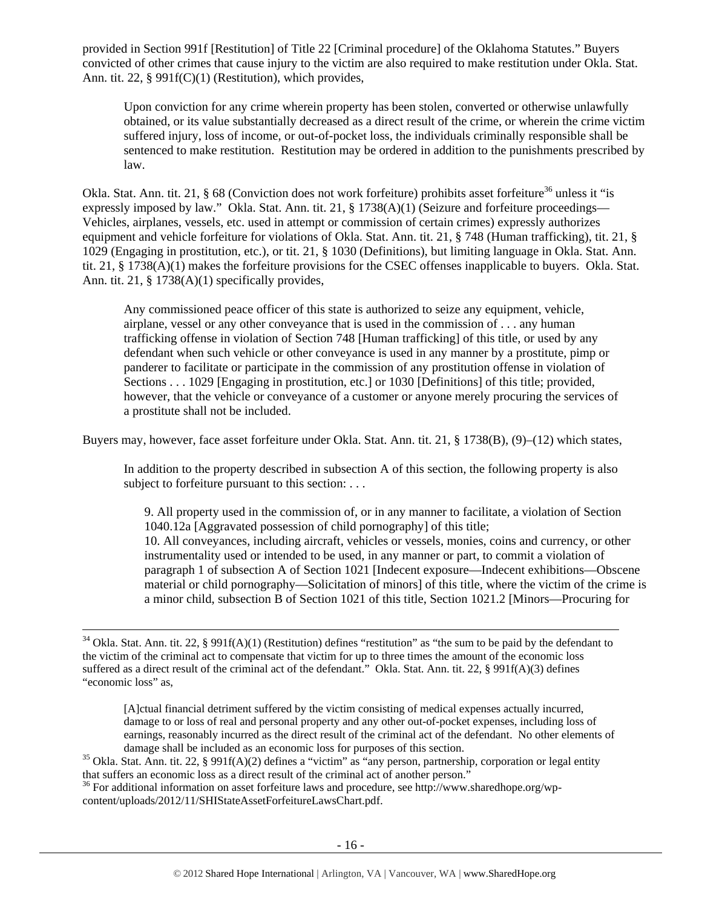provided in Section 991f [Restitution] of Title 22 [Criminal procedure] of the Oklahoma Statutes." Buyers convicted of other crimes that cause injury to the victim are also required to make restitution under Okla. Stat. Ann. tit. 22, § 991f(C)(1) (Restitution), which provides,

> Upon conviction for any crime wherein property has been stolen, converted or otherwise unlawfully obtained, or its value substantially decreased as a direct result of the crime, or wherein the crime victim suffered injury, loss of income, or out-of-pocket loss, the individuals criminally responsible shall be sentenced to make restitution. Restitution may be ordered in addition to the punishments prescribed by law.

Okla. Stat. Ann. tit. 21, § 68 (Conviction does not work forfeiture) prohibits asset forfeiture[36] unless it "is expressly imposed by law." Okla. Stat. Ann. tit. 21, § 1738(A)(1) (Seizure and forfeiture proceedings—Vehicles, airplanes, vessels, etc. used in attempt or commission of certain crimes) expressly authorizes equipment and vehicle forfeiture for violations of Okla. Stat. Ann. tit. 21, § 748 (Human trafficking), tit. 21, § 1029 (Engaging in prostitution, etc.), or tit. 21, § 1030 (Definitions), but limiting language in Okla. Stat. Ann. tit. 21, § 1738(A)(1) makes the forfeiture provisions for the CSEC offenses inapplicable to buyers. Okla. Stat. Ann. tit. 21, § 1738(A)(1) specifically provides,

> Any commissioned peace officer of this state is authorized to seize any equipment, vehicle, airplane, vessel or any other conveyance that is used in the commission of . . . any human trafficking offense in violation of Section 748 [Human trafficking] of this title, or used by any defendant when such vehicle or other conveyance is used in any manner by a prostitute, pimp or panderer to facilitate or participate in the commission of any prostitution offense in violation of Sections . . . 1029 [Engaging in prostitution, etc.] or 1030 [Definitions] of this title; provided, however, that the vehicle or conveyance of a customer or anyone merely procuring the services of a prostitute shall not be included.

Buyers may, however, face asset forfeiture under Okla. Stat. Ann. tit. 21, § 1738(B), (9)–(12) which states,

> In addition to the property described in subsection A of this section, the following property is also subject to forfeiture pursuant to this section: . . .
>
> 9. All property used in the commission of, or in any manner to facilitate, a violation of Section 1040.12a [Aggravated possession of child pornography] of this title;
> 10. All conveyances, including aircraft, vehicles or vessels, monies, coins and currency, or other instrumentality used or intended to be used, in any manner or part, to commit a violation of paragraph 1 of subsection A of Section 1021 [Indecent exposure—Indecent exhibitions—Obscene material or child pornography—Solicitation of minors] of this title, where the victim of the crime is a minor child, subsection B of Section 1021 of this title, Section 1021.2 [Minors—Procuring for

---

[34] Okla. Stat. Ann. tit. 22, § 991f(A)(1) (Restitution) defines "restitution" as "the sum to be paid by the defendant to the victim of the criminal act to compensate that victim for up to three times the amount of the economic loss suffered as a direct result of the criminal act of the defendant." Okla. Stat. Ann. tit. 22, § 991f(A)(3) defines "economic loss" as,

> [A]ctual financial detriment suffered by the victim consisting of medical expenses actually incurred, damage to or loss of real and personal property and any other out-of-pocket expenses, including loss of earnings, reasonably incurred as the direct result of the criminal act of the defendant. No other elements of damage shall be included as an economic loss for purposes of this section.

[35] Okla. Stat. Ann. tit. 22, § 991f(A)(2) defines a "victim" as "any person, partnership, corporation or legal entity that suffers an economic loss as a direct result of the criminal act of another person."

[36] For additional information on asset forfeiture laws and procedure, see http://www.sharedhope.org/wp-content/uploads/2012/11/SHIStateAssetForfeitureLawsChart.pdf.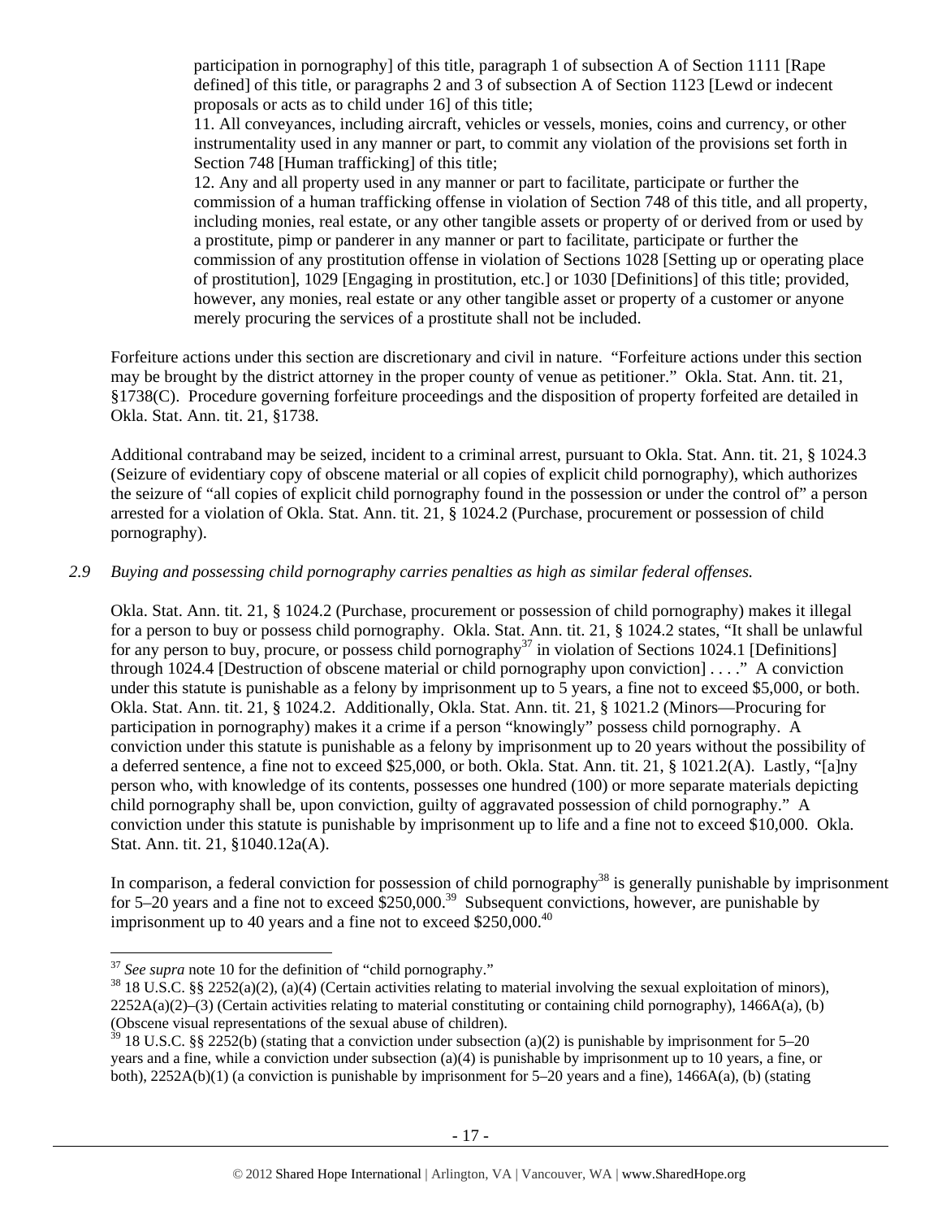participation in pornography] of this title, paragraph 1 of subsection A of Section 1111 [Rape defined] of this title, or paragraphs 2 and 3 of subsection A of Section 1123 [Lewd or indecent proposals or acts as to child under 16] of this title;

11. All conveyances, including aircraft, vehicles or vessels, monies, coins and currency, or other instrumentality used in any manner or part, to commit any violation of the provisions set forth in Section 748 [Human trafficking] of this title;

12. Any and all property used in any manner or part to facilitate, participate or further the commission of a human trafficking offense in violation of Section 748 of this title, and all property, including monies, real estate, or any other tangible assets or property of or derived from or used by a prostitute, pimp or panderer in any manner or part to facilitate, participate or further the commission of any prostitution offense in violation of Sections 1028 [Setting up or operating place of prostitution], 1029 [Engaging in prostitution, etc.] or 1030 [Definitions] of this title; provided, however, any monies, real estate or any other tangible asset or property of a customer or anyone merely procuring the services of a prostitute shall not be included.

Forfeiture actions under this section are discretionary and civil in nature. "Forfeiture actions under this section may be brought by the district attorney in the proper county of venue as petitioner." Okla. Stat. Ann. tit. 21, §1738(C). Procedure governing forfeiture proceedings and the disposition of property forfeited are detailed in Okla. Stat. Ann. tit. 21, §1738.

Additional contraband may be seized, incident to a criminal arrest, pursuant to Okla. Stat. Ann. tit. 21, § 1024.3 (Seizure of evidentiary copy of obscene material or all copies of explicit child pornography), which authorizes the seizure of "all copies of explicit child pornography found in the possession or under the control of" a person arrested for a violation of Okla. Stat. Ann. tit. 21, § 1024.2 (Purchase, procurement or possession of child pornography).

*2.9 Buying and possessing child pornography carries penalties as high as similar federal offenses.*

Okla. Stat. Ann. tit. 21, § 1024.2 (Purchase, procurement or possession of child pornography) makes it illegal for a person to buy or possess child pornography. Okla. Stat. Ann. tit. 21, § 1024.2 states, "It shall be unlawful for any person to buy, procure, or possess child pornography[37] in violation of Sections 1024.1 [Definitions] through 1024.4 [Destruction of obscene material or child pornography upon conviction] . . . ." A conviction under this statute is punishable as a felony by imprisonment up to 5 years, a fine not to exceed $5,000, or both. Okla. Stat. Ann. tit. 21, § 1024.2. Additionally, Okla. Stat. Ann. tit. 21, § 1021.2 (Minors—Procuring for participation in pornography) makes it a crime if a person "knowingly" possess child pornography. A conviction under this statute is punishable as a felony by imprisonment up to 20 years without the possibility of a deferred sentence, a fine not to exceed $25,000, or both. Okla. Stat. Ann. tit. 21, § 1021.2(A). Lastly, "[a]ny person who, with knowledge of its contents, possesses one hundred (100) or more separate materials depicting child pornography shall be, upon conviction, guilty of aggravated possession of child pornography." A conviction under this statute is punishable by imprisonment up to life and a fine not to exceed $10,000. Okla. Stat. Ann. tit. 21, §1040.12a(A).

In comparison, a federal conviction for possession of child pornography[38] is generally punishable by imprisonment for 5–20 years and a fine not to exceed $250,000.[39] Subsequent convictions, however, are punishable by imprisonment up to 40 years and a fine not to exceed $250,000.[40]

---

[37] *See supra* note 10 for the definition of "child pornography."

[38] 18 U.S.C. §§ 2252(a)(2), (a)(4) (Certain activities relating to material involving the sexual exploitation of minors), 2252A(a)(2)–(3) (Certain activities relating to material constituting or containing child pornography), 1466A(a), (b) (Obscene visual representations of the sexual abuse of children).

[39] 18 U.S.C. §§ 2252(b) (stating that a conviction under subsection (a)(2) is punishable by imprisonment for 5–20 years and a fine, while a conviction under subsection (a)(4) is punishable by imprisonment up to 10 years, a fine, or both), 2252A(b)(1) (a conviction is punishable by imprisonment for 5–20 years and a fine), 1466A(a), (b) (stating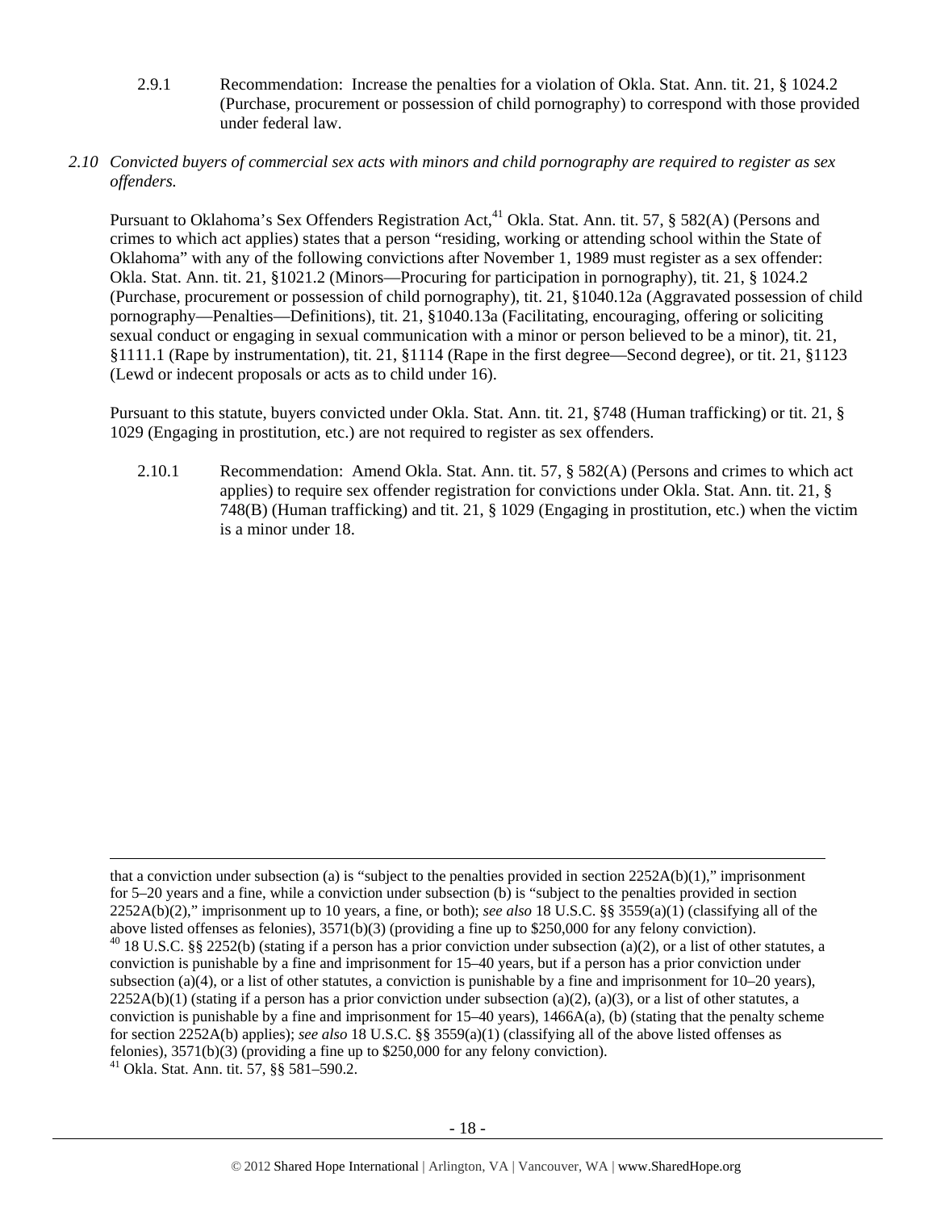2.9.1 Recommendation: Increase the penalties for a violation of Okla. Stat. Ann. tit. 21, § 1024.2 (Purchase, procurement or possession of child pornography) to correspond with those provided under federal law.

*2.10 Convicted buyers of commercial sex acts with minors and child pornography are required to register as sex offenders.*

Pursuant to Oklahoma's Sex Offenders Registration Act,[41] Okla. Stat. Ann. tit. 57, § 582(A) (Persons and crimes to which act applies) states that a person "residing, working or attending school within the State of Oklahoma" with any of the following convictions after November 1, 1989 must register as a sex offender: Okla. Stat. Ann. tit. 21, §1021.2 (Minors—Procuring for participation in pornography), tit. 21, § 1024.2 (Purchase, procurement or possession of child pornography), tit. 21, §1040.12a (Aggravated possession of child pornography—Penalties—Definitions), tit. 21, §1040.13a (Facilitating, encouraging, offering or soliciting sexual conduct or engaging in sexual communication with a minor or person believed to be a minor), tit. 21, §1111.1 (Rape by instrumentation), tit. 21, §1114 (Rape in the first degree—Second degree), or tit. 21, §1123 (Lewd or indecent proposals or acts as to child under 16).

Pursuant to this statute, buyers convicted under Okla. Stat. Ann. tit. 21, §748 (Human trafficking) or tit. 21, § 1029 (Engaging in prostitution, etc.) are not required to register as sex offenders.

2.10.1 Recommendation: Amend Okla. Stat. Ann. tit. 57, § 582(A) (Persons and crimes to which act applies) to require sex offender registration for convictions under Okla. Stat. Ann. tit. 21, § 748(B) (Human trafficking) and tit. 21, § 1029 (Engaging in prostitution, etc.) when the victim is a minor under 18.

---

that a conviction under subsection (a) is "subject to the penalties provided in section 2252A(b)(1)," imprisonment for 5–20 years and a fine, while a conviction under subsection (b) is "subject to the penalties provided in section 2252A(b)(2)," imprisonment up to 10 years, a fine, or both); *see also* 18 U.S.C. §§ 3559(a)(1) (classifying all of the above listed offenses as felonies), 3571(b)(3) (providing a fine up to $250,000 for any felony conviction).

[40] 18 U.S.C. §§ 2252(b) (stating if a person has a prior conviction under subsection (a)(2), or a list of other statutes, a conviction is punishable by a fine and imprisonment for 15–40 years, but if a person has a prior conviction under subsection (a)(4), or a list of other statutes, a conviction is punishable by a fine and imprisonment for 10–20 years), 2252A(b)(1) (stating if a person has a prior conviction under subsection (a)(2), (a)(3), or a list of other statutes, a conviction is punishable by a fine and imprisonment for 15–40 years), 1466A(a), (b) (stating that the penalty scheme for section 2252A(b) applies); *see also* 18 U.S.C. §§ 3559(a)(1) (classifying all of the above listed offenses as felonies), 3571(b)(3) (providing a fine up to $250,000 for any felony conviction).

[41] Okla. Stat. Ann. tit. 57, §§ 581–590.2.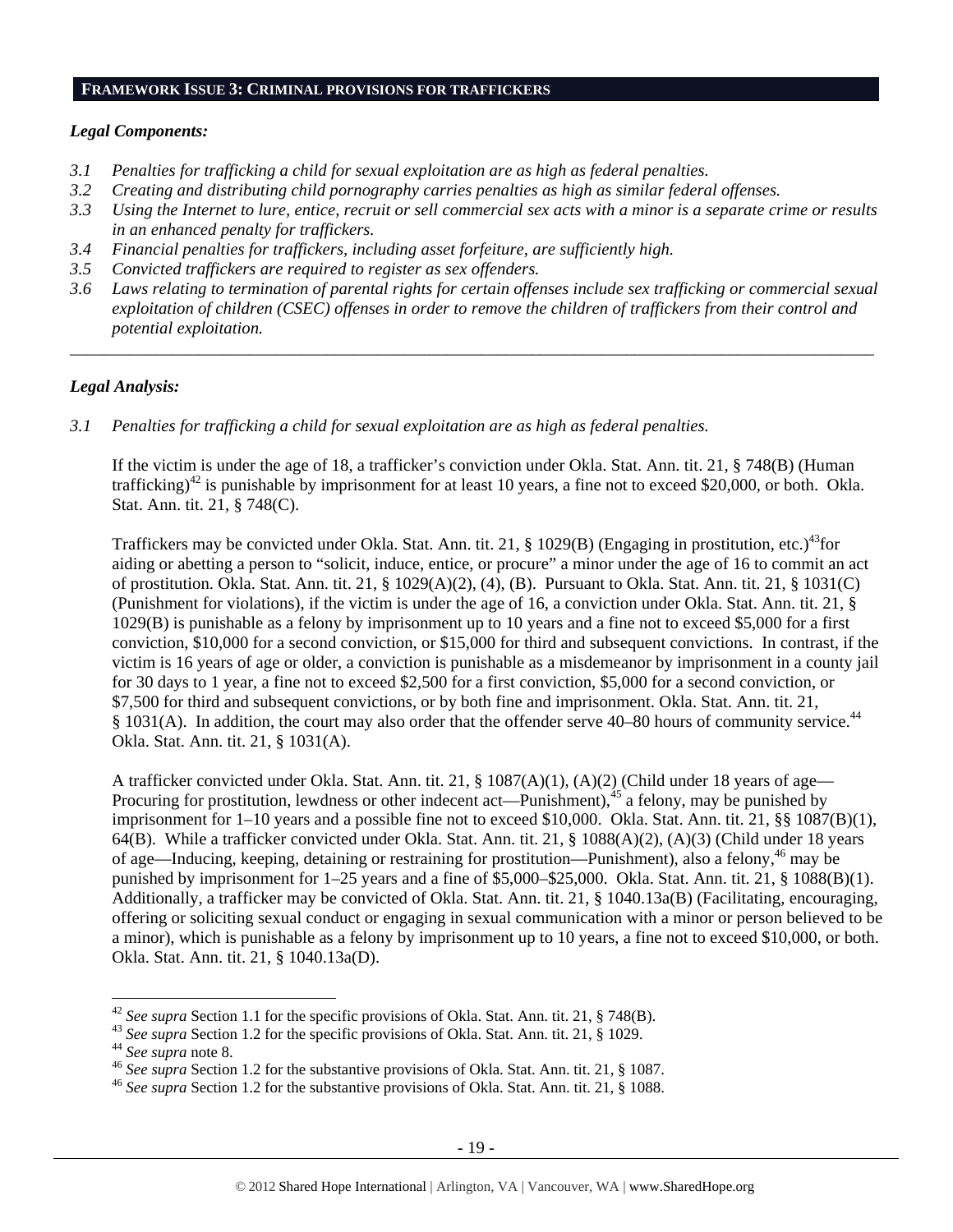**FRAMEWORK ISSUE 3: CRIMINAL PROVISIONS FOR TRAFFICKERS**

*Legal Components:*

*3.1 Penalties for trafficking a child for sexual exploitation are as high as federal penalties.*
*3.2 Creating and distributing child pornography carries penalties as high as similar federal offenses.*
*3.3 Using the Internet to lure, entice, recruit or sell commercial sex acts with a minor is a separate crime or results in an enhanced penalty for traffickers.*
*3.4 Financial penalties for traffickers, including asset forfeiture, are sufficiently high.*
*3.5 Convicted traffickers are required to register as sex offenders.*
*3.6 Laws relating to termination of parental rights for certain offenses include sex trafficking or commercial sexual exploitation of children (CSEC) offenses in order to remove the children of traffickers from their control and potential exploitation.*

---

*Legal Analysis:*

*3.1 Penalties for trafficking a child for sexual exploitation are as high as federal penalties.*

If the victim is under the age of 18, a trafficker's conviction under Okla. Stat. Ann. tit. 21, § 748(B) (Human trafficking)[42] is punishable by imprisonment for at least 10 years, a fine not to exceed $20,000, or both. Okla. Stat. Ann. tit. 21, § 748(C).

Traffickers may be convicted under Okla. Stat. Ann. tit. 21, § 1029(B) (Engaging in prostitution, etc.)[43]for aiding or abetting a person to "solicit, induce, entice, or procure" a minor under the age of 16 to commit an act of prostitution. Okla. Stat. Ann. tit. 21, § 1029(A)(2), (4), (B). Pursuant to Okla. Stat. Ann. tit. 21, § 1031(C) (Punishment for violations), if the victim is under the age of 16, a conviction under Okla. Stat. Ann. tit. 21, § 1029(B) is punishable as a felony by imprisonment up to 10 years and a fine not to exceed $5,000 for a first conviction, $10,000 for a second conviction, or $15,000 for third and subsequent convictions. In contrast, if the victim is 16 years of age or older, a conviction is punishable as a misdemeanor by imprisonment in a county jail for 30 days to 1 year, a fine not to exceed $2,500 for a first conviction, $5,000 for a second conviction, or $7,500 for third and subsequent convictions, or by both fine and imprisonment. Okla. Stat. Ann. tit. 21, § 1031(A). In addition, the court may also order that the offender serve 40–80 hours of community service.[44] Okla. Stat. Ann. tit. 21, § 1031(A).

A trafficker convicted under Okla. Stat. Ann. tit. 21, § 1087(A)(1), (A)(2) (Child under 18 years of age—Procuring for prostitution, lewdness or other indecent act—Punishment),[45] a felony, may be punished by imprisonment for 1–10 years and a possible fine not to exceed $10,000. Okla. Stat. Ann. tit. 21, §§ 1087(B)(1), 64(B). While a trafficker convicted under Okla. Stat. Ann. tit. 21, § 1088(A)(2), (A)(3) (Child under 18 years of age—Inducing, keeping, detaining or restraining for prostitution—Punishment), also a felony,[46] may be punished by imprisonment for 1–25 years and a fine of $5,000–$25,000. Okla. Stat. Ann. tit. 21, § 1088(B)(1). Additionally, a trafficker may be convicted of Okla. Stat. Ann. tit. 21, § 1040.13a(B) (Facilitating, encouraging, offering or soliciting sexual conduct or engaging in sexual communication with a minor or person believed to be a minor), which is punishable as a felony by imprisonment up to 10 years, a fine not to exceed $10,000, or both. Okla. Stat. Ann. tit. 21, § 1040.13a(D).

---

[42] *See supra* Section 1.1 for the specific provisions of Okla. Stat. Ann. tit. 21, § 748(B).
[43] *See supra* Section 1.2 for the specific provisions of Okla. Stat. Ann. tit. 21, § 1029.
[44] *See supra* note 8.
[46] *See supra* Section 1.2 for the substantive provisions of Okla. Stat. Ann. tit. 21, § 1087.
[46] *See supra* Section 1.2 for the substantive provisions of Okla. Stat. Ann. tit. 21, § 1088.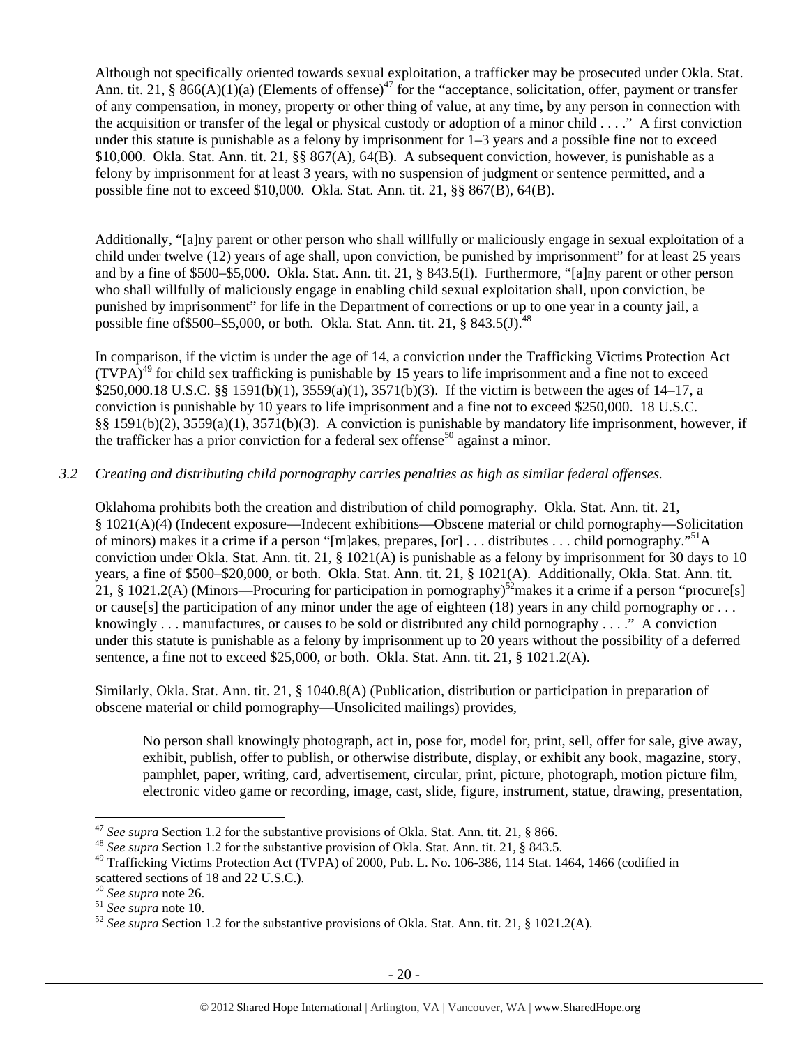Although not specifically oriented towards sexual exploitation, a trafficker may be prosecuted under Okla. Stat. Ann. tit. 21, § 866(A)(1)(a) (Elements of offense)[47] for the "acceptance, solicitation, offer, payment or transfer of any compensation, in money, property or other thing of value, at any time, by any person in connection with the acquisition or transfer of the legal or physical custody or adoption of a minor child . . . ." A first conviction under this statute is punishable as a felony by imprisonment for 1–3 years and a possible fine not to exceed $10,000. Okla. Stat. Ann. tit. 21, §§ 867(A), 64(B). A subsequent conviction, however, is punishable as a felony by imprisonment for at least 3 years, with no suspension of judgment or sentence permitted, and a possible fine not to exceed $10,000. Okla. Stat. Ann. tit. 21, §§ 867(B), 64(B).

Additionally, "[a]ny parent or other person who shall willfully or maliciously engage in sexual exploitation of a child under twelve (12) years of age shall, upon conviction, be punished by imprisonment" for at least 25 years and by a fine of $500–$5,000. Okla. Stat. Ann. tit. 21, § 843.5(I). Furthermore, "[a]ny parent or other person who shall willfully of maliciously engage in enabling child sexual exploitation shall, upon conviction, be punished by imprisonment" for life in the Department of corrections or up to one year in a county jail, a possible fine of$500–$5,000, or both. Okla. Stat. Ann. tit. 21, § 843.5(J).[48]

In comparison, if the victim is under the age of 14, a conviction under the Trafficking Victims Protection Act (TVPA)[49] for child sex trafficking is punishable by 15 years to life imprisonment and a fine not to exceed $250,000.18 U.S.C. §§ 1591(b)(1), 3559(a)(1), 3571(b)(3). If the victim is between the ages of 14–17, a conviction is punishable by 10 years to life imprisonment and a fine not to exceed $250,000. 18 U.S.C. §§ 1591(b)(2), 3559(a)(1), 3571(b)(3). A conviction is punishable by mandatory life imprisonment, however, if the trafficker has a prior conviction for a federal sex offense[50] against a minor.

*3.2 Creating and distributing child pornography carries penalties as high as similar federal offenses.*

Oklahoma prohibits both the creation and distribution of child pornography. Okla. Stat. Ann. tit. 21, § 1021(A)(4) (Indecent exposure—Indecent exhibitions—Obscene material or child pornography—Solicitation of minors) makes it a crime if a person "[m]akes, prepares, [or] . . . distributes . . . child pornography."[51]A conviction under Okla. Stat. Ann. tit. 21, § 1021(A) is punishable as a felony by imprisonment for 30 days to 10 years, a fine of $500–$20,000, or both. Okla. Stat. Ann. tit. 21, § 1021(A). Additionally, Okla. Stat. Ann. tit. 21, § 1021.2(A) (Minors—Procuring for participation in pornography)[52]makes it a crime if a person "procure[s] or cause[s] the participation of any minor under the age of eighteen (18) years in any child pornography or . . . knowingly . . . manufactures, or causes to be sold or distributed any child pornography . . . ." A conviction under this statute is punishable as a felony by imprisonment up to 20 years without the possibility of a deferred sentence, a fine not to exceed $25,000, or both. Okla. Stat. Ann. tit. 21, § 1021.2(A).

Similarly, Okla. Stat. Ann. tit. 21, § 1040.8(A) (Publication, distribution or participation in preparation of obscene material or child pornography—Unsolicited mailings) provides,

> No person shall knowingly photograph, act in, pose for, model for, print, sell, offer for sale, give away, exhibit, publish, offer to publish, or otherwise distribute, display, or exhibit any book, magazine, story, pamphlet, paper, writing, card, advertisement, circular, print, picture, photograph, motion picture film, electronic video game or recording, image, cast, slide, figure, instrument, statue, drawing, presentation,

---

[47] *See supra* Section 1.2 for the substantive provisions of Okla. Stat. Ann. tit. 21, § 866.
[48] *See supra* Section 1.2 for the substantive provision of Okla. Stat. Ann. tit. 21, § 843.5.
[49] Trafficking Victims Protection Act (TVPA) of 2000, Pub. L. No. 106-386, 114 Stat. 1464, 1466 (codified in scattered sections of 18 and 22 U.S.C.).
[50] *See supra* note 26.
[51] *See supra* note 10.
[52] *See supra* Section 1.2 for the substantive provisions of Okla. Stat. Ann. tit. 21, § 1021.2(A).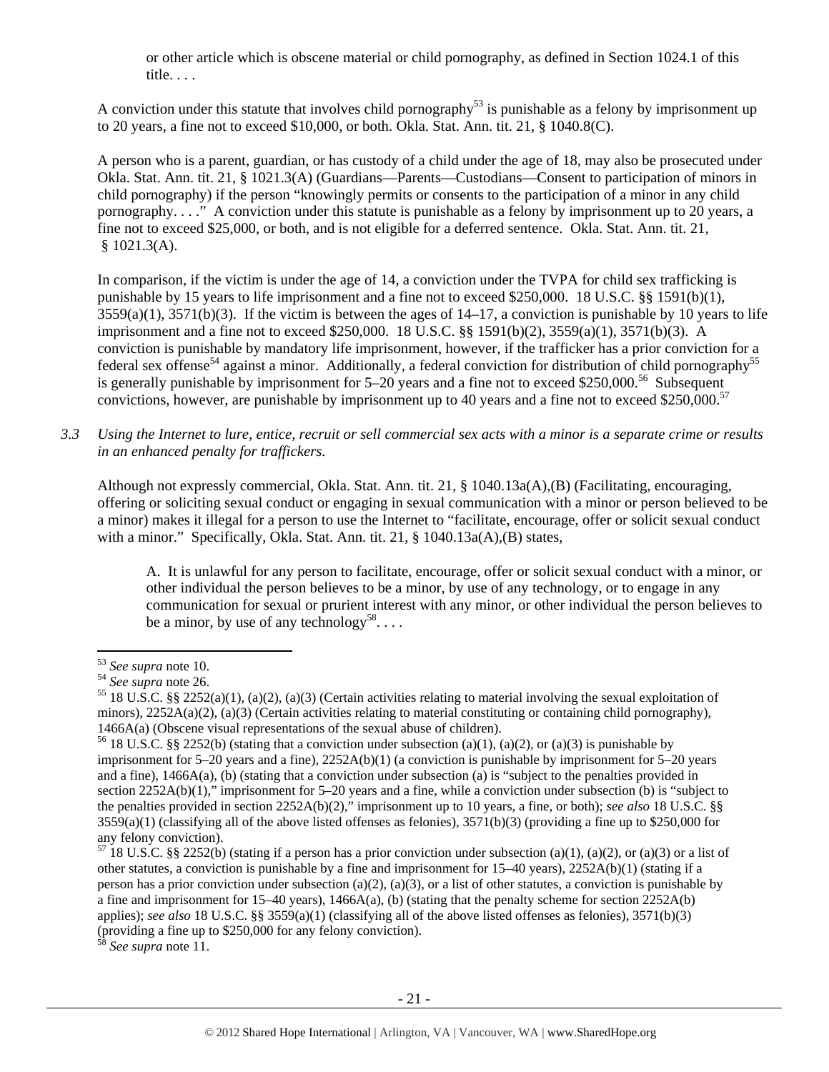> or other article which is obscene material or child pornography, as defined in Section 1024.1 of this title. . . .

A conviction under this statute that involves child pornography[53] is punishable as a felony by imprisonment up to 20 years, a fine not to exceed $10,000, or both. Okla. Stat. Ann. tit. 21, § 1040.8(C).

A person who is a parent, guardian, or has custody of a child under the age of 18, may also be prosecuted under Okla. Stat. Ann. tit. 21, § 1021.3(A) (Guardians—Parents—Custodians—Consent to participation of minors in child pornography) if the person "knowingly permits or consents to the participation of a minor in any child pornography. . . ." A conviction under this statute is punishable as a felony by imprisonment up to 20 years, a fine not to exceed $25,000, or both, and is not eligible for a deferred sentence. Okla. Stat. Ann. tit. 21, § 1021.3(A).

In comparison, if the victim is under the age of 14, a conviction under the TVPA for child sex trafficking is punishable by 15 years to life imprisonment and a fine not to exceed $250,000. 18 U.S.C. §§ 1591(b)(1), 3559(a)(1), 3571(b)(3). If the victim is between the ages of 14–17, a conviction is punishable by 10 years to life imprisonment and a fine not to exceed $250,000. 18 U.S.C. §§ 1591(b)(2), 3559(a)(1), 3571(b)(3). A conviction is punishable by mandatory life imprisonment, however, if the trafficker has a prior conviction for a federal sex offense[54] against a minor. Additionally, a federal conviction for distribution of child pornography[55] is generally punishable by imprisonment for 5–20 years and a fine not to exceed $250,000.[56] Subsequent convictions, however, are punishable by imprisonment up to 40 years and a fine not to exceed $250,000.[57]

*3.3 Using the Internet to lure, entice, recruit or sell commercial sex acts with a minor is a separate crime or results in an enhanced penalty for traffickers.*

Although not expressly commercial, Okla. Stat. Ann. tit. 21, § 1040.13a(A),(B) (Facilitating, encouraging, offering or soliciting sexual conduct or engaging in sexual communication with a minor or person believed to be a minor) makes it illegal for a person to use the Internet to "facilitate, encourage, offer or solicit sexual conduct with a minor." Specifically, Okla. Stat. Ann. tit. 21, § 1040.13a(A),(B) states,

> A. It is unlawful for any person to facilitate, encourage, offer or solicit sexual conduct with a minor, or other individual the person believes to be a minor, by use of any technology, or to engage in any communication for sexual or prurient interest with any minor, or other individual the person believes to be a minor, by use of any technology[58]. . . .

---

[53] *See supra* note 10.

[54] *See supra* note 26.

[55] 18 U.S.C. §§ 2252(a)(1), (a)(2), (a)(3) (Certain activities relating to material involving the sexual exploitation of minors), 2252A(a)(2), (a)(3) (Certain activities relating to material constituting or containing child pornography), 1466A(a) (Obscene visual representations of the sexual abuse of children).

[56] 18 U.S.C. §§ 2252(b) (stating that a conviction under subsection (a)(1), (a)(2), or (a)(3) is punishable by imprisonment for 5–20 years and a fine), 2252A(b)(1) (a conviction is punishable by imprisonment for 5–20 years and a fine), 1466A(a), (b) (stating that a conviction under subsection (a) is "subject to the penalties provided in section 2252A(b)(1)," imprisonment for 5–20 years and a fine, while a conviction under subsection (b) is "subject to the penalties provided in section 2252A(b)(2)," imprisonment up to 10 years, a fine, or both); *see also* 18 U.S.C. §§ 3559(a)(1) (classifying all of the above listed offenses as felonies), 3571(b)(3) (providing a fine up to $250,000 for any felony conviction).

[57] 18 U.S.C. §§ 2252(b) (stating if a person has a prior conviction under subsection (a)(1), (a)(2), or (a)(3) or a list of other statutes, a conviction is punishable by a fine and imprisonment for 15–40 years), 2252A(b)(1) (stating if a person has a prior conviction under subsection (a)(2), (a)(3), or a list of other statutes, a conviction is punishable by a fine and imprisonment for 15–40 years), 1466A(a), (b) (stating that the penalty scheme for section 2252A(b) applies); *see also* 18 U.S.C. §§ 3559(a)(1) (classifying all of the above listed offenses as felonies), 3571(b)(3) (providing a fine up to $250,000 for any felony conviction).

[58] *See supra* note 11.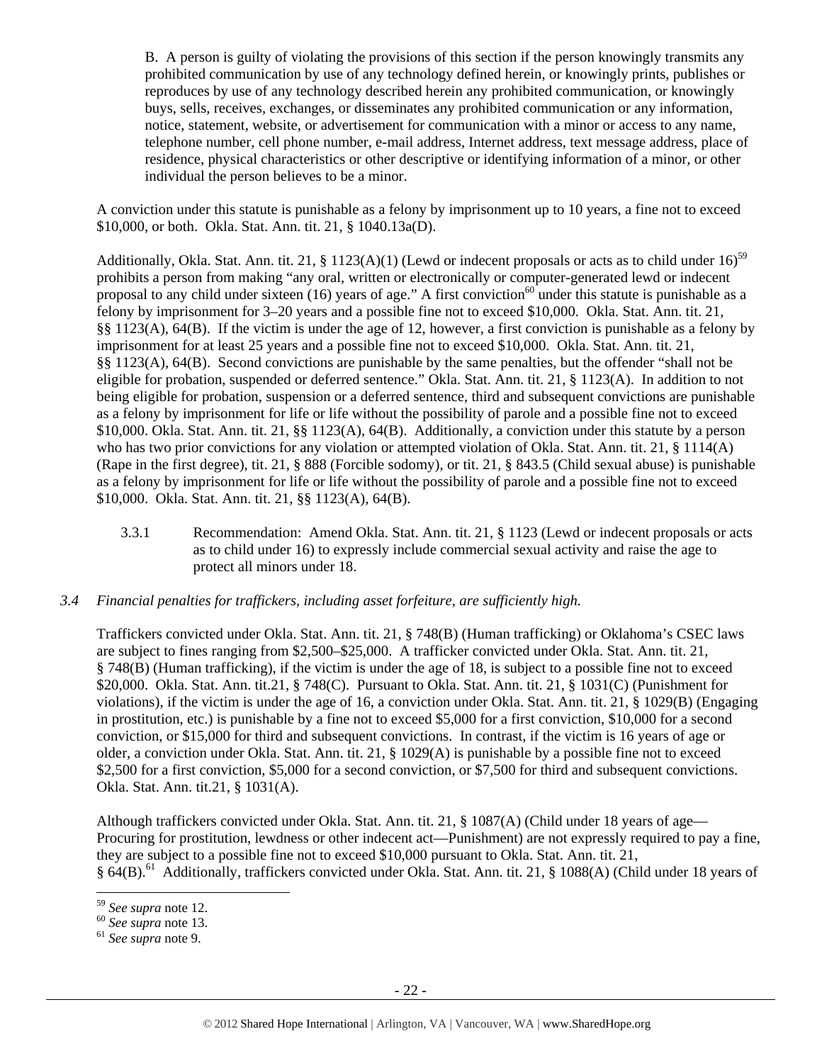B. A person is guilty of violating the provisions of this section if the person knowingly transmits any prohibited communication by use of any technology defined herein, or knowingly prints, publishes or reproduces by use of any technology described herein any prohibited communication, or knowingly buys, sells, receives, exchanges, or disseminates any prohibited communication or any information, notice, statement, website, or advertisement for communication with a minor or access to any name, telephone number, cell phone number, e-mail address, Internet address, text message address, place of residence, physical characteristics or other descriptive or identifying information of a minor, or other individual the person believes to be a minor.

A conviction under this statute is punishable as a felony by imprisonment up to 10 years, a fine not to exceed $10,000, or both. Okla. Stat. Ann. tit. 21, § 1040.13a(D).

Additionally, Okla. Stat. Ann. tit. 21, § 1123(A)(1) (Lewd or indecent proposals or acts as to child under 16)[59] prohibits a person from making "any oral, written or electronically or computer-generated lewd or indecent proposal to any child under sixteen (16) years of age." A first conviction[60] under this statute is punishable as a felony by imprisonment for 3–20 years and a possible fine not to exceed $10,000. Okla. Stat. Ann. tit. 21, §§ 1123(A), 64(B). If the victim is under the age of 12, however, a first conviction is punishable as a felony by imprisonment for at least 25 years and a possible fine not to exceed $10,000. Okla. Stat. Ann. tit. 21, §§ 1123(A), 64(B). Second convictions are punishable by the same penalties, but the offender "shall not be eligible for probation, suspended or deferred sentence." Okla. Stat. Ann. tit. 21, § 1123(A). In addition to not being eligible for probation, suspension or a deferred sentence, third and subsequent convictions are punishable as a felony by imprisonment for life or life without the possibility of parole and a possible fine not to exceed $10,000. Okla. Stat. Ann. tit. 21, §§ 1123(A), 64(B). Additionally, a conviction under this statute by a person who has two prior convictions for any violation or attempted violation of Okla. Stat. Ann. tit. 21, § 1114(A) (Rape in the first degree), tit. 21, § 888 (Forcible sodomy), or tit. 21, § 843.5 (Child sexual abuse) is punishable as a felony by imprisonment for life or life without the possibility of parole and a possible fine not to exceed $10,000. Okla. Stat. Ann. tit. 21, §§ 1123(A), 64(B).

3.3.1 Recommendation: Amend Okla. Stat. Ann. tit. 21, § 1123 (Lewd or indecent proposals or acts as to child under 16) to expressly include commercial sexual activity and raise the age to protect all minors under 18.

### *3.4 Financial penalties for traffickers, including asset forfeiture, are sufficiently high.*

Traffickers convicted under Okla. Stat. Ann. tit. 21, § 748(B) (Human trafficking) or Oklahoma's CSEC laws are subject to fines ranging from $2,500–$25,000. A trafficker convicted under Okla. Stat. Ann. tit. 21, § 748(B) (Human trafficking), if the victim is under the age of 18, is subject to a possible fine not to exceed $20,000. Okla. Stat. Ann. tit.21, § 748(C). Pursuant to Okla. Stat. Ann. tit. 21, § 1031(C) (Punishment for violations), if the victim is under the age of 16, a conviction under Okla. Stat. Ann. tit. 21, § 1029(B) (Engaging in prostitution, etc.) is punishable by a fine not to exceed $5,000 for a first conviction, $10,000 for a second conviction, or $15,000 for third and subsequent convictions. In contrast, if the victim is 16 years of age or older, a conviction under Okla. Stat. Ann. tit. 21, § 1029(A) is punishable by a possible fine not to exceed $2,500 for a first conviction, $5,000 for a second conviction, or $7,500 for third and subsequent convictions. Okla. Stat. Ann. tit.21, § 1031(A).

Although traffickers convicted under Okla. Stat. Ann. tit. 21, § 1087(A) (Child under 18 years of age—Procuring for prostitution, lewdness or other indecent act—Punishment) are not expressly required to pay a fine, they are subject to a possible fine not to exceed $10,000 pursuant to Okla. Stat. Ann. tit. 21, § 64(B).[61] Additionally, traffickers convicted under Okla. Stat. Ann. tit. 21, § 1088(A) (Child under 18 years of

[59] *See supra* note 12.
[60] *See supra* note 13.
[61] *See supra* note 9.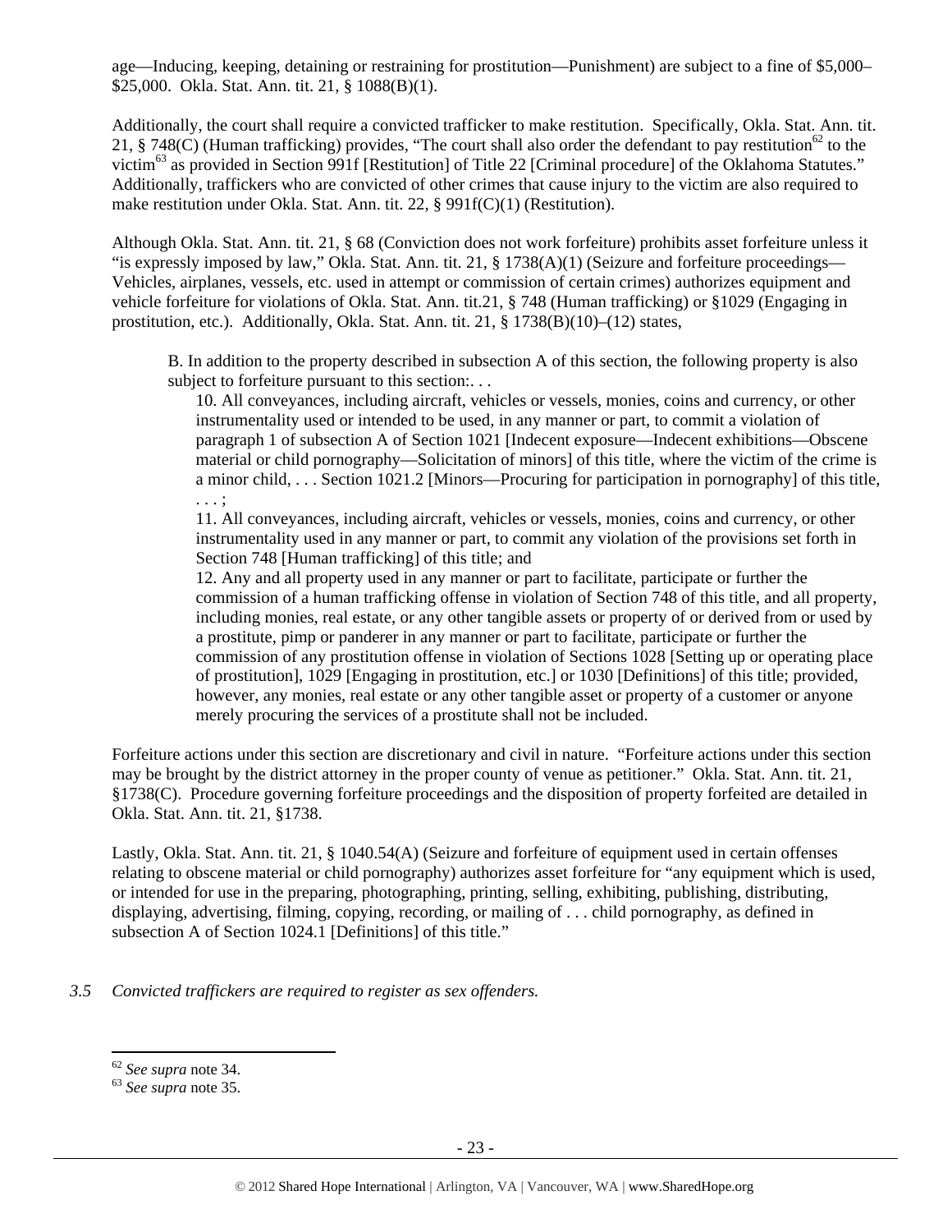age—Inducing, keeping, detaining or restraining for prostitution—Punishment) are subject to a fine of $5,000–$25,000. Okla. Stat. Ann. tit. 21, § 1088(B)(1).

Additionally, the court shall require a convicted trafficker to make restitution. Specifically, Okla. Stat. Ann. tit. 21, § 748(C) (Human trafficking) provides, "The court shall also order the defendant to pay restitution[62] to the victim[63] as provided in Section 991f [Restitution] of Title 22 [Criminal procedure] of the Oklahoma Statutes." Additionally, traffickers who are convicted of other crimes that cause injury to the victim are also required to make restitution under Okla. Stat. Ann. tit. 22, § 991f(C)(1) (Restitution).

Although Okla. Stat. Ann. tit. 21, § 68 (Conviction does not work forfeiture) prohibits asset forfeiture unless it "is expressly imposed by law," Okla. Stat. Ann. tit. 21, § 1738(A)(1) (Seizure and forfeiture proceedings—Vehicles, airplanes, vessels, etc. used in attempt or commission of certain crimes) authorizes equipment and vehicle forfeiture for violations of Okla. Stat. Ann. tit.21, § 748 (Human trafficking) or §1029 (Engaging in prostitution, etc.). Additionally, Okla. Stat. Ann. tit. 21, § 1738(B)(10)–(12) states,

> B. In addition to the property described in subsection A of this section, the following property is also subject to forfeiture pursuant to this section:. . .
>
> 10. All conveyances, including aircraft, vehicles or vessels, monies, coins and currency, or other instrumentality used or intended to be used, in any manner or part, to commit a violation of paragraph 1 of subsection A of Section 1021 [Indecent exposure—Indecent exhibitions—Obscene material or child pornography—Solicitation of minors] of this title, where the victim of the crime is a minor child, . . . Section 1021.2 [Minors—Procuring for participation in pornography] of this title, . . . ;
>
> 11. All conveyances, including aircraft, vehicles or vessels, monies, coins and currency, or other instrumentality used in any manner or part, to commit any violation of the provisions set forth in Section 748 [Human trafficking] of this title; and
>
> 12. Any and all property used in any manner or part to facilitate, participate or further the commission of a human trafficking offense in violation of Section 748 of this title, and all property, including monies, real estate, or any other tangible assets or property of or derived from or used by a prostitute, pimp or panderer in any manner or part to facilitate, participate or further the commission of any prostitution offense in violation of Sections 1028 [Setting up or operating place of prostitution], 1029 [Engaging in prostitution, etc.] or 1030 [Definitions] of this title; provided, however, any monies, real estate or any other tangible asset or property of a customer or anyone merely procuring the services of a prostitute shall not be included.

Forfeiture actions under this section are discretionary and civil in nature. "Forfeiture actions under this section may be brought by the district attorney in the proper county of venue as petitioner." Okla. Stat. Ann. tit. 21, §1738(C). Procedure governing forfeiture proceedings and the disposition of property forfeited are detailed in Okla. Stat. Ann. tit. 21, §1738.

Lastly, Okla. Stat. Ann. tit. 21, § 1040.54(A) (Seizure and forfeiture of equipment used in certain offenses relating to obscene material or child pornography) authorizes asset forfeiture for "any equipment which is used, or intended for use in the preparing, photographing, printing, selling, exhibiting, publishing, distributing, displaying, advertising, filming, copying, recording, or mailing of . . . child pornography, as defined in subsection A of Section 1024.1 [Definitions] of this title."

*3.5 Convicted traffickers are required to register as sex offenders.*

---

[62] *See supra* note 34.

[63] *See supra* note 35.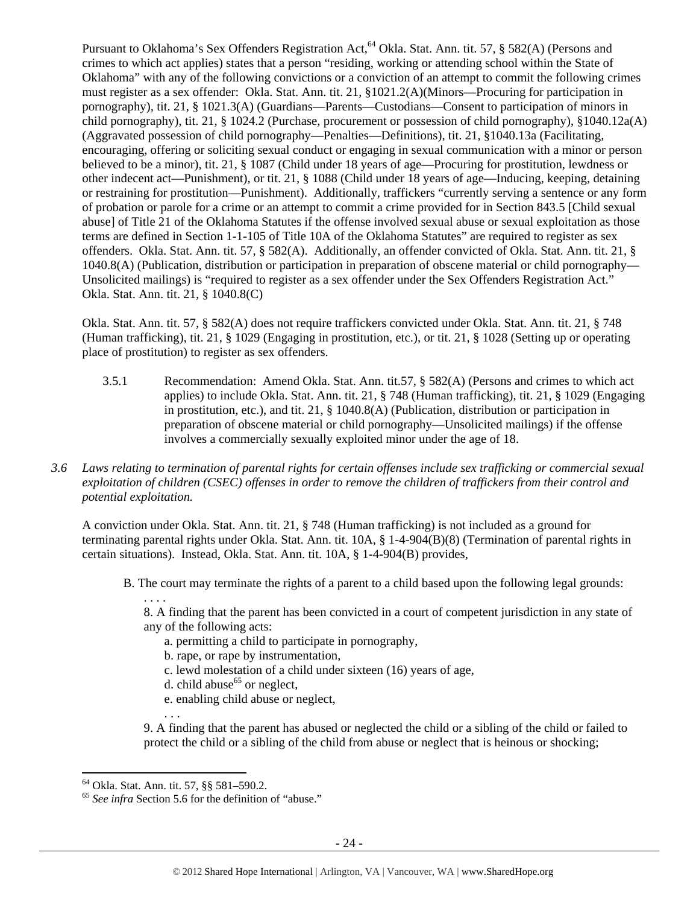Pursuant to Oklahoma's Sex Offenders Registration Act,[64] Okla. Stat. Ann. tit. 57, § 582(A) (Persons and crimes to which act applies) states that a person "residing, working or attending school within the State of Oklahoma" with any of the following convictions or a conviction of an attempt to commit the following crimes must register as a sex offender: Okla. Stat. Ann. tit. 21, §1021.2(A)(Minors—Procuring for participation in pornography), tit. 21, § 1021.3(A) (Guardians—Parents—Custodians—Consent to participation of minors in child pornography), tit. 21, § 1024.2 (Purchase, procurement or possession of child pornography), §1040.12a(A) (Aggravated possession of child pornography—Penalties—Definitions), tit. 21, §1040.13a (Facilitating, encouraging, offering or soliciting sexual conduct or engaging in sexual communication with a minor or person believed to be a minor), tit. 21, § 1087 (Child under 18 years of age—Procuring for prostitution, lewdness or other indecent act—Punishment), or tit. 21, § 1088 (Child under 18 years of age—Inducing, keeping, detaining or restraining for prostitution—Punishment). Additionally, traffickers "currently serving a sentence or any form of probation or parole for a crime or an attempt to commit a crime provided for in Section 843.5 [Child sexual abuse] of Title 21 of the Oklahoma Statutes if the offense involved sexual abuse or sexual exploitation as those terms are defined in Section 1-1-105 of Title 10A of the Oklahoma Statutes" are required to register as sex offenders. Okla. Stat. Ann. tit. 57, § 582(A). Additionally, an offender convicted of Okla. Stat. Ann. tit. 21, § 1040.8(A) (Publication, distribution or participation in preparation of obscene material or child pornography—Unsolicited mailings) is "required to register as a sex offender under the Sex Offenders Registration Act." Okla. Stat. Ann. tit. 21, § 1040.8(C)

Okla. Stat. Ann. tit. 57, § 582(A) does not require traffickers convicted under Okla. Stat. Ann. tit. 21, § 748 (Human trafficking), tit. 21, § 1029 (Engaging in prostitution, etc.), or tit. 21, § 1028 (Setting up or operating place of prostitution) to register as sex offenders.

3.5.1 Recommendation: Amend Okla. Stat. Ann. tit.57, § 582(A) (Persons and crimes to which act applies) to include Okla. Stat. Ann. tit. 21, § 748 (Human trafficking), tit. 21, § 1029 (Engaging in prostitution, etc.), and tit. 21, § 1040.8(A) (Publication, distribution or participation in preparation of obscene material or child pornography—Unsolicited mailings) if the offense involves a commercially sexually exploited minor under the age of 18.

*3.6 Laws relating to termination of parental rights for certain offenses include sex trafficking or commercial sexual exploitation of children (CSEC) offenses in order to remove the children of traffickers from their control and potential exploitation.*

A conviction under Okla. Stat. Ann. tit. 21, § 748 (Human trafficking) is not included as a ground for terminating parental rights under Okla. Stat. Ann. tit. 10A, § 1-4-904(B)(8) (Termination of parental rights in certain situations). Instead, Okla. Stat. Ann. tit. 10A, § 1-4-904(B) provides,

> B. The court may terminate the rights of a parent to a child based upon the following legal grounds:
>
> . . . .
>
> 8. A finding that the parent has been convicted in a court of competent jurisdiction in any state of any of the following acts:
>
> a. permitting a child to participate in pornography,
>
> b. rape, or rape by instrumentation,
>
> c. lewd molestation of a child under sixteen (16) years of age,
>
> d. child abuse[65] or neglect,
>
> e. enabling child abuse or neglect,
>
> . . .
>
> 9. A finding that the parent has abused or neglected the child or a sibling of the child or failed to protect the child or a sibling of the child from abuse or neglect that is heinous or shocking;

---

[64] Okla. Stat. Ann. tit. 57, §§ 581–590.2.

[65] *See infra* Section 5.6 for the definition of "abuse."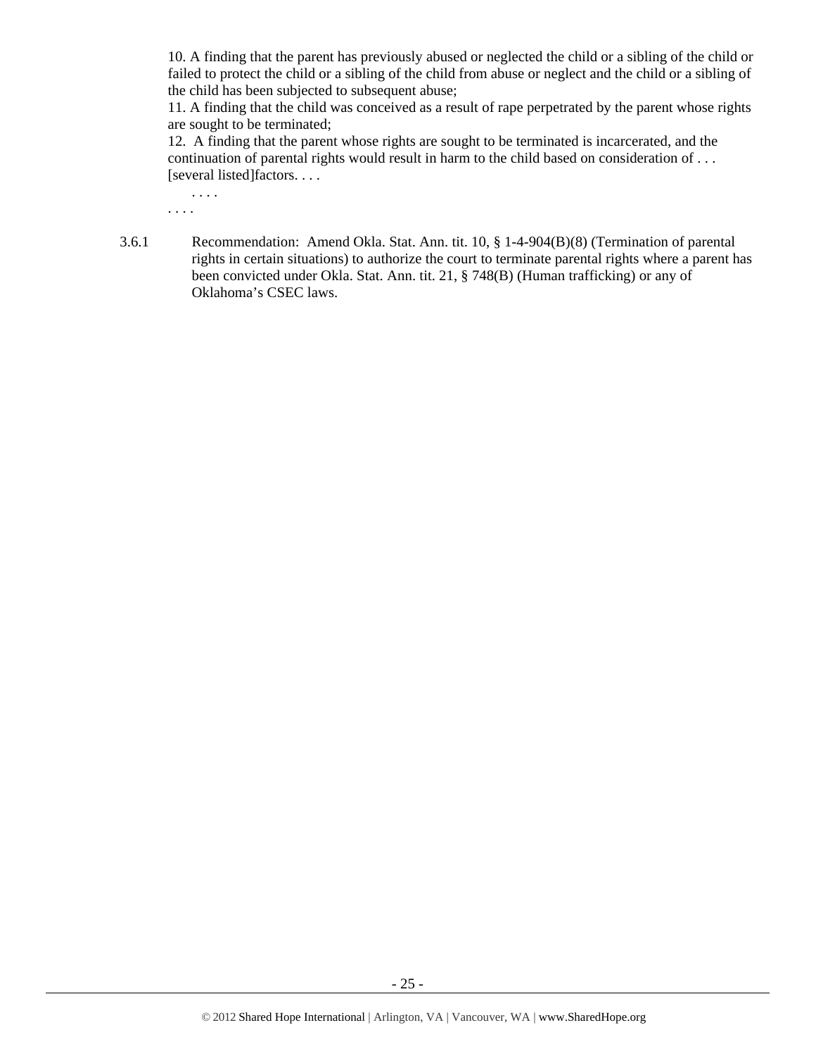10. A finding that the parent has previously abused or neglected the child or a sibling of the child or failed to protect the child or a sibling of the child from abuse or neglect and the child or a sibling of the child has been subjected to subsequent abuse;

11. A finding that the child was conceived as a result of rape perpetrated by the parent whose rights are sought to be terminated;

12. A finding that the parent whose rights are sought to be terminated is incarcerated, and the continuation of parental rights would result in harm to the child based on consideration of . . . [several listed]factors. . . .

. . . .

. . . .

3.6.1 Recommendation: Amend Okla. Stat. Ann. tit. 10, § 1-4-904(B)(8) (Termination of parental rights in certain situations) to authorize the court to terminate parental rights where a parent has been convicted under Okla. Stat. Ann. tit. 21, § 748(B) (Human trafficking) or any of Oklahoma's CSEC laws.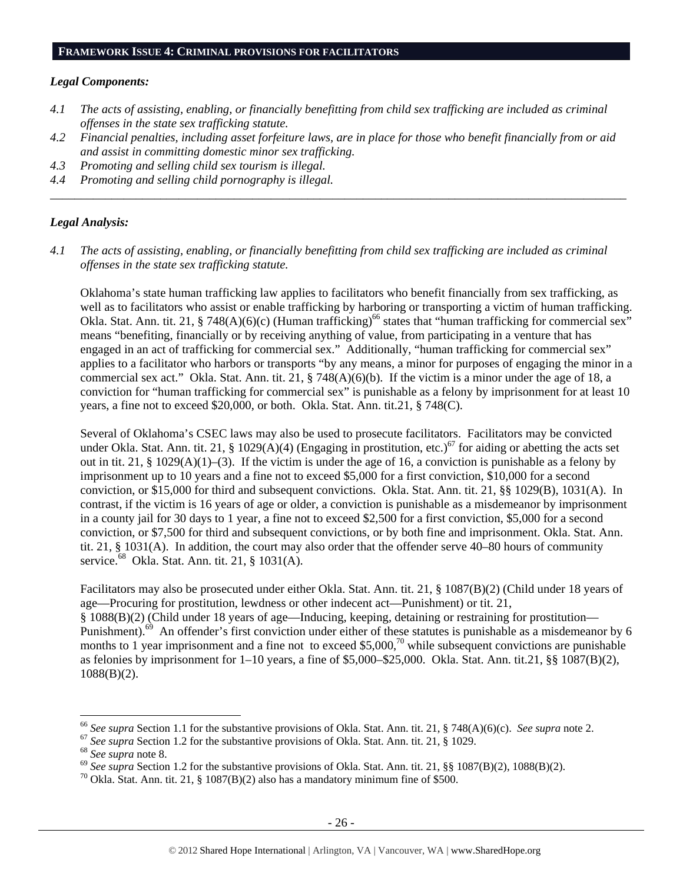## FRAMEWORK ISSUE 4: CRIMINAL PROVISIONS FOR FACILITATORS

### *Legal Components:*

*4.1 The acts of assisting, enabling, or financially benefitting from child sex trafficking are included as criminal offenses in the state sex trafficking statute.*

*4.2 Financial penalties, including asset forfeiture laws, are in place for those who benefit financially from or aid and assist in committing domestic minor sex trafficking.*

*4.3 Promoting and selling child sex tourism is illegal.*

*4.4 Promoting and selling child pornography is illegal.*

---

### *Legal Analysis:*

*4.1 The acts of assisting, enabling, or financially benefitting from child sex trafficking are included as criminal offenses in the state sex trafficking statute.*

Oklahoma's state human trafficking law applies to facilitators who benefit financially from sex trafficking, as well as to facilitators who assist or enable trafficking by harboring or transporting a victim of human trafficking. Okla. Stat. Ann. tit. 21, § 748(A)(6)(c) (Human trafficking)[66] states that "human trafficking for commercial sex" means "benefiting, financially or by receiving anything of value, from participating in a venture that has engaged in an act of trafficking for commercial sex." Additionally, "human trafficking for commercial sex" applies to a facilitator who harbors or transports "by any means, a minor for purposes of engaging the minor in a commercial sex act." Okla. Stat. Ann. tit. 21, § 748(A)(6)(b). If the victim is a minor under the age of 18, a conviction for "human trafficking for commercial sex" is punishable as a felony by imprisonment for at least 10 years, a fine not to exceed $20,000, or both. Okla. Stat. Ann. tit.21, § 748(C).

Several of Oklahoma's CSEC laws may also be used to prosecute facilitators. Facilitators may be convicted under Okla. Stat. Ann. tit. 21, § 1029(A)(4) (Engaging in prostitution, etc.)[67] for aiding or abetting the acts set out in tit. 21, § 1029(A)(1)–(3). If the victim is under the age of 16, a conviction is punishable as a felony by imprisonment up to 10 years and a fine not to exceed $5,000 for a first conviction, $10,000 for a second conviction, or $15,000 for third and subsequent convictions. Okla. Stat. Ann. tit. 21, §§ 1029(B), 1031(A). In contrast, if the victim is 16 years of age or older, a conviction is punishable as a misdemeanor by imprisonment in a county jail for 30 days to 1 year, a fine not to exceed $2,500 for a first conviction, $5,000 for a second conviction, or $7,500 for third and subsequent convictions, or by both fine and imprisonment. Okla. Stat. Ann. tit. 21, § 1031(A). In addition, the court may also order that the offender serve 40–80 hours of community service.[68] Okla. Stat. Ann. tit. 21, § 1031(A).

Facilitators may also be prosecuted under either Okla. Stat. Ann. tit. 21, § 1087(B)(2) (Child under 18 years of age—Procuring for prostitution, lewdness or other indecent act—Punishment) or tit. 21, § 1088(B)(2) (Child under 18 years of age—Inducing, keeping, detaining or restraining for prostitution—Punishment).[69] An offender's first conviction under either of these statutes is punishable as a misdemeanor by 6 months to 1 year imprisonment and a fine not to exceed $5,000,[70] while subsequent convictions are punishable as felonies by imprisonment for 1–10 years, a fine of $5,000–$25,000. Okla. Stat. Ann. tit.21, §§ 1087(B)(2), 1088(B)(2).

---

[66] *See supra* Section 1.1 for the substantive provisions of Okla. Stat. Ann. tit. 21, § 748(A)(6)(c). *See supra* note 2.

[67] *See supra* Section 1.2 for the substantive provisions of Okla. Stat. Ann. tit. 21, § 1029.

[68] *See supra* note 8.

[69] *See supra* Section 1.2 for the substantive provisions of Okla. Stat. Ann. tit. 21, §§ 1087(B)(2), 1088(B)(2).

[70] Okla. Stat. Ann. tit. 21, § 1087(B)(2) also has a mandatory minimum fine of $500.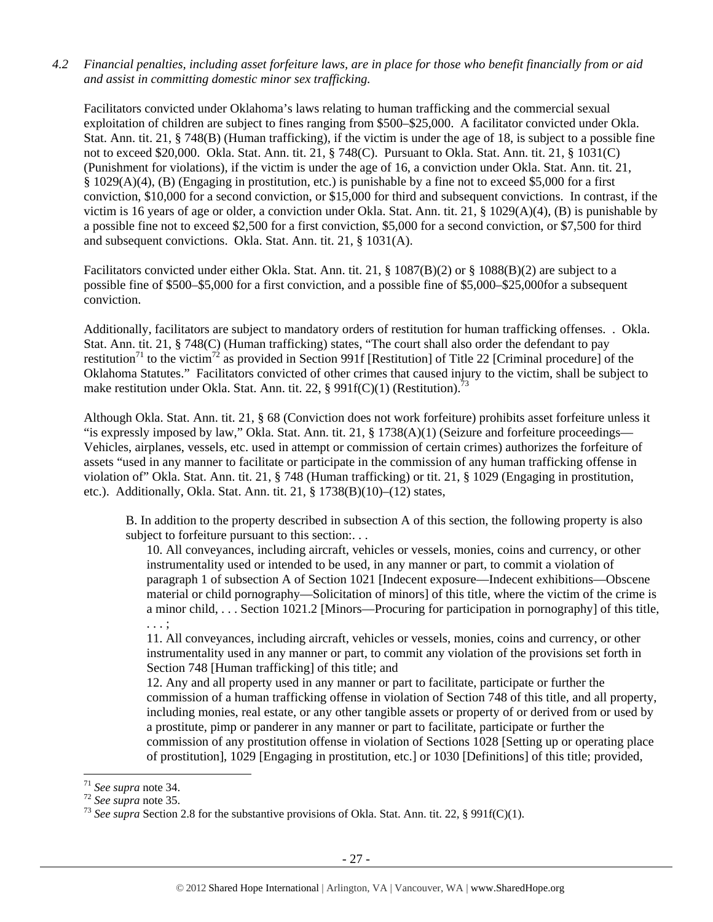*4.2 Financial penalties, including asset forfeiture laws, are in place for those who benefit financially from or aid and assist in committing domestic minor sex trafficking.*

Facilitators convicted under Oklahoma's laws relating to human trafficking and the commercial sexual exploitation of children are subject to fines ranging from $500–$25,000. A facilitator convicted under Okla. Stat. Ann. tit. 21, § 748(B) (Human trafficking), if the victim is under the age of 18, is subject to a possible fine not to exceed $20,000. Okla. Stat. Ann. tit. 21, § 748(C). Pursuant to Okla. Stat. Ann. tit. 21, § 1031(C) (Punishment for violations), if the victim is under the age of 16, a conviction under Okla. Stat. Ann. tit. 21, § 1029(A)(4), (B) (Engaging in prostitution, etc.) is punishable by a fine not to exceed $5,000 for a first conviction, $10,000 for a second conviction, or $15,000 for third and subsequent convictions. In contrast, if the victim is 16 years of age or older, a conviction under Okla. Stat. Ann. tit. 21, § 1029(A)(4), (B) is punishable by a possible fine not to exceed $2,500 for a first conviction, $5,000 for a second conviction, or $7,500 for third and subsequent convictions. Okla. Stat. Ann. tit. 21, § 1031(A).

Facilitators convicted under either Okla. Stat. Ann. tit. 21, § 1087(B)(2) or § 1088(B)(2) are subject to a possible fine of $500–$5,000 for a first conviction, and a possible fine of $5,000–$25,000for a subsequent conviction.

Additionally, facilitators are subject to mandatory orders of restitution for human trafficking offenses. . Okla. Stat. Ann. tit. 21, § 748(C) (Human trafficking) states, "The court shall also order the defendant to pay restitution[71] to the victim[72] as provided in Section 991f [Restitution] of Title 22 [Criminal procedure] of the Oklahoma Statutes." Facilitators convicted of other crimes that caused injury to the victim, shall be subject to make restitution under Okla. Stat. Ann. tit. 22, § 991f(C)(1) (Restitution).[73]

Although Okla. Stat. Ann. tit. 21, § 68 (Conviction does not work forfeiture) prohibits asset forfeiture unless it "is expressly imposed by law," Okla. Stat. Ann. tit. 21, § 1738(A)(1) (Seizure and forfeiture proceedings—Vehicles, airplanes, vessels, etc. used in attempt or commission of certain crimes) authorizes the forfeiture of assets "used in any manner to facilitate or participate in the commission of any human trafficking offense in violation of" Okla. Stat. Ann. tit. 21, § 748 (Human trafficking) or tit. 21, § 1029 (Engaging in prostitution, etc.). Additionally, Okla. Stat. Ann. tit. 21, § 1738(B)(10)–(12) states,

> B. In addition to the property described in subsection A of this section, the following property is also subject to forfeiture pursuant to this section:. . .
>
> 10. All conveyances, including aircraft, vehicles or vessels, monies, coins and currency, or other instrumentality used or intended to be used, in any manner or part, to commit a violation of paragraph 1 of subsection A of Section 1021 [Indecent exposure—Indecent exhibitions—Obscene material or child pornography—Solicitation of minors] of this title, where the victim of the crime is a minor child, . . . Section 1021.2 [Minors—Procuring for participation in pornography] of this title, . . . ;
>
> 11. All conveyances, including aircraft, vehicles or vessels, monies, coins and currency, or other instrumentality used in any manner or part, to commit any violation of the provisions set forth in Section 748 [Human trafficking] of this title; and
>
> 12. Any and all property used in any manner or part to facilitate, participate or further the commission of a human trafficking offense in violation of Section 748 of this title, and all property, including monies, real estate, or any other tangible assets or property of or derived from or used by a prostitute, pimp or panderer in any manner or part to facilitate, participate or further the commission of any prostitution offense in violation of Sections 1028 [Setting up or operating place of prostitution], 1029 [Engaging in prostitution, etc.] or 1030 [Definitions] of this title; provided,

---

[71] *See supra* note 34.

[72] *See supra* note 35.

[73] *See supra* Section 2.8 for the substantive provisions of Okla. Stat. Ann. tit. 22, § 991f(C)(1).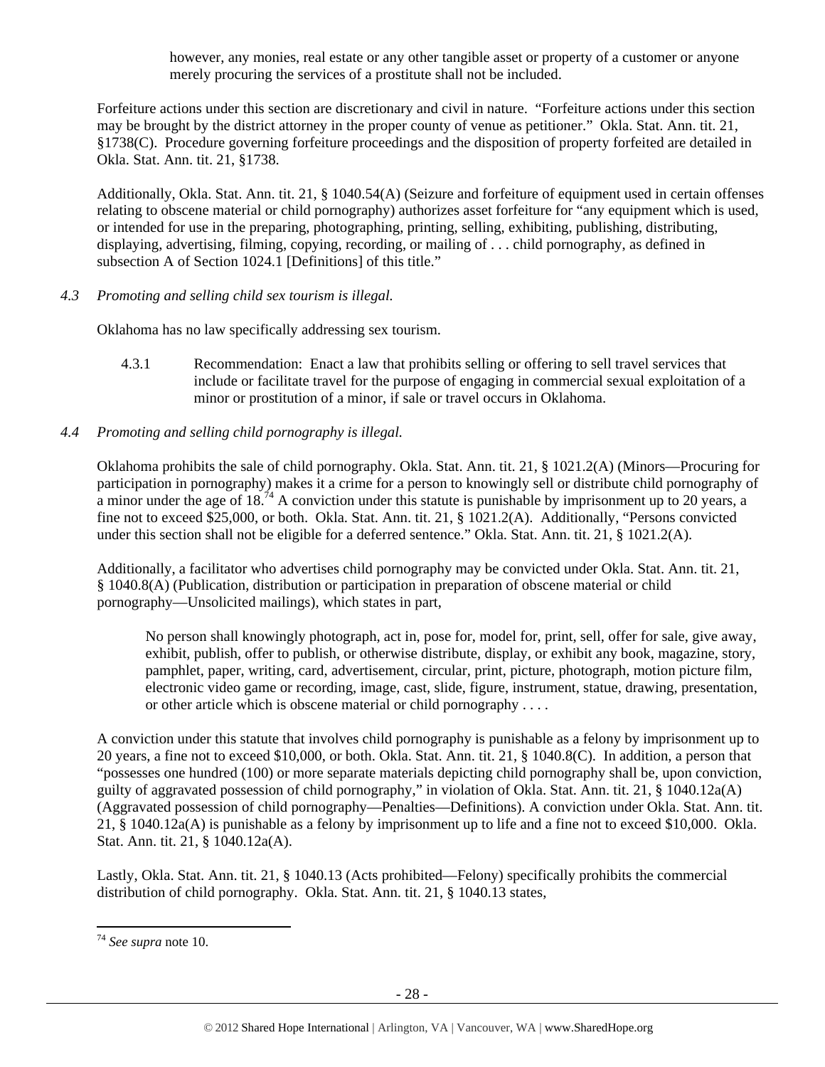however, any monies, real estate or any other tangible asset or property of a customer or anyone merely procuring the services of a prostitute shall not be included.

Forfeiture actions under this section are discretionary and civil in nature. "Forfeiture actions under this section may be brought by the district attorney in the proper county of venue as petitioner." Okla. Stat. Ann. tit. 21, §1738(C). Procedure governing forfeiture proceedings and the disposition of property forfeited are detailed in Okla. Stat. Ann. tit. 21, §1738.

Additionally, Okla. Stat. Ann. tit. 21, § 1040.54(A) (Seizure and forfeiture of equipment used in certain offenses relating to obscene material or child pornography) authorizes asset forfeiture for "any equipment which is used, or intended for use in the preparing, photographing, printing, selling, exhibiting, publishing, distributing, displaying, advertising, filming, copying, recording, or mailing of . . . child pornography, as defined in subsection A of Section 1024.1 [Definitions] of this title."

*4.3 Promoting and selling child sex tourism is illegal.*

Oklahoma has no law specifically addressing sex tourism.

4.3.1 Recommendation: Enact a law that prohibits selling or offering to sell travel services that include or facilitate travel for the purpose of engaging in commercial sexual exploitation of a minor or prostitution of a minor, if sale or travel occurs in Oklahoma.

*4.4 Promoting and selling child pornography is illegal.*

Oklahoma prohibits the sale of child pornography. Okla. Stat. Ann. tit. 21, § 1021.2(A) (Minors—Procuring for participation in pornography) makes it a crime for a person to knowingly sell or distribute child pornography of a minor under the age of 18.[74] A conviction under this statute is punishable by imprisonment up to 20 years, a fine not to exceed $25,000, or both. Okla. Stat. Ann. tit. 21, § 1021.2(A). Additionally, "Persons convicted under this section shall not be eligible for a deferred sentence." Okla. Stat. Ann. tit. 21, § 1021.2(A).

Additionally, a facilitator who advertises child pornography may be convicted under Okla. Stat. Ann. tit. 21, § 1040.8(A) (Publication, distribution or participation in preparation of obscene material or child pornography—Unsolicited mailings), which states in part,

> No person shall knowingly photograph, act in, pose for, model for, print, sell, offer for sale, give away, exhibit, publish, offer to publish, or otherwise distribute, display, or exhibit any book, magazine, story, pamphlet, paper, writing, card, advertisement, circular, print, picture, photograph, motion picture film, electronic video game or recording, image, cast, slide, figure, instrument, statue, drawing, presentation, or other article which is obscene material or child pornography . . . .

A conviction under this statute that involves child pornography is punishable as a felony by imprisonment up to 20 years, a fine not to exceed $10,000, or both. Okla. Stat. Ann. tit. 21, § 1040.8(C). In addition, a person that "possesses one hundred (100) or more separate materials depicting child pornography shall be, upon conviction, guilty of aggravated possession of child pornography," in violation of Okla. Stat. Ann. tit. 21, § 1040.12a(A) (Aggravated possession of child pornography—Penalties—Definitions). A conviction under Okla. Stat. Ann. tit. 21, § 1040.12a(A) is punishable as a felony by imprisonment up to life and a fine not to exceed $10,000. Okla. Stat. Ann. tit. 21, § 1040.12a(A).

Lastly, Okla. Stat. Ann. tit. 21, § 1040.13 (Acts prohibited—Felony) specifically prohibits the commercial distribution of child pornography. Okla. Stat. Ann. tit. 21, § 1040.13 states,

---

[74] *See supra* note 10.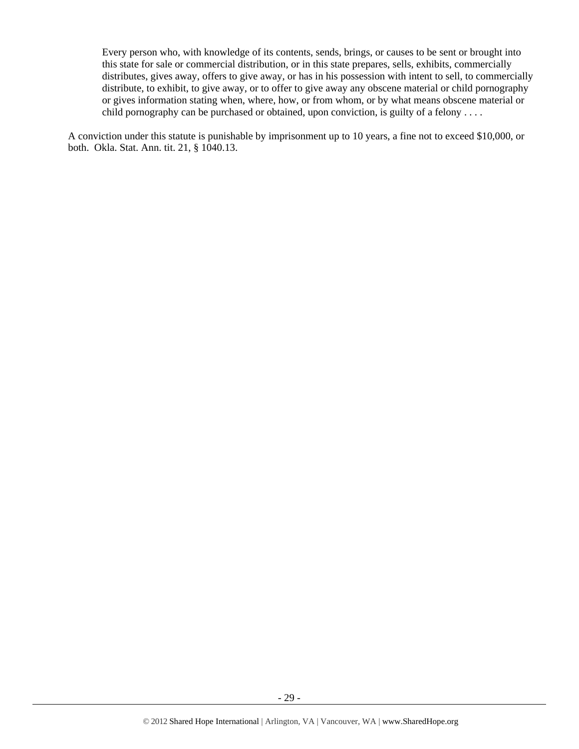> Every person who, with knowledge of its contents, sends, brings, or causes to be sent or brought into this state for sale or commercial distribution, or in this state prepares, sells, exhibits, commercially distributes, gives away, offers to give away, or has in his possession with intent to sell, to commercially distribute, to exhibit, to give away, or to offer to give away any obscene material or child pornography or gives information stating when, where, how, or from whom, or by what means obscene material or child pornography can be purchased or obtained, upon conviction, is guilty of a felony . . . .

A conviction under this statute is punishable by imprisonment up to 10 years, a fine not to exceed $10,000, or both. Okla. Stat. Ann. tit. 21, § 1040.13.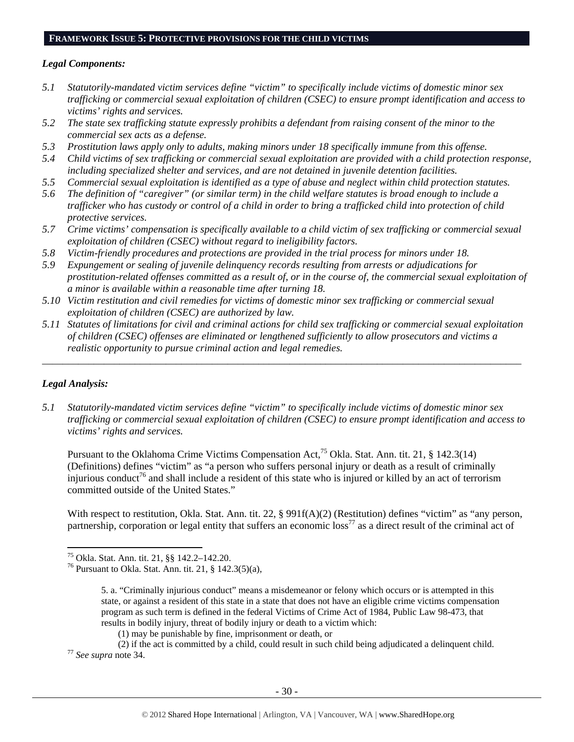## FRAMEWORK ISSUE 5: PROTECTIVE PROVISIONS FOR THE CHILD VICTIMS

### *Legal Components:*

*5.1 Statutorily-mandated victim services define "victim" to specifically include victims of domestic minor sex trafficking or commercial sexual exploitation of children (CSEC) to ensure prompt identification and access to victims' rights and services.*

*5.2 The state sex trafficking statute expressly prohibits a defendant from raising consent of the minor to the commercial sex acts as a defense.*

*5.3 Prostitution laws apply only to adults, making minors under 18 specifically immune from this offense.*

*5.4 Child victims of sex trafficking or commercial sexual exploitation are provided with a child protection response, including specialized shelter and services, and are not detained in juvenile detention facilities.*

*5.5 Commercial sexual exploitation is identified as a type of abuse and neglect within child protection statutes.*

*5.6 The definition of "caregiver" (or similar term) in the child welfare statutes is broad enough to include a trafficker who has custody or control of a child in order to bring a trafficked child into protection of child protective services.*

*5.7 Crime victims' compensation is specifically available to a child victim of sex trafficking or commercial sexual exploitation of children (CSEC) without regard to ineligibility factors.*

*5.8 Victim-friendly procedures and protections are provided in the trial process for minors under 18.*

*5.9 Expungement or sealing of juvenile delinquency records resulting from arrests or adjudications for prostitution-related offenses committed as a result of, or in the course of, the commercial sexual exploitation of a minor is available within a reasonable time after turning 18.*

*5.10 Victim restitution and civil remedies for victims of domestic minor sex trafficking or commercial sexual exploitation of children (CSEC) are authorized by law.*

*5.11 Statutes of limitations for civil and criminal actions for child sex trafficking or commercial sexual exploitation of children (CSEC) offenses are eliminated or lengthened sufficiently to allow prosecutors and victims a realistic opportunity to pursue criminal action and legal remedies.*

---

### *Legal Analysis:*

*5.1 Statutorily-mandated victim services define "victim" to specifically include victims of domestic minor sex trafficking or commercial sexual exploitation of children (CSEC) to ensure prompt identification and access to victims' rights and services.*

Pursuant to the Oklahoma Crime Victims Compensation Act,[75] Okla. Stat. Ann. tit. 21, § 142.3(14) (Definitions) defines "victim" as "a person who suffers personal injury or death as a result of criminally injurious conduct[76] and shall include a resident of this state who is injured or killed by an act of terrorism committed outside of the United States."

With respect to restitution, Okla. Stat. Ann. tit. 22, § 991f(A)(2) (Restitution) defines "victim" as "any person, partnership, corporation or legal entity that suffers an economic loss[77] as a direct result of the criminal act of

---

[75] Okla. Stat. Ann. tit. 21, §§ 142.2–142.20.

[76] Pursuant to Okla. Stat. Ann. tit. 21, § 142.3(5)(a),

> 5. a. "Criminally injurious conduct" means a misdemeanor or felony which occurs or is attempted in this state, or against a resident of this state in a state that does not have an eligible crime victims compensation program as such term is defined in the federal Victims of Crime Act of 1984, Public Law 98-473, that results in bodily injury, threat of bodily injury or death to a victim which:
>
> (1) may be punishable by fine, imprisonment or death, or
>
> (2) if the act is committed by a child, could result in such child being adjudicated a delinquent child.

[77] *See supra* note 34.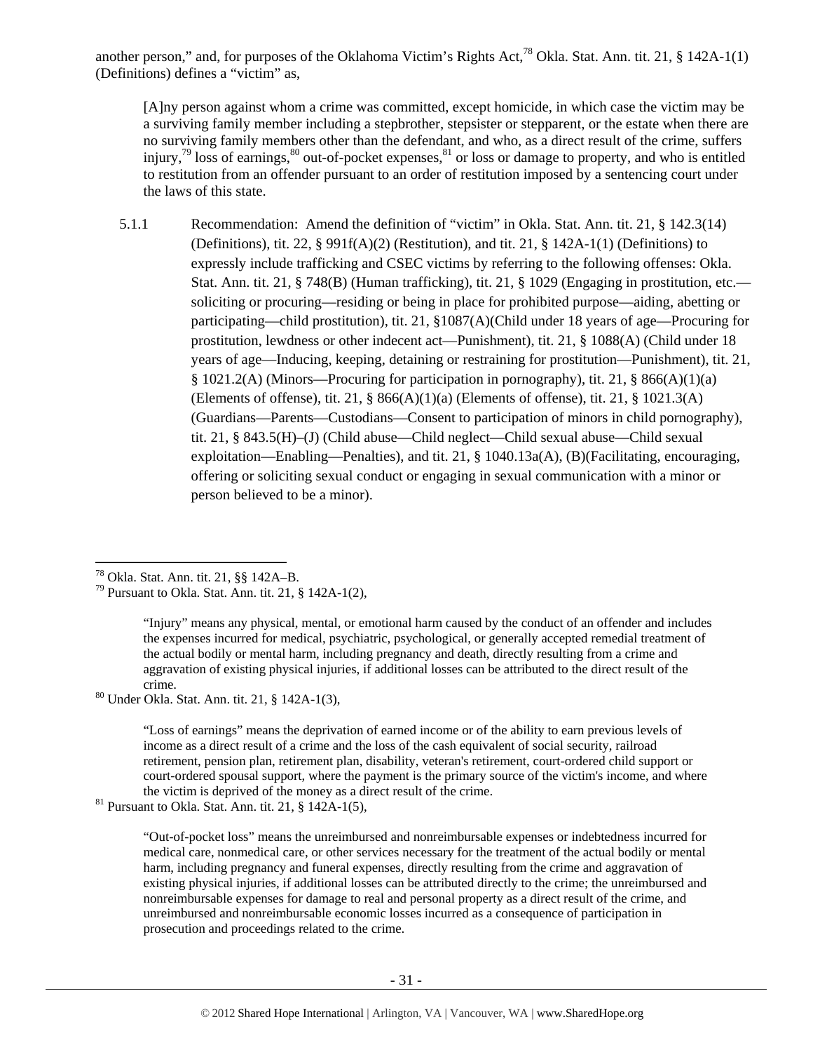another person," and, for purposes of the Oklahoma Victim's Rights Act,[78] Okla. Stat. Ann. tit. 21, § 142A-1(1) (Definitions) defines a "victim" as,

> [A]ny person against whom a crime was committed, except homicide, in which case the victim may be a surviving family member including a stepbrother, stepsister or stepparent, or the estate when there are no surviving family members other than the defendant, and who, as a direct result of the crime, suffers injury,[79] loss of earnings,[80] out-of-pocket expenses,[81] or loss or damage to property, and who is entitled to restitution from an offender pursuant to an order of restitution imposed by a sentencing court under the laws of this state.

5.1.1 Recommendation: Amend the definition of "victim" in Okla. Stat. Ann. tit. 21, § 142.3(14) (Definitions), tit. 22, § 991f(A)(2) (Restitution), and tit. 21, § 142A-1(1) (Definitions) to expressly include trafficking and CSEC victims by referring to the following offenses: Okla. Stat. Ann. tit. 21, § 748(B) (Human trafficking), tit. 21, § 1029 (Engaging in prostitution, etc.—soliciting or procuring—residing or being in place for prohibited purpose—aiding, abetting or participating—child prostitution), tit. 21, §1087(A)(Child under 18 years of age—Procuring for prostitution, lewdness or other indecent act—Punishment), tit. 21, § 1088(A) (Child under 18 years of age—Inducing, keeping, detaining or restraining for prostitution—Punishment), tit. 21, § 1021.2(A) (Minors—Procuring for participation in pornography), tit. 21, § 866(A)(1)(a) (Elements of offense), tit. 21, § 866(A)(1)(a) (Elements of offense), tit. 21, § 1021.3(A) (Guardians—Parents—Custodians—Consent to participation of minors in child pornography), tit. 21, § 843.5(H)–(J) (Child abuse—Child neglect—Child sexual abuse—Child sexual exploitation—Enabling—Penalties), and tit. 21, § 1040.13a(A), (B)(Facilitating, encouraging, offering or soliciting sexual conduct or engaging in sexual communication with a minor or person believed to be a minor).

---

[78] Okla. Stat. Ann. tit. 21, §§ 142A–B.

[79] Pursuant to Okla. Stat. Ann. tit. 21, § 142A-1(2),

> "Injury" means any physical, mental, or emotional harm caused by the conduct of an offender and includes the expenses incurred for medical, psychiatric, psychological, or generally accepted remedial treatment of the actual bodily or mental harm, including pregnancy and death, directly resulting from a crime and aggravation of existing physical injuries, if additional losses can be attributed to the direct result of the crime.

[80] Under Okla. Stat. Ann. tit. 21, § 142A-1(3),

> "Loss of earnings" means the deprivation of earned income or of the ability to earn previous levels of income as a direct result of a crime and the loss of the cash equivalent of social security, railroad retirement, pension plan, retirement plan, disability, veteran's retirement, court-ordered child support or court-ordered spousal support, where the payment is the primary source of the victim's income, and where the victim is deprived of the money as a direct result of the crime.

[81] Pursuant to Okla. Stat. Ann. tit. 21, § 142A-1(5),

> "Out-of-pocket loss" means the unreimbursed and nonreimbursable expenses or indebtedness incurred for medical care, nonmedical care, or other services necessary for the treatment of the actual bodily or mental harm, including pregnancy and funeral expenses, directly resulting from the crime and aggravation of existing physical injuries, if additional losses can be attributed directly to the crime; the unreimbursed and nonreimbursable expenses for damage to real and personal property as a direct result of the crime, and unreimbursed and nonreimbursable economic losses incurred as a consequence of participation in prosecution and proceedings related to the crime.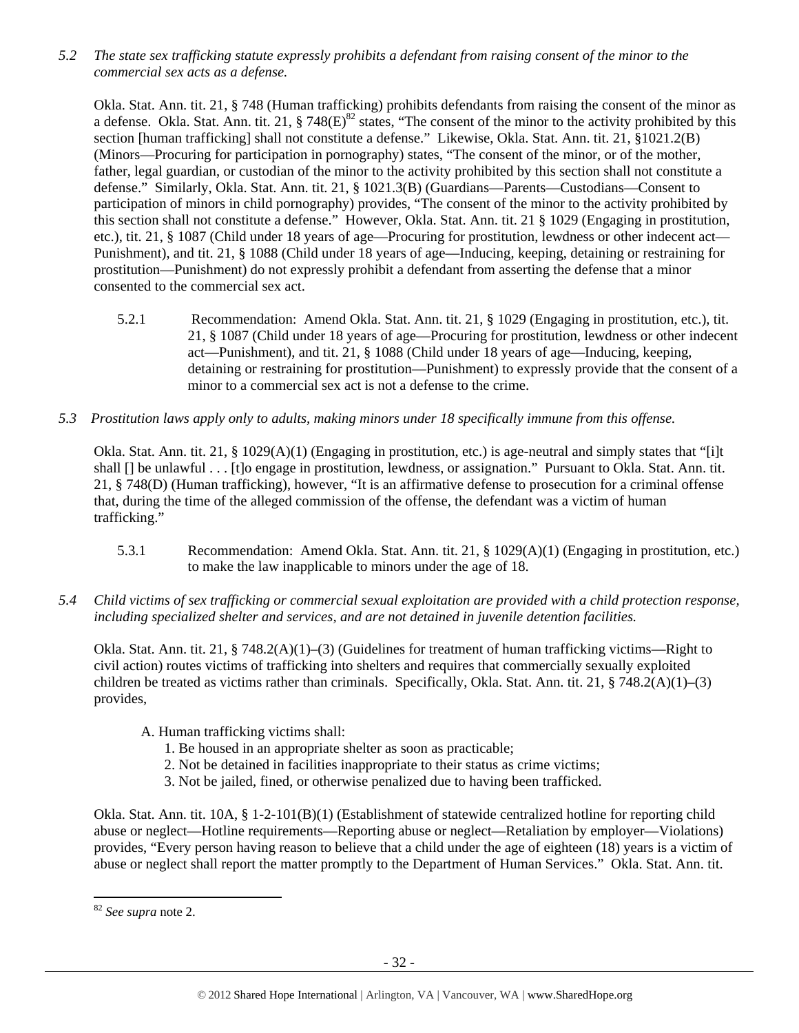*5.2 The state sex trafficking statute expressly prohibits a defendant from raising consent of the minor to the commercial sex acts as a defense.*

Okla. Stat. Ann. tit. 21, § 748 (Human trafficking) prohibits defendants from raising the consent of the minor as a defense. Okla. Stat. Ann. tit. 21, § 748(E)[82] states, "The consent of the minor to the activity prohibited by this section [human trafficking] shall not constitute a defense." Likewise, Okla. Stat. Ann. tit. 21, §1021.2(B) (Minors—Procuring for participation in pornography) states, "The consent of the minor, or of the mother, father, legal guardian, or custodian of the minor to the activity prohibited by this section shall not constitute a defense." Similarly, Okla. Stat. Ann. tit. 21, § 1021.3(B) (Guardians—Parents—Custodians—Consent to participation of minors in child pornography) provides, "The consent of the minor to the activity prohibited by this section shall not constitute a defense." However, Okla. Stat. Ann. tit 21 § 1029 (Engaging in prostitution, etc.), tit. 21, § 1087 (Child under 18 years of age—Procuring for prostitution, lewdness or other indecent act—Punishment), and tit. 21, § 1088 (Child under 18 years of age—Inducing, keeping, detaining or restraining for prostitution—Punishment) do not expressly prohibit a defendant from asserting the defense that a minor consented to the commercial sex act.

5.2.1 Recommendation: Amend Okla. Stat. Ann. tit. 21, § 1029 (Engaging in prostitution, etc.), tit. 21, § 1087 (Child under 18 years of age—Procuring for prostitution, lewdness or other indecent act—Punishment), and tit. 21, § 1088 (Child under 18 years of age—Inducing, keeping, detaining or restraining for prostitution—Punishment) to expressly provide that the consent of a minor to a commercial sex act is not a defense to the crime.

*5.3 Prostitution laws apply only to adults, making minors under 18 specifically immune from this offense.*

Okla. Stat. Ann. tit. 21, § 1029(A)(1) (Engaging in prostitution, etc.) is age-neutral and simply states that "[i]t shall [] be unlawful . . . [t]o engage in prostitution, lewdness, or assignation." Pursuant to Okla. Stat. Ann. tit. 21, § 748(D) (Human trafficking), however, "It is an affirmative defense to prosecution for a criminal offense that, during the time of the alleged commission of the offense, the defendant was a victim of human trafficking."

5.3.1 Recommendation: Amend Okla. Stat. Ann. tit. 21, § 1029(A)(1) (Engaging in prostitution, etc.) to make the law inapplicable to minors under the age of 18.

*5.4 Child victims of sex trafficking or commercial sexual exploitation are provided with a child protection response, including specialized shelter and services, and are not detained in juvenile detention facilities.*

Okla. Stat. Ann. tit. 21, § 748.2(A)(1)–(3) (Guidelines for treatment of human trafficking victims—Right to civil action) routes victims of trafficking into shelters and requires that commercially sexually exploited children be treated as victims rather than criminals. Specifically, Okla. Stat. Ann. tit. 21, § 748.2(A)(1)–(3) provides,

> A. Human trafficking victims shall:
> 1. Be housed in an appropriate shelter as soon as practicable;
> 2. Not be detained in facilities inappropriate to their status as crime victims;
> 3. Not be jailed, fined, or otherwise penalized due to having been trafficked.

Okla. Stat. Ann. tit. 10A, § 1-2-101(B)(1) (Establishment of statewide centralized hotline for reporting child abuse or neglect—Hotline requirements—Reporting abuse or neglect—Retaliation by employer—Violations) provides, "Every person having reason to believe that a child under the age of eighteen (18) years is a victim of abuse or neglect shall report the matter promptly to the Department of Human Services." Okla. Stat. Ann. tit.

[82] *See supra* note 2.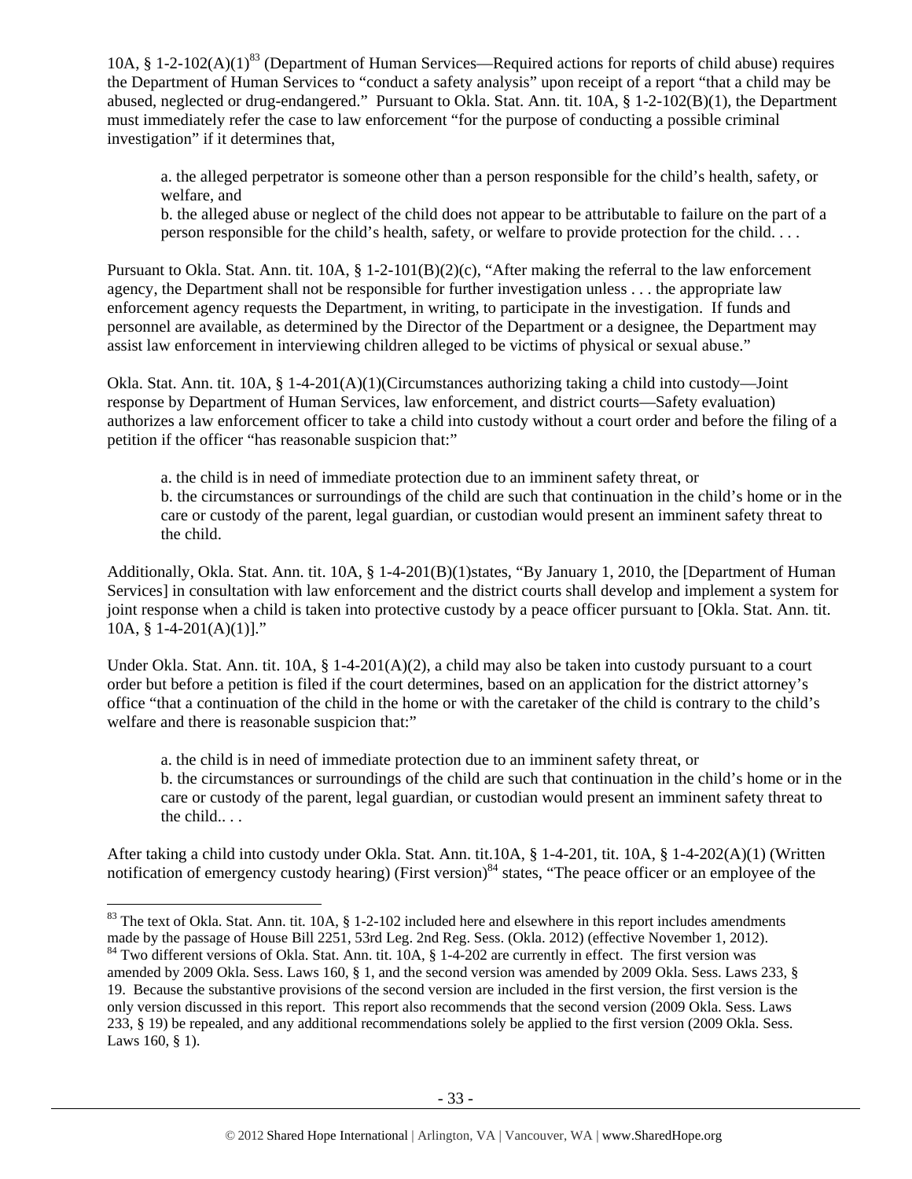10A, § 1-2-102(A)(1)[83] (Department of Human Services—Required actions for reports of child abuse) requires the Department of Human Services to "conduct a safety analysis" upon receipt of a report "that a child may be abused, neglected or drug-endangered." Pursuant to Okla. Stat. Ann. tit. 10A, § 1-2-102(B)(1), the Department must immediately refer the case to law enforcement "for the purpose of conducting a possible criminal investigation" if it determines that,

> a. the alleged perpetrator is someone other than a person responsible for the child's health, safety, or welfare, and
> b. the alleged abuse or neglect of the child does not appear to be attributable to failure on the part of a person responsible for the child's health, safety, or welfare to provide protection for the child. . . .

Pursuant to Okla. Stat. Ann. tit. 10A, § 1-2-101(B)(2)(c), "After making the referral to the law enforcement agency, the Department shall not be responsible for further investigation unless . . . the appropriate law enforcement agency requests the Department, in writing, to participate in the investigation. If funds and personnel are available, as determined by the Director of the Department or a designee, the Department may assist law enforcement in interviewing children alleged to be victims of physical or sexual abuse."

Okla. Stat. Ann. tit. 10A, § 1-4-201(A)(1)(Circumstances authorizing taking a child into custody—Joint response by Department of Human Services, law enforcement, and district courts—Safety evaluation) authorizes a law enforcement officer to take a child into custody without a court order and before the filing of a petition if the officer "has reasonable suspicion that:"

> a. the child is in need of immediate protection due to an imminent safety threat, or
> b. the circumstances or surroundings of the child are such that continuation in the child's home or in the care or custody of the parent, legal guardian, or custodian would present an imminent safety threat to the child.

Additionally, Okla. Stat. Ann. tit. 10A, § 1-4-201(B)(1)states, "By January 1, 2010, the [Department of Human Services] in consultation with law enforcement and the district courts shall develop and implement a system for joint response when a child is taken into protective custody by a peace officer pursuant to [Okla. Stat. Ann. tit. 10A, § 1-4-201(A)(1)]."

Under Okla. Stat. Ann. tit. 10A, § 1-4-201(A)(2), a child may also be taken into custody pursuant to a court order but before a petition is filed if the court determines, based on an application for the district attorney's office "that a continuation of the child in the home or with the caretaker of the child is contrary to the child's welfare and there is reasonable suspicion that:"

> a. the child is in need of immediate protection due to an imminent safety threat, or
> b. the circumstances or surroundings of the child are such that continuation in the child's home or in the care or custody of the parent, legal guardian, or custodian would present an imminent safety threat to the child.. . .

After taking a child into custody under Okla. Stat. Ann. tit.10A, § 1-4-201, tit. 10A, § 1-4-202(A)(1) (Written notification of emergency custody hearing) (First version)[84] states, "The peace officer or an employee of the

---

[83] The text of Okla. Stat. Ann. tit. 10A, § 1-2-102 included here and elsewhere in this report includes amendments made by the passage of House Bill 2251, 53rd Leg. 2nd Reg. Sess. (Okla. 2012) (effective November 1, 2012).

[84] Two different versions of Okla. Stat. Ann. tit. 10A, § 1-4-202 are currently in effect. The first version was amended by 2009 Okla. Sess. Laws 160, § 1, and the second version was amended by 2009 Okla. Sess. Laws 233, § 19. Because the substantive provisions of the second version are included in the first version, the first version is the only version discussed in this report. This report also recommends that the second version (2009 Okla. Sess. Laws 233, § 19) be repealed, and any additional recommendations solely be applied to the first version (2009 Okla. Sess. Laws 160, § 1).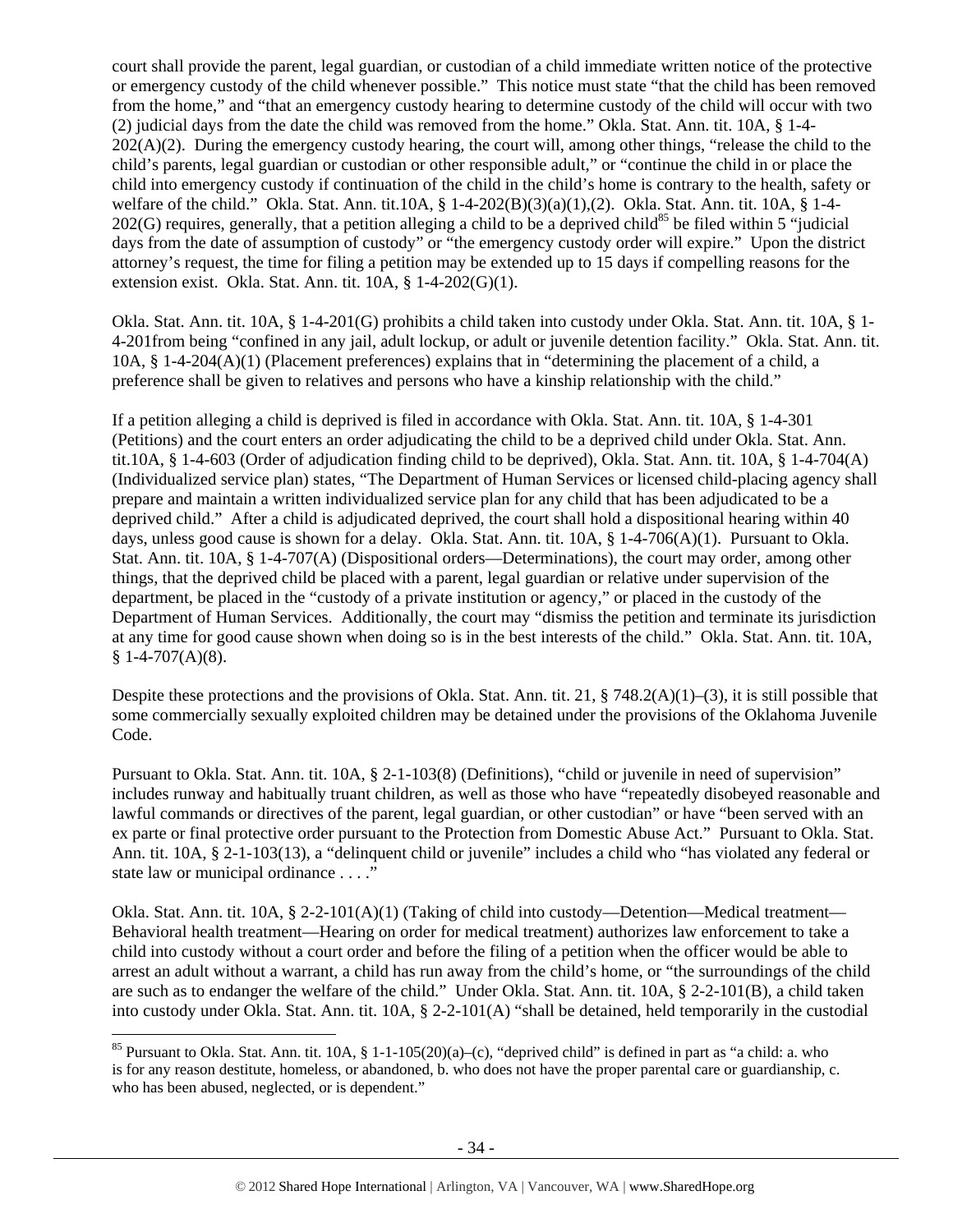court shall provide the parent, legal guardian, or custodian of a child immediate written notice of the protective or emergency custody of the child whenever possible." This notice must state "that the child has been removed from the home," and "that an emergency custody hearing to determine custody of the child will occur with two (2) judicial days from the date the child was removed from the home." Okla. Stat. Ann. tit. 10A, § 1-4-202(A)(2). During the emergency custody hearing, the court will, among other things, "release the child to the child's parents, legal guardian or custodian or other responsible adult," or "continue the child in or place the child into emergency custody if continuation of the child in the child's home is contrary to the health, safety or welfare of the child." Okla. Stat. Ann. tit.10A, § 1-4-202(B)(3)(a)(1),(2). Okla. Stat. Ann. tit. 10A, § 1-4-202(G) requires, generally, that a petition alleging a child to be a deprived child[85] be filed within 5 "judicial days from the date of assumption of custody" or "the emergency custody order will expire." Upon the district attorney's request, the time for filing a petition may be extended up to 15 days if compelling reasons for the extension exist. Okla. Stat. Ann. tit. 10A, § 1-4-202(G)(1).

Okla. Stat. Ann. tit. 10A, § 1-4-201(G) prohibits a child taken into custody under Okla. Stat. Ann. tit. 10A, § 1-4-201from being "confined in any jail, adult lockup, or adult or juvenile detention facility." Okla. Stat. Ann. tit. 10A, § 1-4-204(A)(1) (Placement preferences) explains that in "determining the placement of a child, a preference shall be given to relatives and persons who have a kinship relationship with the child."

If a petition alleging a child is deprived is filed in accordance with Okla. Stat. Ann. tit. 10A, § 1-4-301 (Petitions) and the court enters an order adjudicating the child to be a deprived child under Okla. Stat. Ann. tit.10A, § 1-4-603 (Order of adjudication finding child to be deprived), Okla. Stat. Ann. tit. 10A, § 1-4-704(A) (Individualized service plan) states, "The Department of Human Services or licensed child-placing agency shall prepare and maintain a written individualized service plan for any child that has been adjudicated to be a deprived child." After a child is adjudicated deprived, the court shall hold a dispositional hearing within 40 days, unless good cause is shown for a delay. Okla. Stat. Ann. tit. 10A, § 1-4-706(A)(1). Pursuant to Okla. Stat. Ann. tit. 10A, § 1-4-707(A) (Dispositional orders—Determinations), the court may order, among other things, that the deprived child be placed with a parent, legal guardian or relative under supervision of the department, be placed in the "custody of a private institution or agency," or placed in the custody of the Department of Human Services. Additionally, the court may "dismiss the petition and terminate its jurisdiction at any time for good cause shown when doing so is in the best interests of the child." Okla. Stat. Ann. tit. 10A, § 1-4-707(A)(8).

Despite these protections and the provisions of Okla. Stat. Ann. tit. 21, § 748.2(A)(1)–(3), it is still possible that some commercially sexually exploited children may be detained under the provisions of the Oklahoma Juvenile Code.

Pursuant to Okla. Stat. Ann. tit. 10A, § 2-1-103(8) (Definitions), "child or juvenile in need of supervision" includes runway and habitually truant children, as well as those who have "repeatedly disobeyed reasonable and lawful commands or directives of the parent, legal guardian, or other custodian" or have "been served with an ex parte or final protective order pursuant to the Protection from Domestic Abuse Act." Pursuant to Okla. Stat. Ann. tit. 10A, § 2-1-103(13), a "delinquent child or juvenile" includes a child who "has violated any federal or state law or municipal ordinance . . . ."

Okla. Stat. Ann. tit. 10A, § 2-2-101(A)(1) (Taking of child into custody—Detention—Medical treatment—Behavioral health treatment—Hearing on order for medical treatment) authorizes law enforcement to take a child into custody without a court order and before the filing of a petition when the officer would be able to arrest an adult without a warrant, a child has run away from the child's home, or "the surroundings of the child are such as to endanger the welfare of the child." Under Okla. Stat. Ann. tit. 10A, § 2-2-101(B), a child taken into custody under Okla. Stat. Ann. tit. 10A, § 2-2-101(A) "shall be detained, held temporarily in the custodial

[85] Pursuant to Okla. Stat. Ann. tit. 10A, § 1-1-105(20)(a)–(c), "deprived child" is defined in part as "a child: a. who is for any reason destitute, homeless, or abandoned, b. who does not have the proper parental care or guardianship, c. who has been abused, neglected, or is dependent."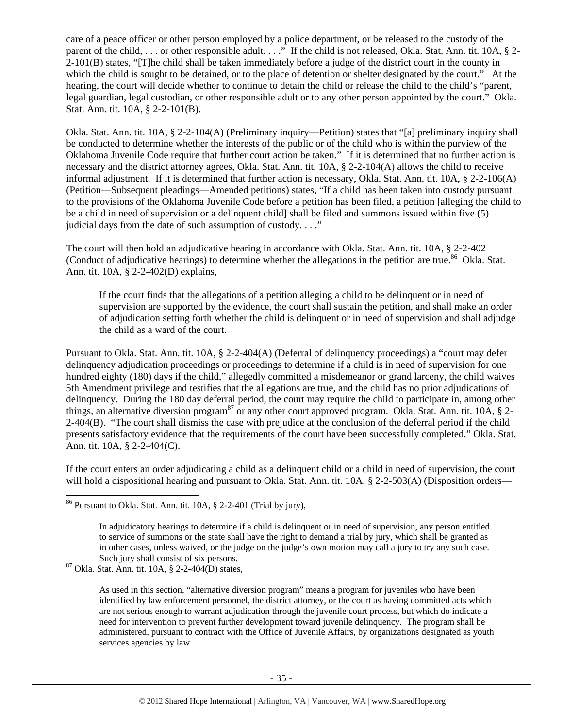care of a peace officer or other person employed by a police department, or be released to the custody of the parent of the child, . . . or other responsible adult. . . ." If the child is not released, Okla. Stat. Ann. tit. 10A, § 2-2-101(B) states, "[T]he child shall be taken immediately before a judge of the district court in the county in which the child is sought to be detained, or to the place of detention or shelter designated by the court." At the hearing, the court will decide whether to continue to detain the child or release the child to the child's "parent, legal guardian, legal custodian, or other responsible adult or to any other person appointed by the court." Okla. Stat. Ann. tit. 10A, § 2-2-101(B).

Okla. Stat. Ann. tit. 10A, § 2-2-104(A) (Preliminary inquiry—Petition) states that "[a] preliminary inquiry shall be conducted to determine whether the interests of the public or of the child who is within the purview of the Oklahoma Juvenile Code require that further court action be taken." If it is determined that no further action is necessary and the district attorney agrees, Okla. Stat. Ann. tit. 10A, § 2-2-104(A) allows the child to receive informal adjustment. If it is determined that further action is necessary, Okla. Stat. Ann. tit. 10A, § 2-2-106(A) (Petition—Subsequent pleadings—Amended petitions) states, "If a child has been taken into custody pursuant to the provisions of the Oklahoma Juvenile Code before a petition has been filed, a petition [alleging the child to be a child in need of supervision or a delinquent child] shall be filed and summons issued within five (5) judicial days from the date of such assumption of custody. . . ."

The court will then hold an adjudicative hearing in accordance with Okla. Stat. Ann. tit. 10A, § 2-2-402 (Conduct of adjudicative hearings) to determine whether the allegations in the petition are true.[86] Okla. Stat. Ann. tit. 10A, § 2-2-402(D) explains,

> If the court finds that the allegations of a petition alleging a child to be delinquent or in need of supervision are supported by the evidence, the court shall sustain the petition, and shall make an order of adjudication setting forth whether the child is delinquent or in need of supervision and shall adjudge the child as a ward of the court.

Pursuant to Okla. Stat. Ann. tit. 10A, § 2-2-404(A) (Deferral of delinquency proceedings) a "court may defer delinquency adjudication proceedings or proceedings to determine if a child is in need of supervision for one hundred eighty (180) days if the child," allegedly committed a misdemeanor or grand larceny, the child waives 5th Amendment privilege and testifies that the allegations are true, and the child has no prior adjudications of delinquency. During the 180 day deferral period, the court may require the child to participate in, among other things, an alternative diversion program[87] or any other court approved program. Okla. Stat. Ann. tit. 10A, § 2-2-404(B). "The court shall dismiss the case with prejudice at the conclusion of the deferral period if the child presents satisfactory evidence that the requirements of the court have been successfully completed." Okla. Stat. Ann. tit. 10A, § 2-2-404(C).

If the court enters an order adjudicating a child as a delinquent child or a child in need of supervision, the court will hold a dispositional hearing and pursuant to Okla. Stat. Ann. tit. 10A, § 2-2-503(A) (Disposition orders—

---

[86] Pursuant to Okla. Stat. Ann. tit. 10A, § 2-2-401 (Trial by jury),

> In adjudicatory hearings to determine if a child is delinquent or in need of supervision, any person entitled to service of summons or the state shall have the right to demand a trial by jury, which shall be granted as in other cases, unless waived, or the judge on the judge's own motion may call a jury to try any such case. Such jury shall consist of six persons.

[87] Okla. Stat. Ann. tit. 10A, § 2-2-404(D) states,

> As used in this section, "alternative diversion program" means a program for juveniles who have been identified by law enforcement personnel, the district attorney, or the court as having committed acts which are not serious enough to warrant adjudication through the juvenile court process, but which do indicate a need for intervention to prevent further development toward juvenile delinquency. The program shall be administered, pursuant to contract with the Office of Juvenile Affairs, by organizations designated as youth services agencies by law.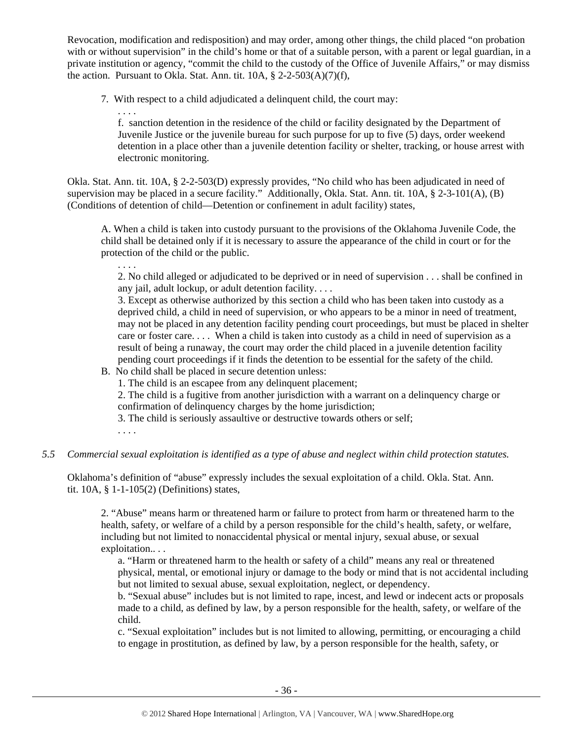Revocation, modification and redisposition) and may order, among other things, the child placed "on probation with or without supervision" in the child's home or that of a suitable person, with a parent or legal guardian, in a private institution or agency, "commit the child to the custody of the Office of Juvenile Affairs," or may dismiss the action. Pursuant to Okla. Stat. Ann. tit. 10A, § 2-2-503(A)(7)(f),

> 7. With respect to a child adjudicated a delinquent child, the court may:
>
> . . . .
>
> f. sanction detention in the residence of the child or facility designated by the Department of Juvenile Justice or the juvenile bureau for such purpose for up to five (5) days, order weekend detention in a place other than a juvenile detention facility or shelter, tracking, or house arrest with electronic monitoring.

Okla. Stat. Ann. tit. 10A, § 2-2-503(D) expressly provides, "No child who has been adjudicated in need of supervision may be placed in a secure facility." Additionally, Okla. Stat. Ann. tit. 10A, § 2-3-101(A), (B) (Conditions of detention of child—Detention or confinement in adult facility) states,

> A. When a child is taken into custody pursuant to the provisions of the Oklahoma Juvenile Code, the child shall be detained only if it is necessary to assure the appearance of the child in court or for the protection of the child or the public.
>
> . . . .
>
> 2. No child alleged or adjudicated to be deprived or in need of supervision . . . shall be confined in any jail, adult lockup, or adult detention facility. . . .
>
> 3. Except as otherwise authorized by this section a child who has been taken into custody as a deprived child, a child in need of supervision, or who appears to be a minor in need of treatment, may not be placed in any detention facility pending court proceedings, but must be placed in shelter care or foster care. . . . When a child is taken into custody as a child in need of supervision as a result of being a runaway, the court may order the child placed in a juvenile detention facility pending court proceedings if it finds the detention to be essential for the safety of the child.
>
> B. No child shall be placed in secure detention unless:
>
> 1. The child is an escapee from any delinquent placement;
>
> 2. The child is a fugitive from another jurisdiction with a warrant on a delinquency charge or confirmation of delinquency charges by the home jurisdiction;
>
> 3. The child is seriously assaultive or destructive towards others or self;
>
> . . . .

*5.5 Commercial sexual exploitation is identified as a type of abuse and neglect within child protection statutes.*

Oklahoma's definition of "abuse" expressly includes the sexual exploitation of a child. Okla. Stat. Ann. tit. 10A, § 1-1-105(2) (Definitions) states,

> 2. "Abuse" means harm or threatened harm or failure to protect from harm or threatened harm to the health, safety, or welfare of a child by a person responsible for the child's health, safety, or welfare, including but not limited to nonaccidental physical or mental injury, sexual abuse, or sexual exploitation.. . .
>
> a. "Harm or threatened harm to the health or safety of a child" means any real or threatened physical, mental, or emotional injury or damage to the body or mind that is not accidental including but not limited to sexual abuse, sexual exploitation, neglect, or dependency.
>
> b. "Sexual abuse" includes but is not limited to rape, incest, and lewd or indecent acts or proposals made to a child, as defined by law, by a person responsible for the health, safety, or welfare of the child.
>
> c. "Sexual exploitation" includes but is not limited to allowing, permitting, or encouraging a child to engage in prostitution, as defined by law, by a person responsible for the health, safety, or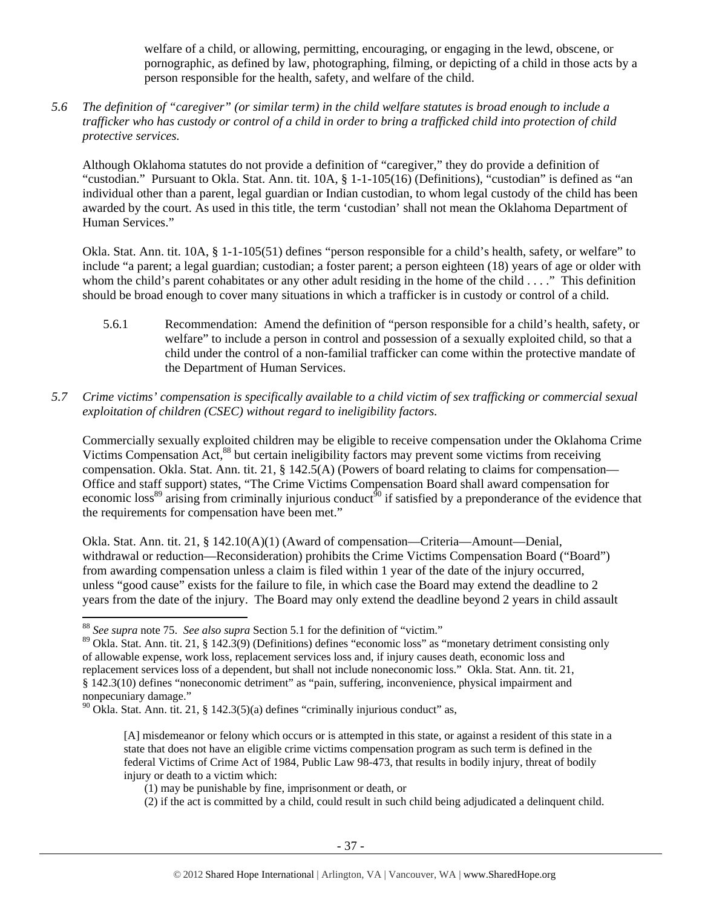welfare of a child, or allowing, permitting, encouraging, or engaging in the lewd, obscene, or pornographic, as defined by law, photographing, filming, or depicting of a child in those acts by a person responsible for the health, safety, and welfare of the child.

*5.6 The definition of "caregiver" (or similar term) in the child welfare statutes is broad enough to include a trafficker who has custody or control of a child in order to bring a trafficked child into protection of child protective services.*

Although Oklahoma statutes do not provide a definition of "caregiver," they do provide a definition of "custodian." Pursuant to Okla. Stat. Ann. tit. 10A, § 1-1-105(16) (Definitions), "custodian" is defined as "an individual other than a parent, legal guardian or Indian custodian, to whom legal custody of the child has been awarded by the court. As used in this title, the term 'custodian' shall not mean the Oklahoma Department of Human Services."

Okla. Stat. Ann. tit. 10A, § 1-1-105(51) defines "person responsible for a child's health, safety, or welfare" to include "a parent; a legal guardian; custodian; a foster parent; a person eighteen (18) years of age or older with whom the child's parent cohabitates or any other adult residing in the home of the child . . . ." This definition should be broad enough to cover many situations in which a trafficker is in custody or control of a child.

5.6.1 Recommendation: Amend the definition of "person responsible for a child's health, safety, or welfare" to include a person in control and possession of a sexually exploited child, so that a child under the control of a non-familial trafficker can come within the protective mandate of the Department of Human Services.

*5.7 Crime victims' compensation is specifically available to a child victim of sex trafficking or commercial sexual exploitation of children (CSEC) without regard to ineligibility factors.*

Commercially sexually exploited children may be eligible to receive compensation under the Oklahoma Crime Victims Compensation Act,[88] but certain ineligibility factors may prevent some victims from receiving compensation. Okla. Stat. Ann. tit. 21, § 142.5(A) (Powers of board relating to claims for compensation—Office and staff support) states, "The Crime Victims Compensation Board shall award compensation for economic loss[89] arising from criminally injurious conduct[90] if satisfied by a preponderance of the evidence that the requirements for compensation have been met."

Okla. Stat. Ann. tit. 21, § 142.10(A)(1) (Award of compensation—Criteria—Amount—Denial, withdrawal or reduction—Reconsideration) prohibits the Crime Victims Compensation Board ("Board") from awarding compensation unless a claim is filed within 1 year of the date of the injury occurred, unless "good cause" exists for the failure to file, in which case the Board may extend the deadline to 2 years from the date of the injury. The Board may only extend the deadline beyond 2 years in child assault

---

[88] *See supra* note 75. *See also supra* Section 5.1 for the definition of "victim."

[89] Okla. Stat. Ann. tit. 21, § 142.3(9) (Definitions) defines "economic loss" as "monetary detriment consisting only of allowable expense, work loss, replacement services loss and, if injury causes death, economic loss and replacement services loss of a dependent, but shall not include noneconomic loss." Okla. Stat. Ann. tit. 21, § 142.3(10) defines "noneconomic detriment" as "pain, suffering, inconvenience, physical impairment and nonpecuniary damage."

[90] Okla. Stat. Ann. tit. 21, § 142.3(5)(a) defines "criminally injurious conduct" as,

> [A] misdemeanor or felony which occurs or is attempted in this state, or against a resident of this state in a state that does not have an eligible crime victims compensation program as such term is defined in the federal Victims of Crime Act of 1984, Public Law 98-473, that results in bodily injury, threat of bodily injury or death to a victim which:
>
> (1) may be punishable by fine, imprisonment or death, or
>
> (2) if the act is committed by a child, could result in such child being adjudicated a delinquent child.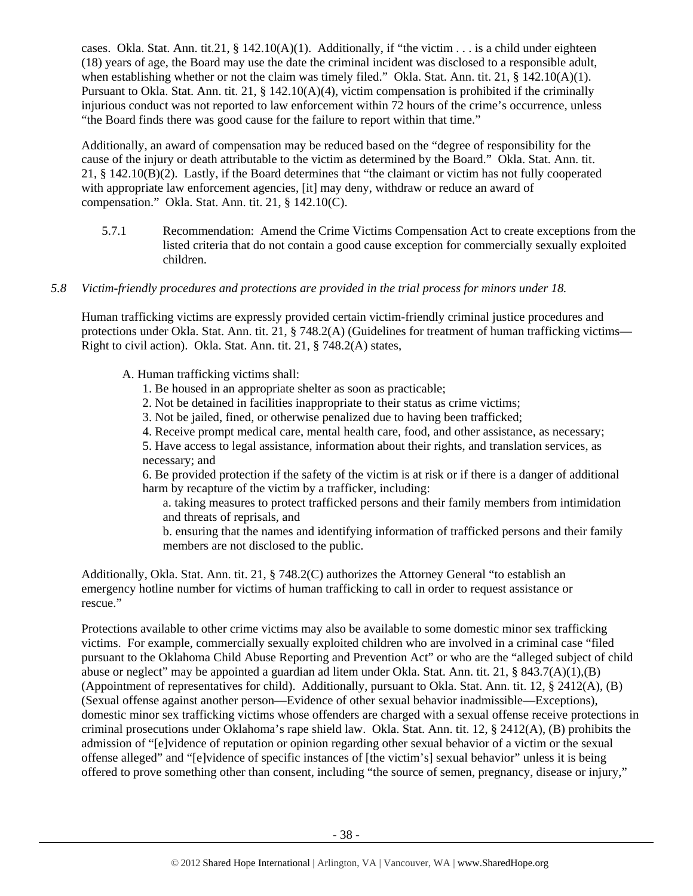cases. Okla. Stat. Ann. tit.21, § 142.10(A)(1). Additionally, if "the victim . . . is a child under eighteen (18) years of age, the Board may use the date the criminal incident was disclosed to a responsible adult, when establishing whether or not the claim was timely filed." Okla. Stat. Ann. tit. 21, § 142.10(A)(1). Pursuant to Okla. Stat. Ann. tit. 21, § 142.10(A)(4), victim compensation is prohibited if the criminally injurious conduct was not reported to law enforcement within 72 hours of the crime's occurrence, unless "the Board finds there was good cause for the failure to report within that time."

Additionally, an award of compensation may be reduced based on the "degree of responsibility for the cause of the injury or death attributable to the victim as determined by the Board." Okla. Stat. Ann. tit. 21, § 142.10(B)(2). Lastly, if the Board determines that "the claimant or victim has not fully cooperated with appropriate law enforcement agencies, [it] may deny, withdraw or reduce an award of compensation." Okla. Stat. Ann. tit. 21, § 142.10(C).

5.7.1 Recommendation: Amend the Crime Victims Compensation Act to create exceptions from the listed criteria that do not contain a good cause exception for commercially sexually exploited children.

*5.8 Victim-friendly procedures and protections are provided in the trial process for minors under 18.*

Human trafficking victims are expressly provided certain victim-friendly criminal justice procedures and protections under Okla. Stat. Ann. tit. 21, § 748.2(A) (Guidelines for treatment of human trafficking victims—Right to civil action). Okla. Stat. Ann. tit. 21, § 748.2(A) states,

> A. Human trafficking victims shall:
> 1. Be housed in an appropriate shelter as soon as practicable;
> 2. Not be detained in facilities inappropriate to their status as crime victims;
> 3. Not be jailed, fined, or otherwise penalized due to having been trafficked;
> 4. Receive prompt medical care, mental health care, food, and other assistance, as necessary;
> 5. Have access to legal assistance, information about their rights, and translation services, as necessary; and
> 6. Be provided protection if the safety of the victim is at risk or if there is a danger of additional harm by recapture of the victim by a trafficker, including:
> a. taking measures to protect trafficked persons and their family members from intimidation and threats of reprisals, and
> b. ensuring that the names and identifying information of trafficked persons and their family members are not disclosed to the public.

Additionally, Okla. Stat. Ann. tit. 21, § 748.2(C) authorizes the Attorney General "to establish an emergency hotline number for victims of human trafficking to call in order to request assistance or rescue."

Protections available to other crime victims may also be available to some domestic minor sex trafficking victims. For example, commercially sexually exploited children who are involved in a criminal case "filed pursuant to the Oklahoma Child Abuse Reporting and Prevention Act" or who are the "alleged subject of child abuse or neglect" may be appointed a guardian ad litem under Okla. Stat. Ann. tit. 21, § 843.7(A)(1),(B) (Appointment of representatives for child). Additionally, pursuant to Okla. Stat. Ann. tit. 12, § 2412(A), (B) (Sexual offense against another person—Evidence of other sexual behavior inadmissible—Exceptions), domestic minor sex trafficking victims whose offenders are charged with a sexual offense receive protections in criminal prosecutions under Oklahoma's rape shield law. Okla. Stat. Ann. tit. 12, § 2412(A), (B) prohibits the admission of "[e]vidence of reputation or opinion regarding other sexual behavior of a victim or the sexual offense alleged" and "[e]vidence of specific instances of [the victim's] sexual behavior" unless it is being offered to prove something other than consent, including "the source of semen, pregnancy, disease or injury,"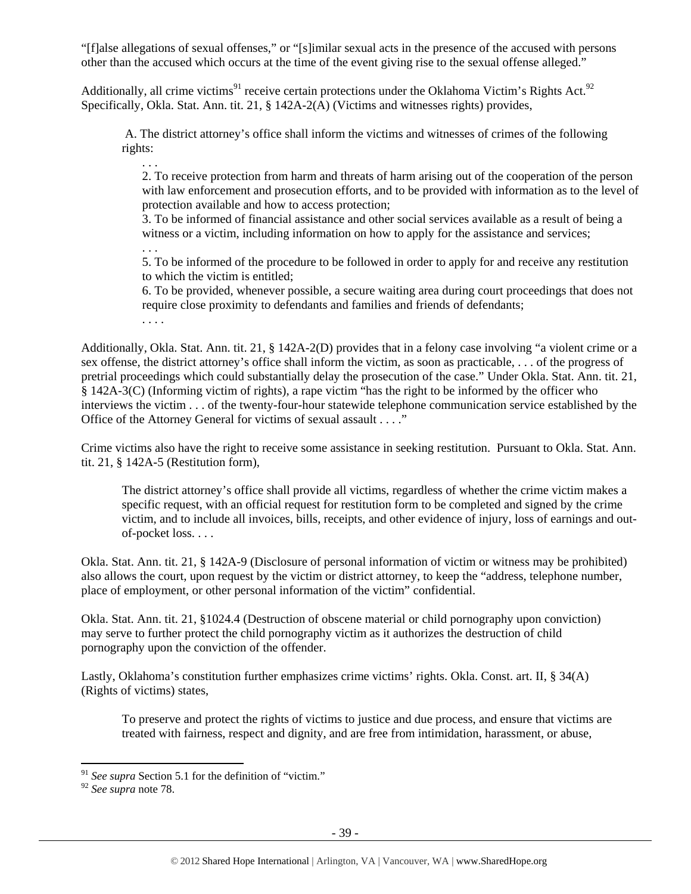"[f]alse allegations of sexual offenses," or "[s]imilar sexual acts in the presence of the accused with persons other than the accused which occurs at the time of the event giving rise to the sexual offense alleged."

Additionally, all crime victims[91] receive certain protections under the Oklahoma Victim's Rights Act.[92] Specifically, Okla. Stat. Ann. tit. 21, § 142A-2(A) (Victims and witnesses rights) provides,

> A. The district attorney's office shall inform the victims and witnesses of crimes of the following rights:
>
> . . .
>
> 2. To receive protection from harm and threats of harm arising out of the cooperation of the person with law enforcement and prosecution efforts, and to be provided with information as to the level of protection available and how to access protection;
>
> 3. To be informed of financial assistance and other social services available as a result of being a witness or a victim, including information on how to apply for the assistance and services;
>
> . . .
>
> 5. To be informed of the procedure to be followed in order to apply for and receive any restitution to which the victim is entitled;
>
> 6. To be provided, whenever possible, a secure waiting area during court proceedings that does not require close proximity to defendants and families and friends of defendants;
>
> . . . .

Additionally, Okla. Stat. Ann. tit. 21, § 142A-2(D) provides that in a felony case involving "a violent crime or a sex offense, the district attorney's office shall inform the victim, as soon as practicable, . . . of the progress of pretrial proceedings which could substantially delay the prosecution of the case." Under Okla. Stat. Ann. tit. 21, § 142A-3(C) (Informing victim of rights), a rape victim "has the right to be informed by the officer who interviews the victim . . . of the twenty-four-hour statewide telephone communication service established by the Office of the Attorney General for victims of sexual assault . . . ."

Crime victims also have the right to receive some assistance in seeking restitution. Pursuant to Okla. Stat. Ann. tit. 21, § 142A-5 (Restitution form),

> The district attorney's office shall provide all victims, regardless of whether the crime victim makes a specific request, with an official request for restitution form to be completed and signed by the crime victim, and to include all invoices, bills, receipts, and other evidence of injury, loss of earnings and out-of-pocket loss. . . .

Okla. Stat. Ann. tit. 21, § 142A-9 (Disclosure of personal information of victim or witness may be prohibited) also allows the court, upon request by the victim or district attorney, to keep the "address, telephone number, place of employment, or other personal information of the victim" confidential.

Okla. Stat. Ann. tit. 21, §1024.4 (Destruction of obscene material or child pornography upon conviction) may serve to further protect the child pornography victim as it authorizes the destruction of child pornography upon the conviction of the offender.

Lastly, Oklahoma's constitution further emphasizes crime victims' rights. Okla. Const. art. II, § 34(A) (Rights of victims) states,

> To preserve and protect the rights of victims to justice and due process, and ensure that victims are treated with fairness, respect and dignity, and are free from intimidation, harassment, or abuse,

---

[91] *See supra* Section 5.1 for the definition of "victim."

[92] *See supra* note 78.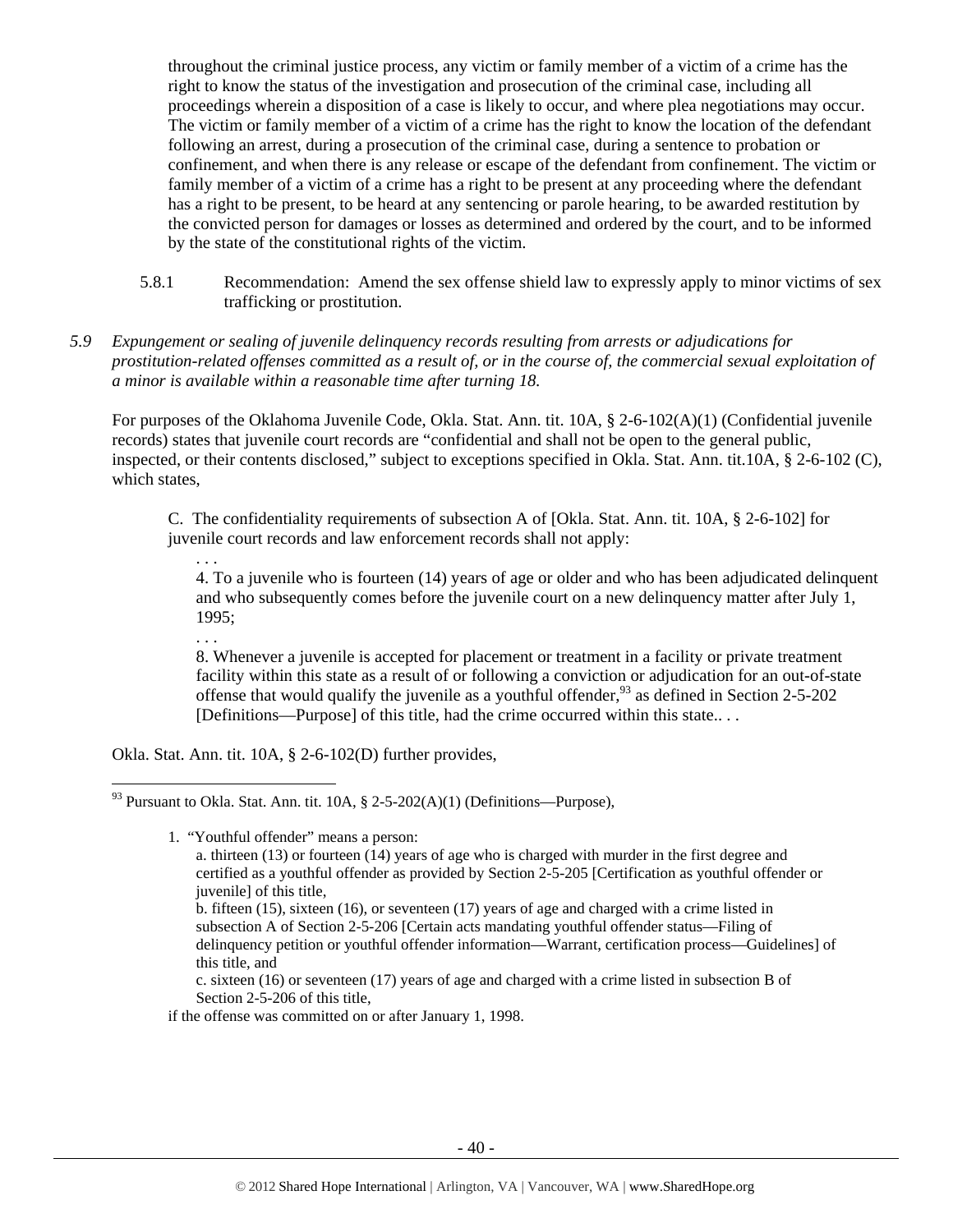throughout the criminal justice process, any victim or family member of a victim of a crime has the right to know the status of the investigation and prosecution of the criminal case, including all proceedings wherein a disposition of a case is likely to occur, and where plea negotiations may occur. The victim or family member of a victim of a crime has the right to know the location of the defendant following an arrest, during a prosecution of the criminal case, during a sentence to probation or confinement, and when there is any release or escape of the defendant from confinement. The victim or family member of a victim of a crime has a right to be present at any proceeding where the defendant has a right to be present, to be heard at any sentencing or parole hearing, to be awarded restitution by the convicted person for damages or losses as determined and ordered by the court, and to be informed by the state of the constitutional rights of the victim.

5.8.1 Recommendation: Amend the sex offense shield law to expressly apply to minor victims of sex trafficking or prostitution.

*5.9 Expungement or sealing of juvenile delinquency records resulting from arrests or adjudications for prostitution-related offenses committed as a result of, or in the course of, the commercial sexual exploitation of a minor is available within a reasonable time after turning 18.*

For purposes of the Oklahoma Juvenile Code, Okla. Stat. Ann. tit. 10A, § 2-6-102(A)(1) (Confidential juvenile records) states that juvenile court records are "confidential and shall not be open to the general public, inspected, or their contents disclosed," subject to exceptions specified in Okla. Stat. Ann. tit.10A, § 2-6-102 (C), which states,

> C. The confidentiality requirements of subsection A of [Okla. Stat. Ann. tit. 10A, § 2-6-102] for juvenile court records and law enforcement records shall not apply:
>
> . . .
>
> 4. To a juvenile who is fourteen (14) years of age or older and who has been adjudicated delinquent and who subsequently comes before the juvenile court on a new delinquency matter after July 1, 1995;
>
> . . .
>
> 8. Whenever a juvenile is accepted for placement or treatment in a facility or private treatment facility within this state as a result of or following a conviction or adjudication for an out-of-state offense that would qualify the juvenile as a youthful offender,[93] as defined in Section 2-5-202 [Definitions—Purpose] of this title, had the crime occurred within this state.. . .

Okla. Stat. Ann. tit. 10A, § 2-6-102(D) further provides,

---

[93] Pursuant to Okla. Stat. Ann. tit. 10A, § 2-5-202(A)(1) (Definitions—Purpose),

> 1. "Youthful offender" means a person:
>
> a. thirteen (13) or fourteen (14) years of age who is charged with murder in the first degree and certified as a youthful offender as provided by Section 2-5-205 [Certification as youthful offender or juvenile] of this title,
>
> b. fifteen (15), sixteen (16), or seventeen (17) years of age and charged with a crime listed in subsection A of Section 2-5-206 [Certain acts mandating youthful offender status—Filing of delinquency petition or youthful offender information—Warrant, certification process—Guidelines] of this title, and
>
> c. sixteen (16) or seventeen (17) years of age and charged with a crime listed in subsection B of Section 2-5-206 of this title,
>
> if the offense was committed on or after January 1, 1998.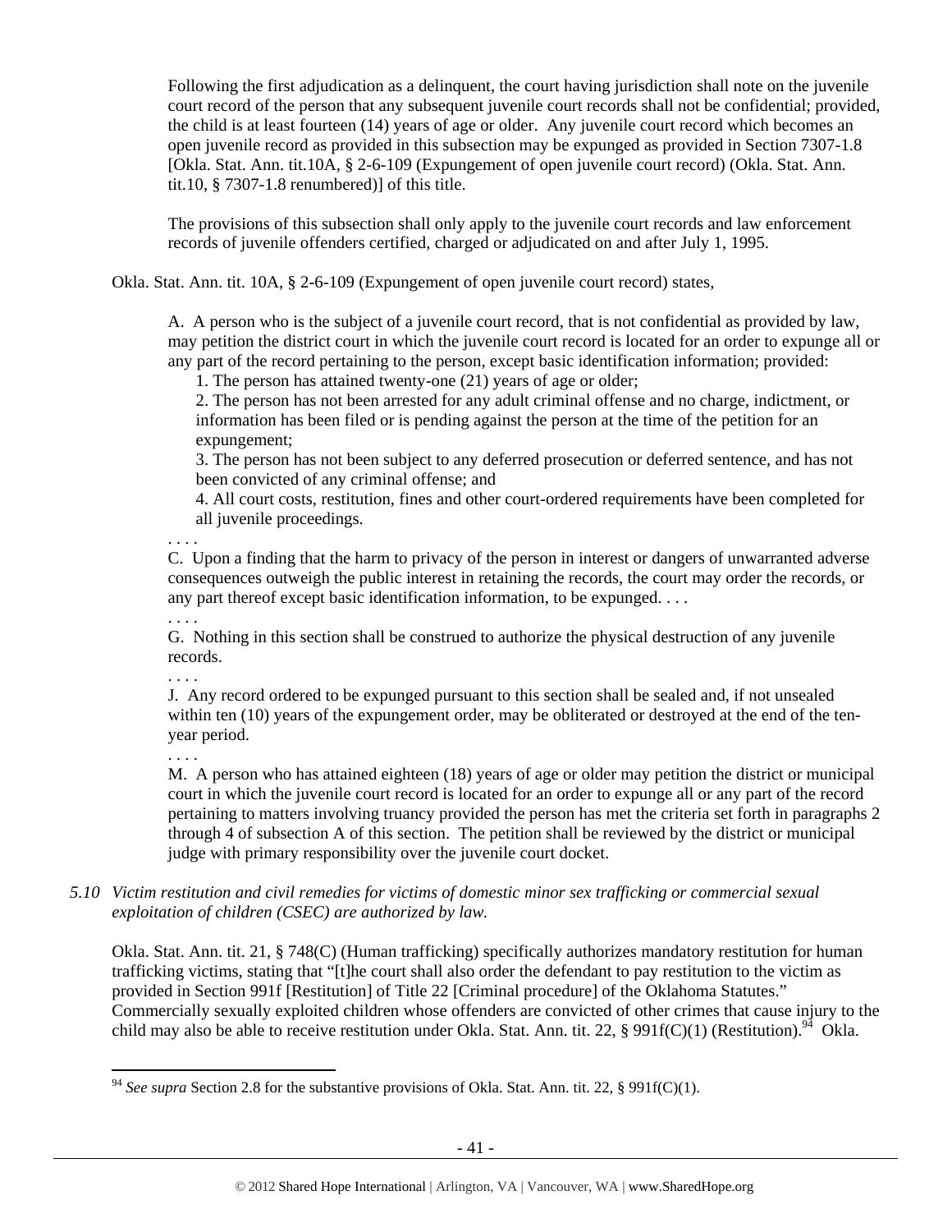> Following the first adjudication as a delinquent, the court having jurisdiction shall note on the juvenile court record of the person that any subsequent juvenile court records shall not be confidential; provided, the child is at least fourteen (14) years of age or older. Any juvenile court record which becomes an open juvenile record as provided in this subsection may be expunged as provided in Section 7307-1.8 [Okla. Stat. Ann. tit.10A, § 2-6-109 (Expungement of open juvenile court record) (Okla. Stat. Ann. tit.10, § 7307-1.8 renumbered)] of this title.
>
> The provisions of this subsection shall only apply to the juvenile court records and law enforcement records of juvenile offenders certified, charged or adjudicated on and after July 1, 1995.

Okla. Stat. Ann. tit. 10A, § 2-6-109 (Expungement of open juvenile court record) states,

> A. A person who is the subject of a juvenile court record, that is not confidential as provided by law, may petition the district court in which the juvenile court record is located for an order to expunge all or any part of the record pertaining to the person, except basic identification information; provided:
>
> 1. The person has attained twenty-one (21) years of age or older;
> 2. The person has not been arrested for any adult criminal offense and no charge, indictment, or information has been filed or is pending against the person at the time of the petition for an expungement;
> 3. The person has not been subject to any deferred prosecution or deferred sentence, and has not been convicted of any criminal offense; and
> 4. All court costs, restitution, fines and other court-ordered requirements have been completed for all juvenile proceedings.
>
> . . . .
>
> C. Upon a finding that the harm to privacy of the person in interest or dangers of unwarranted adverse consequences outweigh the public interest in retaining the records, the court may order the records, or any part thereof except basic identification information, to be expunged. . . .
>
> . . . .
>
> G. Nothing in this section shall be construed to authorize the physical destruction of any juvenile records.
>
> . . . .
>
> J. Any record ordered to be expunged pursuant to this section shall be sealed and, if not unsealed within ten (10) years of the expungement order, may be obliterated or destroyed at the end of the ten-year period.
>
> . . . .
>
> M. A person who has attained eighteen (18) years of age or older may petition the district or municipal court in which the juvenile court record is located for an order to expunge all or any part of the record pertaining to matters involving truancy provided the person has met the criteria set forth in paragraphs 2 through 4 of subsection A of this section. The petition shall be reviewed by the district or municipal judge with primary responsibility over the juvenile court docket.

*5.10 Victim restitution and civil remedies for victims of domestic minor sex trafficking or commercial sexual exploitation of children (CSEC) are authorized by law.*

Okla. Stat. Ann. tit. 21, § 748(C) (Human trafficking) specifically authorizes mandatory restitution for human trafficking victims, stating that "[t]he court shall also order the defendant to pay restitution to the victim as provided in Section 991f [Restitution] of Title 22 [Criminal procedure] of the Oklahoma Statutes." Commercially sexually exploited children whose offenders are convicted of other crimes that cause injury to the child may also be able to receive restitution under Okla. Stat. Ann. tit. 22, § 991f(C)(1) (Restitution).[94] Okla.

[94] *See supra* Section 2.8 for the substantive provisions of Okla. Stat. Ann. tit. 22, § 991f(C)(1).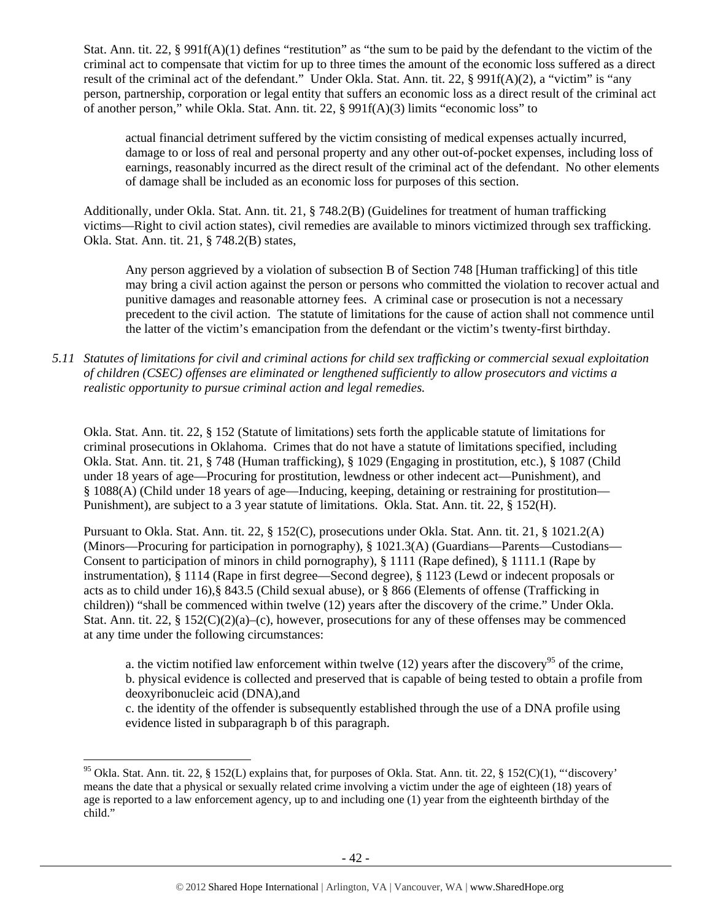Stat. Ann. tit. 22, § 991f(A)(1) defines "restitution" as "the sum to be paid by the defendant to the victim of the criminal act to compensate that victim for up to three times the amount of the economic loss suffered as a direct result of the criminal act of the defendant." Under Okla. Stat. Ann. tit. 22, § 991f(A)(2), a "victim" is "any person, partnership, corporation or legal entity that suffers an economic loss as a direct result of the criminal act of another person," while Okla. Stat. Ann. tit. 22, § 991f(A)(3) limits "economic loss" to

> actual financial detriment suffered by the victim consisting of medical expenses actually incurred, damage to or loss of real and personal property and any other out-of-pocket expenses, including loss of earnings, reasonably incurred as the direct result of the criminal act of the defendant. No other elements of damage shall be included as an economic loss for purposes of this section.

Additionally, under Okla. Stat. Ann. tit. 21, § 748.2(B) (Guidelines for treatment of human trafficking victims—Right to civil action states), civil remedies are available to minors victimized through sex trafficking. Okla. Stat. Ann. tit. 21, § 748.2(B) states,

> Any person aggrieved by a violation of subsection B of Section 748 [Human trafficking] of this title may bring a civil action against the person or persons who committed the violation to recover actual and punitive damages and reasonable attorney fees. A criminal case or prosecution is not a necessary precedent to the civil action. The statute of limitations for the cause of action shall not commence until the latter of the victim's emancipation from the defendant or the victim's twenty-first birthday.

*5.11 Statutes of limitations for civil and criminal actions for child sex trafficking or commercial sexual exploitation of children (CSEC) offenses are eliminated or lengthened sufficiently to allow prosecutors and victims a realistic opportunity to pursue criminal action and legal remedies.*

Okla. Stat. Ann. tit. 22, § 152 (Statute of limitations) sets forth the applicable statute of limitations for criminal prosecutions in Oklahoma. Crimes that do not have a statute of limitations specified, including Okla. Stat. Ann. tit. 21, § 748 (Human trafficking), § 1029 (Engaging in prostitution, etc.), § 1087 (Child under 18 years of age—Procuring for prostitution, lewdness or other indecent act—Punishment), and § 1088(A) (Child under 18 years of age—Inducing, keeping, detaining or restraining for prostitution—Punishment), are subject to a 3 year statute of limitations. Okla. Stat. Ann. tit. 22, § 152(H).

Pursuant to Okla. Stat. Ann. tit. 22, § 152(C), prosecutions under Okla. Stat. Ann. tit. 21, § 1021.2(A) (Minors—Procuring for participation in pornography), § 1021.3(A) (Guardians—Parents—Custodians—Consent to participation of minors in child pornography), § 1111 (Rape defined), § 1111.1 (Rape by instrumentation), § 1114 (Rape in first degree—Second degree), § 1123 (Lewd or indecent proposals or acts as to child under 16),§ 843.5 (Child sexual abuse), or § 866 (Elements of offense (Trafficking in children)) "shall be commenced within twelve (12) years after the discovery of the crime." Under Okla. Stat. Ann. tit. 22, § 152(C)(2)(a)–(c), however, prosecutions for any of these offenses may be commenced at any time under the following circumstances:

> a. the victim notified law enforcement within twelve (12) years after the discovery[95] of the crime,
> b. physical evidence is collected and preserved that is capable of being tested to obtain a profile from deoxyribonucleic acid (DNA),and
> c. the identity of the offender is subsequently established through the use of a DNA profile using evidence listed in subparagraph b of this paragraph.

---

[95] Okla. Stat. Ann. tit. 22, § 152(L) explains that, for purposes of Okla. Stat. Ann. tit. 22, § 152(C)(1), "'discovery' means the date that a physical or sexually related crime involving a victim under the age of eighteen (18) years of age is reported to a law enforcement agency, up to and including one (1) year from the eighteenth birthday of the child."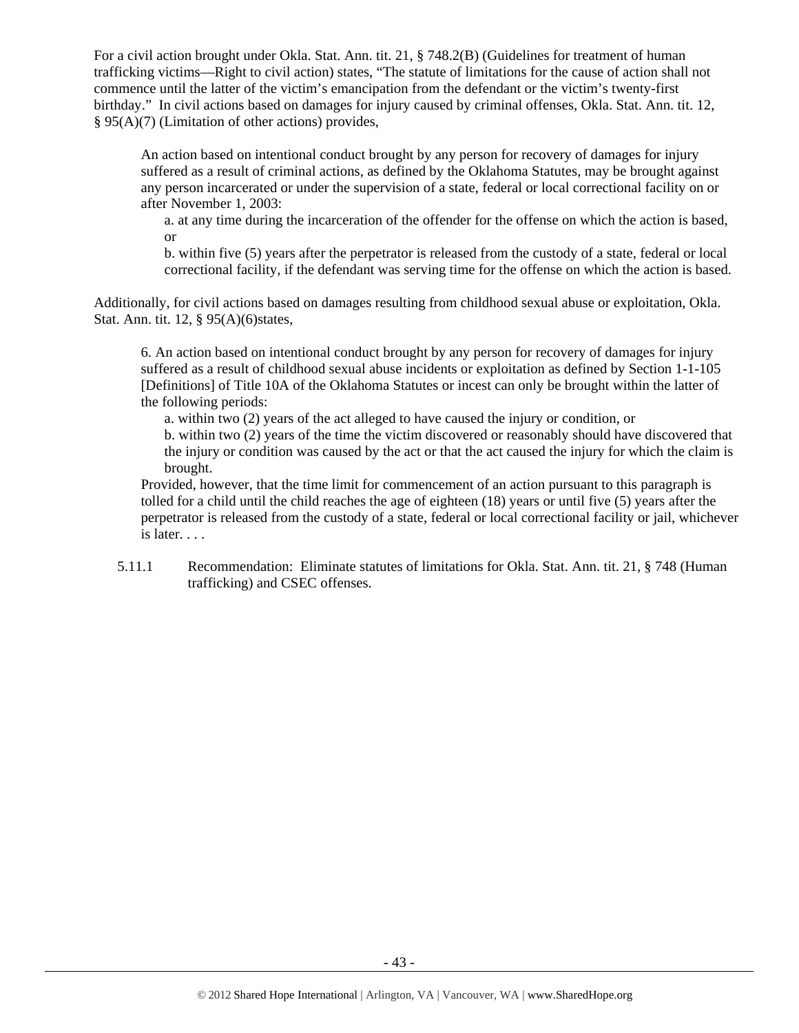For a civil action brought under Okla. Stat. Ann. tit. 21, § 748.2(B) (Guidelines for treatment of human trafficking victims—Right to civil action) states, "The statute of limitations for the cause of action shall not commence until the latter of the victim's emancipation from the defendant or the victim's twenty-first birthday." In civil actions based on damages for injury caused by criminal offenses, Okla. Stat. Ann. tit. 12, § 95(A)(7) (Limitation of other actions) provides,

> An action based on intentional conduct brought by any person for recovery of damages for injury suffered as a result of criminal actions, as defined by the Oklahoma Statutes, may be brought against any person incarcerated or under the supervision of a state, federal or local correctional facility on or after November 1, 2003:
>
> a. at any time during the incarceration of the offender for the offense on which the action is based, or
>
> b. within five (5) years after the perpetrator is released from the custody of a state, federal or local correctional facility, if the defendant was serving time for the offense on which the action is based.

Additionally, for civil actions based on damages resulting from childhood sexual abuse or exploitation, Okla. Stat. Ann. tit. 12, § 95(A)(6)states,

> 6. An action based on intentional conduct brought by any person for recovery of damages for injury suffered as a result of childhood sexual abuse incidents or exploitation as defined by Section 1-1-105 [Definitions] of Title 10A of the Oklahoma Statutes or incest can only be brought within the latter of the following periods:
>
> a. within two (2) years of the act alleged to have caused the injury or condition, or
>
> b. within two (2) years of the time the victim discovered or reasonably should have discovered that the injury or condition was caused by the act or that the act caused the injury for which the claim is brought.
>
> Provided, however, that the time limit for commencement of an action pursuant to this paragraph is tolled for a child until the child reaches the age of eighteen (18) years or until five (5) years after the perpetrator is released from the custody of a state, federal or local correctional facility or jail, whichever is later. . . .

5.11.1 Recommendation: Eliminate statutes of limitations for Okla. Stat. Ann. tit. 21, § 748 (Human trafficking) and CSEC offenses.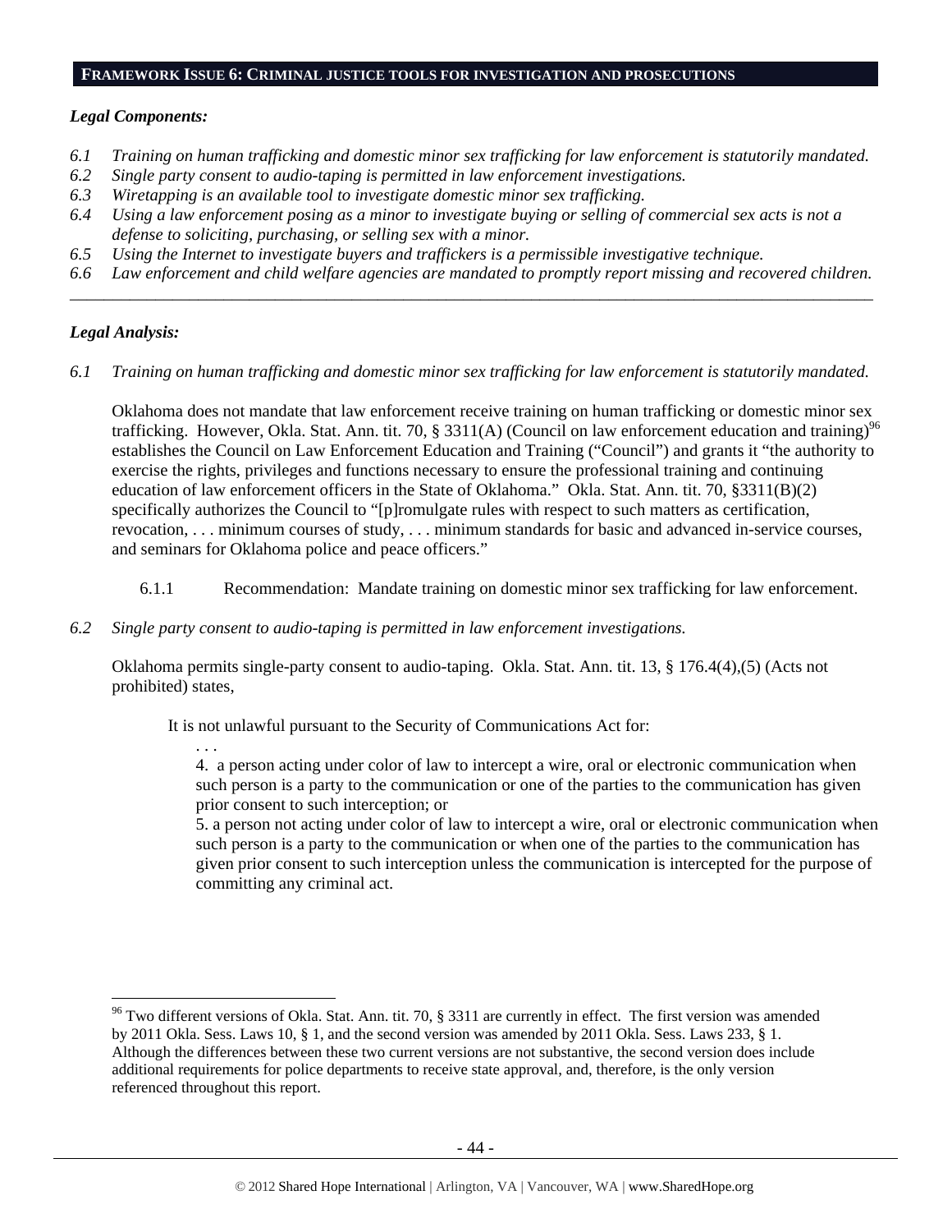## **FRAMEWORK ISSUE 6: CRIMINAL JUSTICE TOOLS FOR INVESTIGATION AND PROSECUTIONS**

***Legal Components:***

*6.1 Training on human trafficking and domestic minor sex trafficking for law enforcement is statutorily mandated.*
*6.2 Single party consent to audio-taping is permitted in law enforcement investigations.*
*6.3 Wiretapping is an available tool to investigate domestic minor sex trafficking.*
*6.4 Using a law enforcement posing as a minor to investigate buying or selling of commercial sex acts is not a defense to soliciting, purchasing, or selling sex with a minor.*
*6.5 Using the Internet to investigate buyers and traffickers is a permissible investigative technique.*
*6.6 Law enforcement and child welfare agencies are mandated to promptly report missing and recovered children.*

---

***Legal Analysis:***

*6.1 Training on human trafficking and domestic minor sex trafficking for law enforcement is statutorily mandated.*

Oklahoma does not mandate that law enforcement receive training on human trafficking or domestic minor sex trafficking. However, Okla. Stat. Ann. tit. 70, § 3311(A) (Council on law enforcement education and training)[96] establishes the Council on Law Enforcement Education and Training ("Council") and grants it "the authority to exercise the rights, privileges and functions necessary to ensure the professional training and continuing education of law enforcement officers in the State of Oklahoma." Okla. Stat. Ann. tit. 70, §3311(B)(2) specifically authorizes the Council to "[p]romulgate rules with respect to such matters as certification, revocation, . . . minimum courses of study, . . . minimum standards for basic and advanced in-service courses, and seminars for Oklahoma police and peace officers."

6.1.1 Recommendation: Mandate training on domestic minor sex trafficking for law enforcement.

*6.2 Single party consent to audio-taping is permitted in law enforcement investigations.*

Oklahoma permits single-party consent to audio-taping. Okla. Stat. Ann. tit. 13, § 176.4(4),(5) (Acts not prohibited) states,

> It is not unlawful pursuant to the Security of Communications Act for:
>
> . . .
>
> 4. a person acting under color of law to intercept a wire, oral or electronic communication when such person is a party to the communication or one of the parties to the communication has given prior consent to such interception; or
>
> 5. a person not acting under color of law to intercept a wire, oral or electronic communication when such person is a party to the communication or when one of the parties to the communication has given prior consent to such interception unless the communication is intercepted for the purpose of committing any criminal act.

---

[96] Two different versions of Okla. Stat. Ann. tit. 70, § 3311 are currently in effect. The first version was amended by 2011 Okla. Sess. Laws 10, § 1, and the second version was amended by 2011 Okla. Sess. Laws 233, § 1. Although the differences between these two current versions are not substantive, the second version does include additional requirements for police departments to receive state approval, and, therefore, is the only version referenced throughout this report.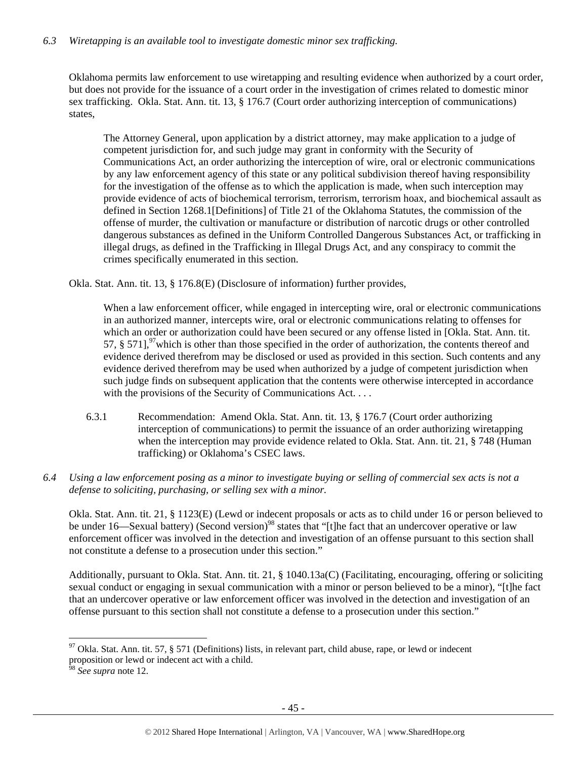*6.3 Wiretapping is an available tool to investigate domestic minor sex trafficking.*

Oklahoma permits law enforcement to use wiretapping and resulting evidence when authorized by a court order, but does not provide for the issuance of a court order in the investigation of crimes related to domestic minor sex trafficking. Okla. Stat. Ann. tit. 13, § 176.7 (Court order authorizing interception of communications) states,

> The Attorney General, upon application by a district attorney, may make application to a judge of competent jurisdiction for, and such judge may grant in conformity with the Security of Communications Act, an order authorizing the interception of wire, oral or electronic communications by any law enforcement agency of this state or any political subdivision thereof having responsibility for the investigation of the offense as to which the application is made, when such interception may provide evidence of acts of biochemical terrorism, terrorism, terrorism hoax, and biochemical assault as defined in Section 1268.1[Definitions] of Title 21 of the Oklahoma Statutes, the commission of the offense of murder, the cultivation or manufacture or distribution of narcotic drugs or other controlled dangerous substances as defined in the Uniform Controlled Dangerous Substances Act, or trafficking in illegal drugs, as defined in the Trafficking in Illegal Drugs Act, and any conspiracy to commit the crimes specifically enumerated in this section.

Okla. Stat. Ann. tit. 13, § 176.8(E) (Disclosure of information) further provides,

> When a law enforcement officer, while engaged in intercepting wire, oral or electronic communications in an authorized manner, intercepts wire, oral or electronic communications relating to offenses for which an order or authorization could have been secured or any offense listed in [Okla. Stat. Ann. tit. 57, § 571],[97] which is other than those specified in the order of authorization, the contents thereof and evidence derived therefrom may be disclosed or used as provided in this section. Such contents and any evidence derived therefrom may be used when authorized by a judge of competent jurisdiction when such judge finds on subsequent application that the contents were otherwise intercepted in accordance with the provisions of the Security of Communications Act. . . .

6.3.1 Recommendation: Amend Okla. Stat. Ann. tit. 13, § 176.7 (Court order authorizing interception of communications) to permit the issuance of an order authorizing wiretapping when the interception may provide evidence related to Okla. Stat. Ann. tit. 21, § 748 (Human trafficking) or Oklahoma's CSEC laws.

*6.4 Using a law enforcement posing as a minor to investigate buying or selling of commercial sex acts is not a defense to soliciting, purchasing, or selling sex with a minor.*

Okla. Stat. Ann. tit. 21, § 1123(E) (Lewd or indecent proposals or acts as to child under 16 or person believed to be under 16—Sexual battery) (Second version)[98] states that "[t]he fact that an undercover operative or law enforcement officer was involved in the detection and investigation of an offense pursuant to this section shall not constitute a defense to a prosecution under this section."

Additionally, pursuant to Okla. Stat. Ann. tit. 21, § 1040.13a(C) (Facilitating, encouraging, offering or soliciting sexual conduct or engaging in sexual communication with a minor or person believed to be a minor), "[t]he fact that an undercover operative or law enforcement officer was involved in the detection and investigation of an offense pursuant to this section shall not constitute a defense to a prosecution under this section."

---

[97] Okla. Stat. Ann. tit. 57, § 571 (Definitions) lists, in relevant part, child abuse, rape, or lewd or indecent proposition or lewd or indecent act with a child.

[98] *See supra* note 12.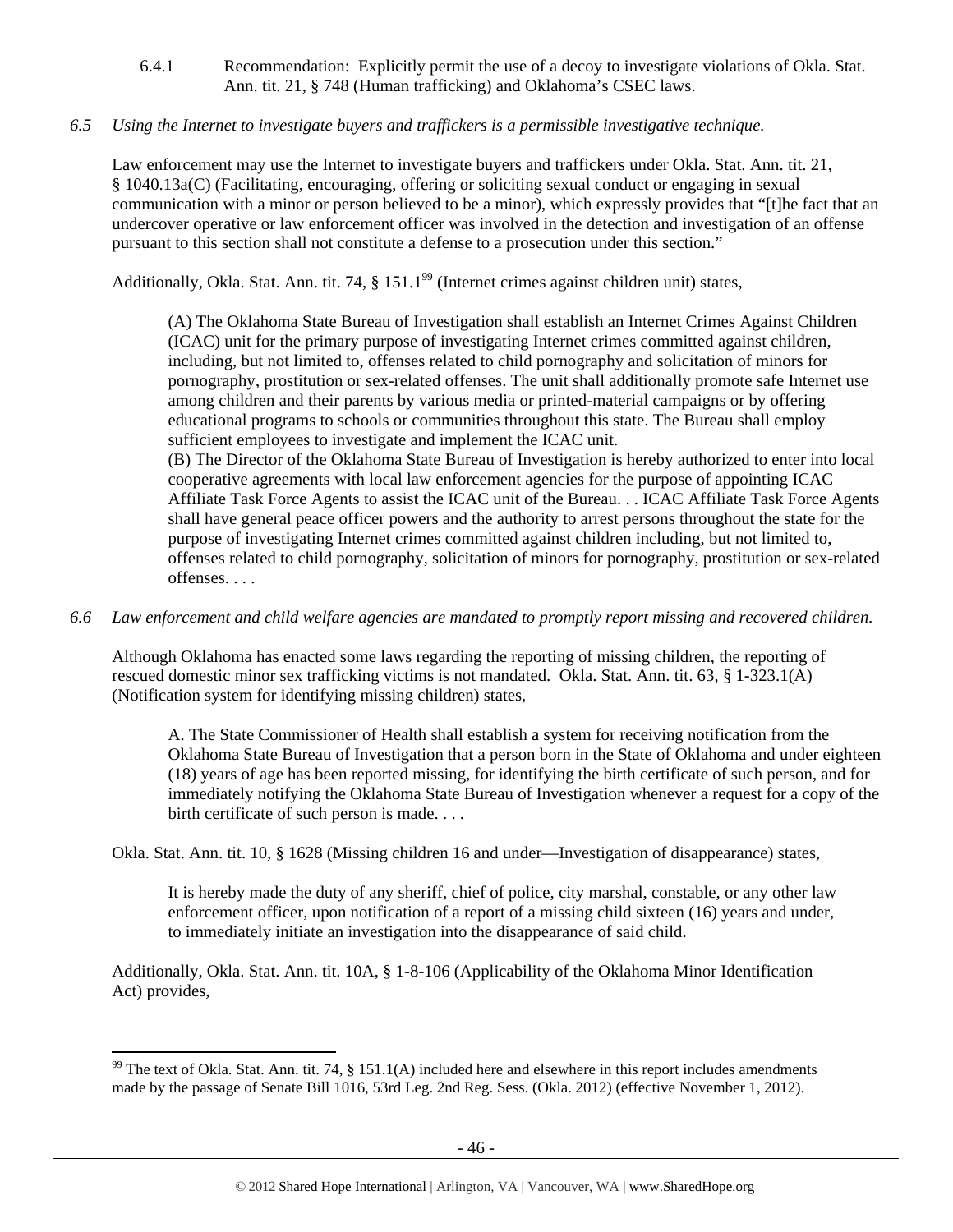6.4.1 Recommendation: Explicitly permit the use of a decoy to investigate violations of Okla. Stat. Ann. tit. 21, § 748 (Human trafficking) and Oklahoma's CSEC laws.

*6.5 Using the Internet to investigate buyers and traffickers is a permissible investigative technique.*

Law enforcement may use the Internet to investigate buyers and traffickers under Okla. Stat. Ann. tit. 21, § 1040.13a(C) (Facilitating, encouraging, offering or soliciting sexual conduct or engaging in sexual communication with a minor or person believed to be a minor), which expressly provides that "[t]he fact that an undercover operative or law enforcement officer was involved in the detection and investigation of an offense pursuant to this section shall not constitute a defense to a prosecution under this section."

Additionally, Okla. Stat. Ann. tit. 74, § 151.1[99] (Internet crimes against children unit) states,

> (A) The Oklahoma State Bureau of Investigation shall establish an Internet Crimes Against Children (ICAC) unit for the primary purpose of investigating Internet crimes committed against children, including, but not limited to, offenses related to child pornography and solicitation of minors for pornography, prostitution or sex-related offenses. The unit shall additionally promote safe Internet use among children and their parents by various media or printed-material campaigns or by offering educational programs to schools or communities throughout this state. The Bureau shall employ sufficient employees to investigate and implement the ICAC unit.
> (B) The Director of the Oklahoma State Bureau of Investigation is hereby authorized to enter into local cooperative agreements with local law enforcement agencies for the purpose of appointing ICAC Affiliate Task Force Agents to assist the ICAC unit of the Bureau. . . ICAC Affiliate Task Force Agents shall have general peace officer powers and the authority to arrest persons throughout the state for the purpose of investigating Internet crimes committed against children including, but not limited to, offenses related to child pornography, solicitation of minors for pornography, prostitution or sex-related offenses. . . .

*6.6 Law enforcement and child welfare agencies are mandated to promptly report missing and recovered children.*

Although Oklahoma has enacted some laws regarding the reporting of missing children, the reporting of rescued domestic minor sex trafficking victims is not mandated. Okla. Stat. Ann. tit. 63, § 1-323.1(A) (Notification system for identifying missing children) states,

> A. The State Commissioner of Health shall establish a system for receiving notification from the Oklahoma State Bureau of Investigation that a person born in the State of Oklahoma and under eighteen (18) years of age has been reported missing, for identifying the birth certificate of such person, and for immediately notifying the Oklahoma State Bureau of Investigation whenever a request for a copy of the birth certificate of such person is made. . . .

Okla. Stat. Ann. tit. 10, § 1628 (Missing children 16 and under—Investigation of disappearance) states,

> It is hereby made the duty of any sheriff, chief of police, city marshal, constable, or any other law enforcement officer, upon notification of a report of a missing child sixteen (16) years and under, to immediately initiate an investigation into the disappearance of said child.

Additionally, Okla. Stat. Ann. tit. 10A, § 1-8-106 (Applicability of the Oklahoma Minor Identification Act) provides,

---

[99] The text of Okla. Stat. Ann. tit. 74, § 151.1(A) included here and elsewhere in this report includes amendments made by the passage of Senate Bill 1016, 53rd Leg. 2nd Reg. Sess. (Okla. 2012) (effective November 1, 2012).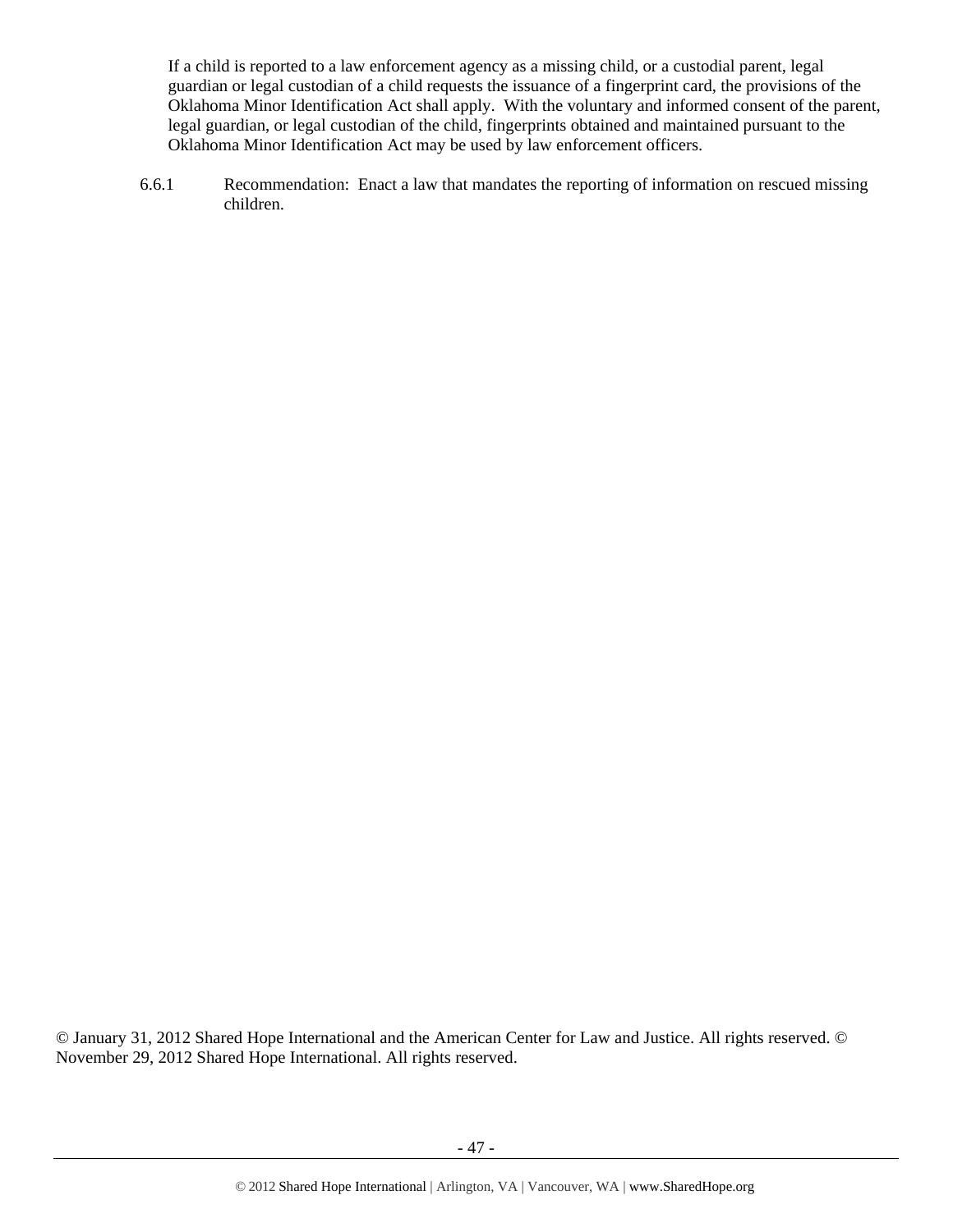If a child is reported to a law enforcement agency as a missing child, or a custodial parent, legal guardian or legal custodian of a child requests the issuance of a fingerprint card, the provisions of the Oklahoma Minor Identification Act shall apply. With the voluntary and informed consent of the parent, legal guardian, or legal custodian of the child, fingerprints obtained and maintained pursuant to the Oklahoma Minor Identification Act may be used by law enforcement officers.

6.6.1 Recommendation: Enact a law that mandates the reporting of information on rescued missing children.

© January 31, 2012 Shared Hope International and the American Center for Law and Justice. All rights reserved. © November 29, 2012 Shared Hope International. All rights reserved.